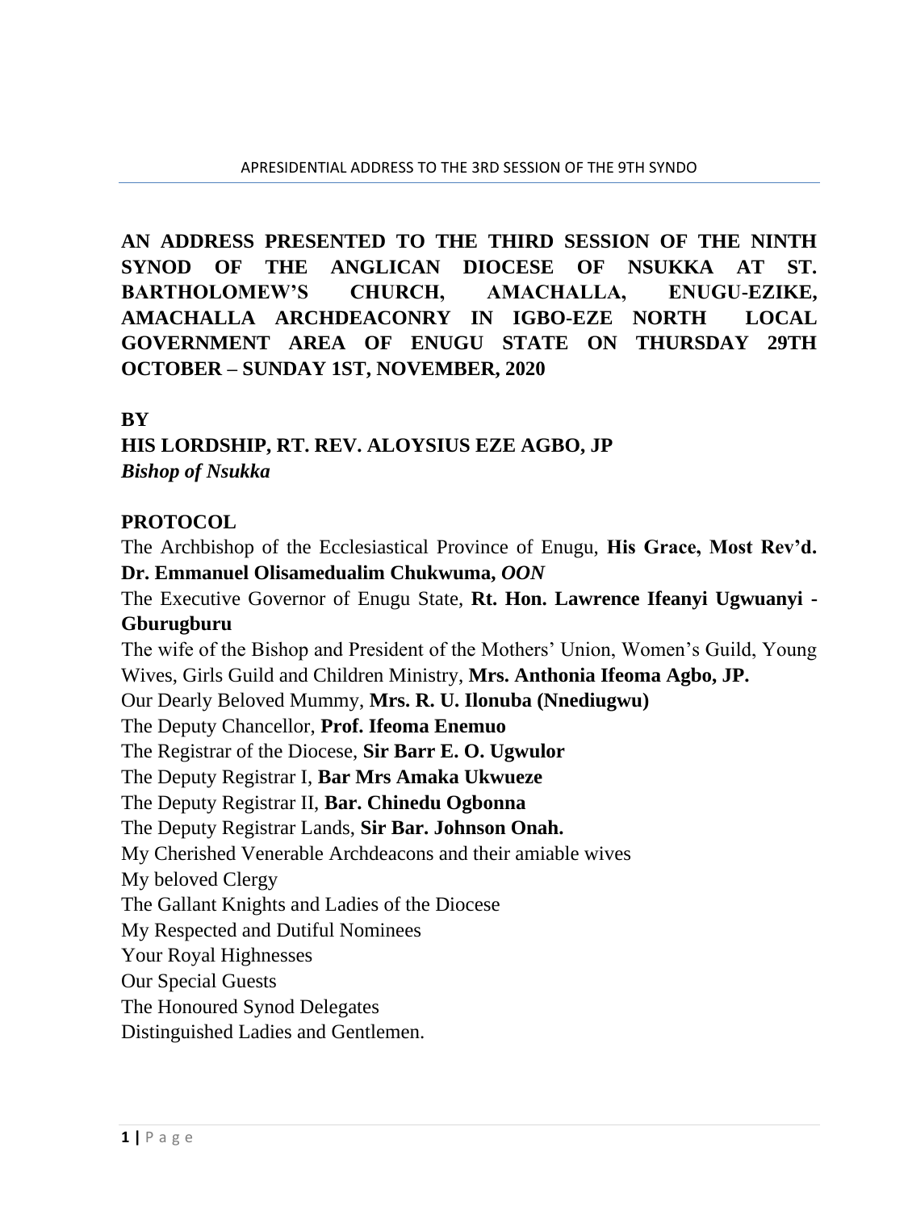**AN ADDRESS PRESENTED TO THE THIRD SESSION OF THE NINTH SYNOD OF THE ANGLICAN DIOCESE OF NSUKKA AT ST. BARTHOLOMEW'S CHURCH, AMACHALLA, ENUGU-EZIKE, AMACHALLA ARCHDEACONRY IN IGBO-EZE NORTH LOCAL GOVERNMENT AREA OF ENUGU STATE ON THURSDAY 29TH OCTOBER – SUNDAY 1ST, NOVEMBER, 2020**

**BY**

**HIS LORDSHIP, RT. REV. ALOYSIUS EZE AGBO, JP**
***Bishop of Nsukka***

**PROTOCOL**

The Archbishop of the Ecclesiastical Province of Enugu, **His Grace, Most Rev'd. Dr. Emmanuel Olisamedualim Chukwuma,** ***OON***
The Executive Governor of Enugu State, **Rt. Hon. Lawrence Ifeanyi Ugwuanyi - Gburugburu**
The wife of the Bishop and President of the Mothers' Union, Women's Guild, Young Wives, Girls Guild and Children Ministry, **Mrs. Anthonia Ifeoma Agbo, JP.**
Our Dearly Beloved Mummy, **Mrs. R. U. Ilonuba (Nnediugwu)**
The Deputy Chancellor, **Prof. Ifeoma Enemuo**
The Registrar of the Diocese, **Sir Barr E. O. Ugwulor**
The Deputy Registrar I, **Bar Mrs Amaka Ukwueze**
The Deputy Registrar II, **Bar. Chinedu Ogbonna**
The Deputy Registrar Lands, **Sir Bar. Johnson Onah.**
My Cherished Venerable Archdeacons and their amiable wives
My beloved Clergy
The Gallant Knights and Ladies of the Diocese
My Respected and Dutiful Nominees
Your Royal Highnesses
Our Special Guests
The Honoured Synod Delegates
Distinguished Ladies and Gentlemen.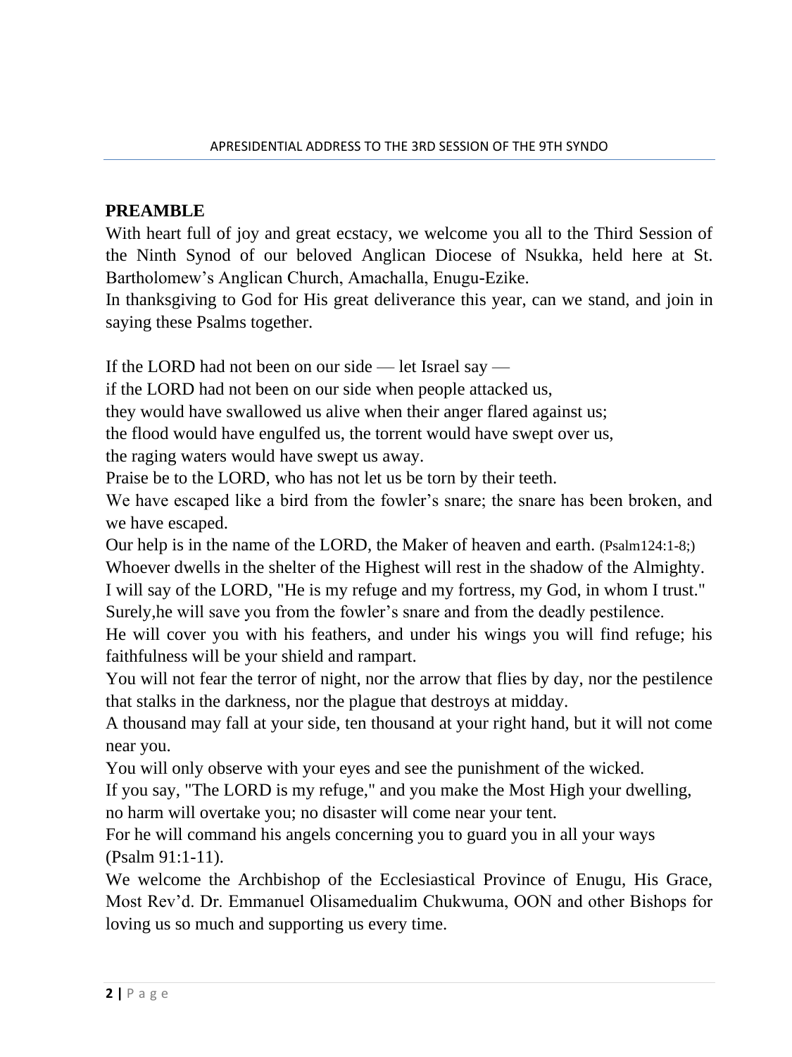## PREAMBLE

With heart full of joy and great ecstacy, we welcome you all to the Third Session of the Ninth Synod of our beloved Anglican Diocese of Nsukka, held here at St. Bartholomew's Anglican Church, Amachalla, Enugu-Ezike.

In thanksgiving to God for His great deliverance this year, can we stand, and join in saying these Psalms together.

If the LORD had not been on our side — let Israel say —
if the LORD had not been on our side when people attacked us,
they would have swallowed us alive when their anger flared against us;
the flood would have engulfed us, the torrent would have swept over us,
the raging waters would have swept us away.
Praise be to the LORD, who has not let us be torn by their teeth.
We have escaped like a bird from the fowler's snare; the snare has been broken, and we have escaped.
Our help is in the name of the LORD, the Maker of heaven and earth. (Psalm124:1-8;)
Whoever dwells in the shelter of the Highest will rest in the shadow of the Almighty.
I will say of the LORD, "He is my refuge and my fortress, my God, in whom I trust."
Surely,he will save you from the fowler's snare and from the deadly pestilence.
He will cover you with his feathers, and under his wings you will find refuge; his faithfulness will be your shield and rampart.
You will not fear the terror of night, nor the arrow that flies by day, nor the pestilence that stalks in the darkness, nor the plague that destroys at midday.
A thousand may fall at your side, ten thousand at your right hand, but it will not come near you.
You will only observe with your eyes and see the punishment of the wicked.
If you say, "The LORD is my refuge," and you make the Most High your dwelling,
no harm will overtake you; no disaster will come near your tent.
For he will command his angels concerning you to guard you in all your ways
(Psalm 91:1-11).

We welcome the Archbishop of the Ecclesiastical Province of Enugu, His Grace, Most Rev'd. Dr. Emmanuel Olisamedualim Chukwuma, OON and other Bishops for loving us so much and supporting us every time.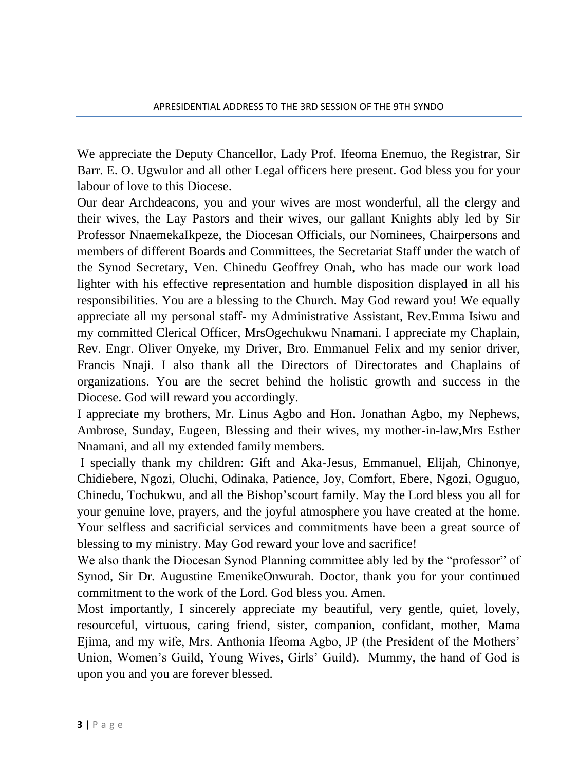We appreciate the Deputy Chancellor, Lady Prof. Ifeoma Enemuo, the Registrar, Sir Barr. E. O. Ugwulor and all other Legal officers here present. God bless you for your labour of love to this Diocese.

Our dear Archdeacons, you and your wives are most wonderful, all the clergy and their wives, the Lay Pastors and their wives, our gallant Knights ably led by Sir Professor NnaemekaIkpeze, the Diocesan Officials, our Nominees, Chairpersons and members of different Boards and Committees, the Secretariat Staff under the watch of the Synod Secretary, Ven. Chinedu Geoffrey Onah, who has made our work load lighter with his effective representation and humble disposition displayed in all his responsibilities. You are a blessing to the Church. May God reward you! We equally appreciate all my personal staff- my Administrative Assistant, Rev.Emma Isiwu and my committed Clerical Officer, MrsOgechukwu Nnamani. I appreciate my Chaplain, Rev. Engr. Oliver Onyeke, my Driver, Bro. Emmanuel Felix and my senior driver, Francis Nnaji. I also thank all the Directors of Directorates and Chaplains of organizations. You are the secret behind the holistic growth and success in the Diocese. God will reward you accordingly.

I appreciate my brothers, Mr. Linus Agbo and Hon. Jonathan Agbo, my Nephews, Ambrose, Sunday, Eugeen, Blessing and their wives, my mother-in-law,Mrs Esther Nnamani, and all my extended family members.

I specially thank my children: Gift and Aka-Jesus, Emmanuel, Elijah, Chinonye, Chidiebere, Ngozi, Oluchi, Odinaka, Patience, Joy, Comfort, Ebere, Ngozi, Oguguo, Chinedu, Tochukwu, and all the Bishop'scourt family. May the Lord bless you all for your genuine love, prayers, and the joyful atmosphere you have created at the home. Your selfless and sacrificial services and commitments have been a great source of blessing to my ministry. May God reward your love and sacrifice!

We also thank the Diocesan Synod Planning committee ably led by the "professor" of Synod, Sir Dr. Augustine EmenikeOnwurah. Doctor, thank you for your continued commitment to the work of the Lord. God bless you. Amen.

Most importantly, I sincerely appreciate my beautiful, very gentle, quiet, lovely, resourceful, virtuous, caring friend, sister, companion, confidant, mother, Mama Ejima, and my wife, Mrs. Anthonia Ifeoma Agbo, JP (the President of the Mothers' Union, Women's Guild, Young Wives, Girls' Guild). Mummy, the hand of God is upon you and you are forever blessed.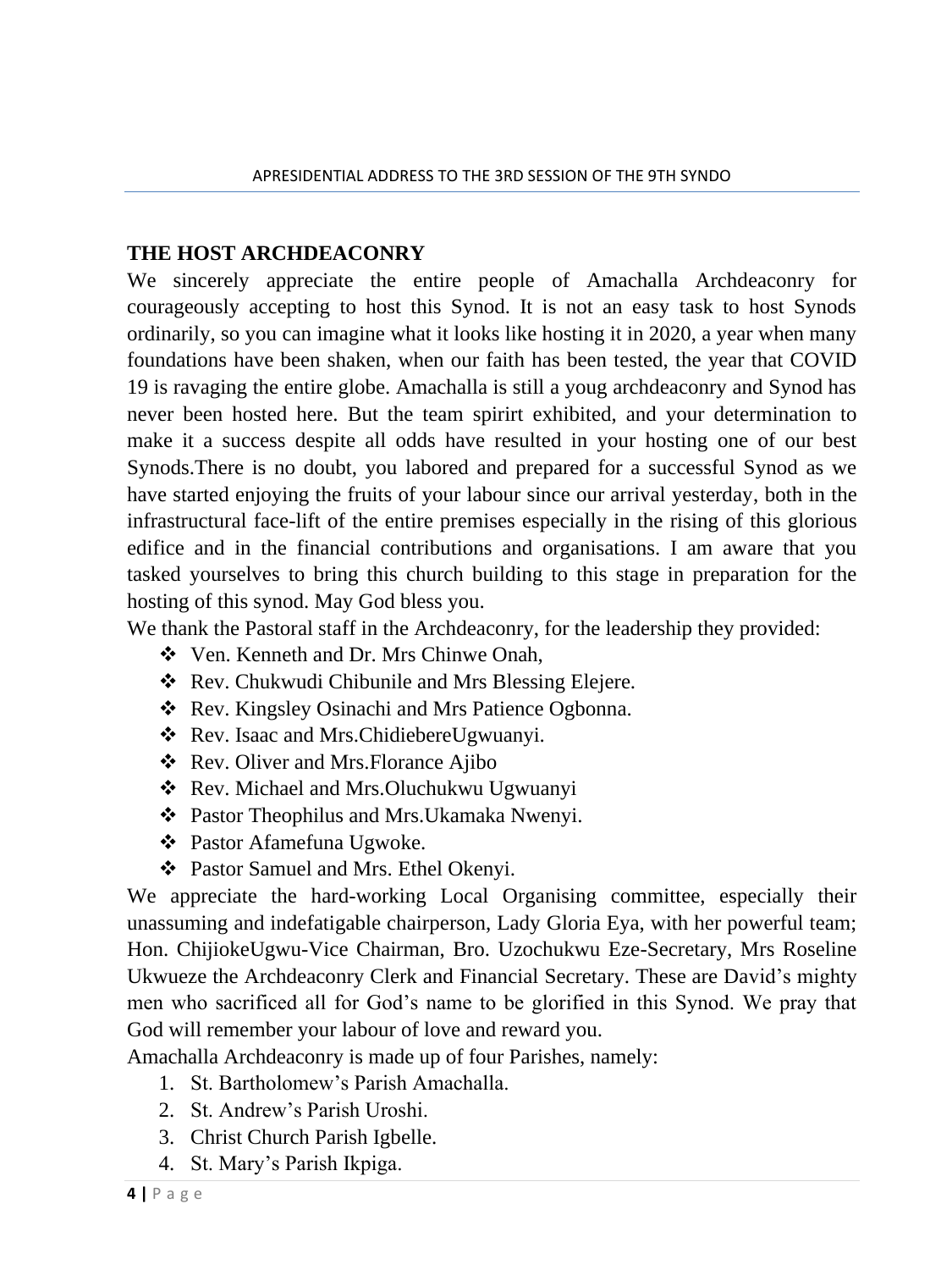## THE HOST ARCHDEACONRY

We sincerely appreciate the entire people of Amachalla Archdeaconry for courageously accepting to host this Synod. It is not an easy task to host Synods ordinarily, so you can imagine what it looks like hosting it in 2020, a year when many foundations have been shaken, when our faith has been tested, the year that COVID 19 is ravaging the entire globe. Amachalla is still a youg archdeaconry and Synod has never been hosted here. But the team spirirt exhibited, and your determination to make it a success despite all odds have resulted in your hosting one of our best Synods.There is no doubt, you labored and prepared for a successful Synod as we have started enjoying the fruits of your labour since our arrival yesterday, both in the infrastructural face-lift of the entire premises especially in the rising of this glorious edifice and in the financial contributions and organisations. I am aware that you tasked yourselves to bring this church building to this stage in preparation for the hosting of this synod. May God bless you.

We thank the Pastoral staff in the Archdeaconry, for the leadership they provided:

- Ven. Kenneth and Dr. Mrs Chinwe Onah,
- Rev. Chukwudi Chibunile and Mrs Blessing Elejere.
- Rev. Kingsley Osinachi and Mrs Patience Ogbonna.
- Rev. Isaac and Mrs.ChidiebereUgwuanyi.
- Rev. Oliver and Mrs.Florance Ajibo
- Rev. Michael and Mrs.Oluchukwu Ugwuanyi
- Pastor Theophilus and Mrs.Ukamaka Nwenyi.
- Pastor Afamefuna Ugwoke.
- Pastor Samuel and Mrs. Ethel Okenyi.

We appreciate the hard-working Local Organising committee, especially their unassuming and indefatigable chairperson, Lady Gloria Eya, with her powerful team; Hon. ChijiokeUgwu-Vice Chairman, Bro. Uzochukwu Eze-Secretary, Mrs Roseline Ukwueze the Archdeaconry Clerk and Financial Secretary. These are David's mighty men who sacrificed all for God's name to be glorified in this Synod. We pray that God will remember your labour of love and reward you.

Amachalla Archdeaconry is made up of four Parishes, namely:

1. St. Bartholomew's Parish Amachalla.
2. St. Andrew's Parish Uroshi.
3. Christ Church Parish Igbelle.
4. St. Mary's Parish Ikpiga.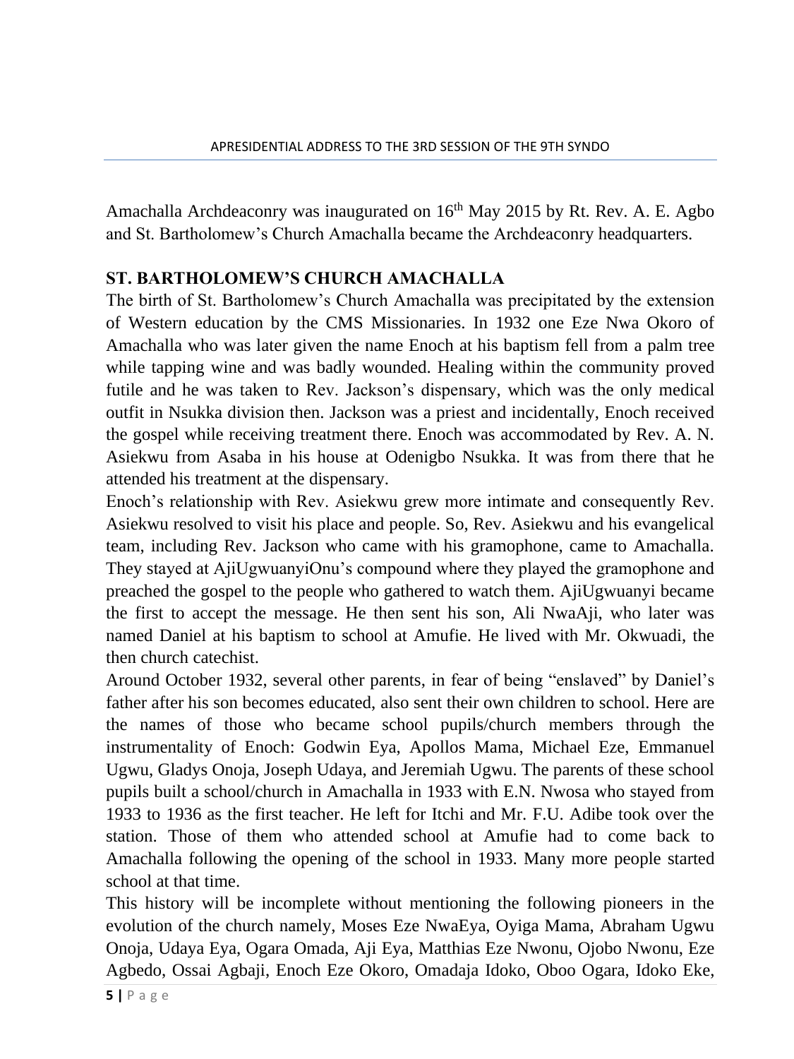Amachalla Archdeaconry was inaugurated on 16th May 2015 by Rt. Rev. A. E. Agbo and St. Bartholomew's Church Amachalla became the Archdeaconry headquarters.

## ST. BARTHOLOMEW'S CHURCH AMACHALLA

The birth of St. Bartholomew's Church Amachalla was precipitated by the extension of Western education by the CMS Missionaries. In 1932 one Eze Nwa Okoro of Amachalla who was later given the name Enoch at his baptism fell from a palm tree while tapping wine and was badly wounded. Healing within the community proved futile and he was taken to Rev. Jackson's dispensary, which was the only medical outfit in Nsukka division then. Jackson was a priest and incidentally, Enoch received the gospel while receiving treatment there. Enoch was accommodated by Rev. A. N. Asiekwu from Asaba in his house at Odenigbo Nsukka. It was from there that he attended his treatment at the dispensary.

Enoch's relationship with Rev. Asiekwu grew more intimate and consequently Rev. Asiekwu resolved to visit his place and people. So, Rev. Asiekwu and his evangelical team, including Rev. Jackson who came with his gramophone, came to Amachalla. They stayed at AjiUgwuanyiOnu's compound where they played the gramophone and preached the gospel to the people who gathered to watch them. AjiUgwuanyi became the first to accept the message. He then sent his son, Ali NwaAji, who later was named Daniel at his baptism to school at Amufie. He lived with Mr. Okwuadi, the then church catechist.

Around October 1932, several other parents, in fear of being "enslaved" by Daniel's father after his son becomes educated, also sent their own children to school. Here are the names of those who became school pupils/church members through the instrumentality of Enoch: Godwin Eya, Apollos Mama, Michael Eze, Emmanuel Ugwu, Gladys Onoja, Joseph Udaya, and Jeremiah Ugwu. The parents of these school pupils built a school/church in Amachalla in 1933 with E.N. Nwosa who stayed from 1933 to 1936 as the first teacher. He left for Itchi and Mr. F.U. Adibe took over the station. Those of them who attended school at Amufie had to come back to Amachalla following the opening of the school in 1933. Many more people started school at that time.

This history will be incomplete without mentioning the following pioneers in the evolution of the church namely, Moses Eze NwaEya, Oyiga Mama, Abraham Ugwu Onoja, Udaya Eya, Ogara Omada, Aji Eya, Matthias Eze Nwonu, Ojobo Nwonu, Eze Agbedo, Ossai Agbaji, Enoch Eze Okoro, Omadaja Idoko, Oboo Ogara, Idoko Eke,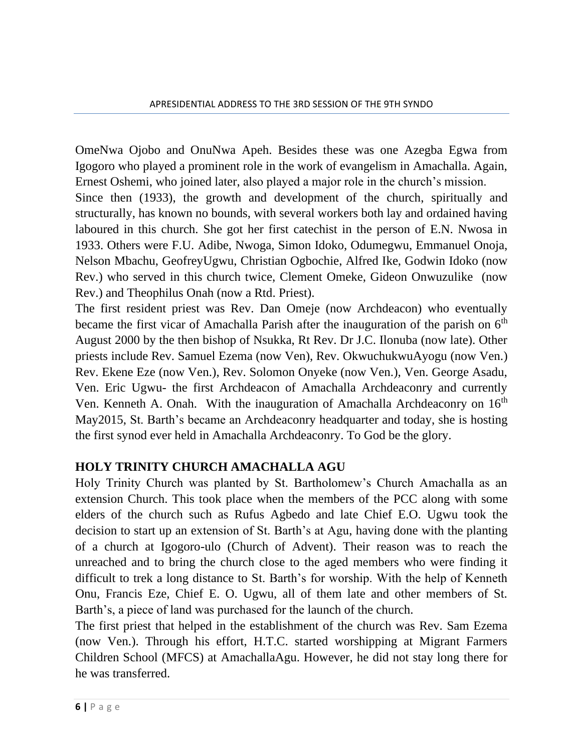OmeNwa Ojobo and OnuNwa Apeh. Besides these was one Azegba Egwa from Igogoro who played a prominent role in the work of evangelism in Amachalla. Again, Ernest Oshemi, who joined later, also played a major role in the church's mission.

Since then (1933), the growth and development of the church, spiritually and structurally, has known no bounds, with several workers both lay and ordained having laboured in this church. She got her first catechist in the person of E.N. Nwosa in 1933. Others were F.U. Adibe, Nwoga, Simon Idoko, Odumegwu, Emmanuel Onoja, Nelson Mbachu, GeofreyUgwu, Christian Ogbochie, Alfred Ike, Godwin Idoko (now Rev.) who served in this church twice, Clement Omeke, Gideon Onwuzulike (now Rev.) and Theophilus Onah (now a Rtd. Priest).

The first resident priest was Rev. Dan Omeje (now Archdeacon) who eventually became the first vicar of Amachalla Parish after the inauguration of the parish on 6th August 2000 by the then bishop of Nsukka, Rt Rev. Dr J.C. Ilonuba (now late). Other priests include Rev. Samuel Ezema (now Ven), Rev. OkwuchukwuAyogu (now Ven.) Rev. Ekene Eze (now Ven.), Rev. Solomon Onyeke (now Ven.), Ven. George Asadu, Ven. Eric Ugwu- the first Archdeacon of Amachalla Archdeaconry and currently Ven. Kenneth A. Onah. With the inauguration of Amachalla Archdeaconry on 16th May2015, St. Barth's became an Archdeaconry headquarter and today, she is hosting the first synod ever held in Amachalla Archdeaconry. To God be the glory.

## HOLY TRINITY CHURCH AMACHALLA AGU

Holy Trinity Church was planted by St. Bartholomew's Church Amachalla as an extension Church. This took place when the members of the PCC along with some elders of the church such as Rufus Agbedo and late Chief E.O. Ugwu took the decision to start up an extension of St. Barth's at Agu, having done with the planting of a church at Igogoro-ulo (Church of Advent). Their reason was to reach the unreached and to bring the church close to the aged members who were finding it difficult to trek a long distance to St. Barth's for worship. With the help of Kenneth Onu, Francis Eze, Chief E. O. Ugwu, all of them late and other members of St. Barth's, a piece of land was purchased for the launch of the church.

The first priest that helped in the establishment of the church was Rev. Sam Ezema (now Ven.). Through his effort, H.T.C. started worshipping at Migrant Farmers Children School (MFCS) at AmachallaAgu. However, he did not stay long there for he was transferred.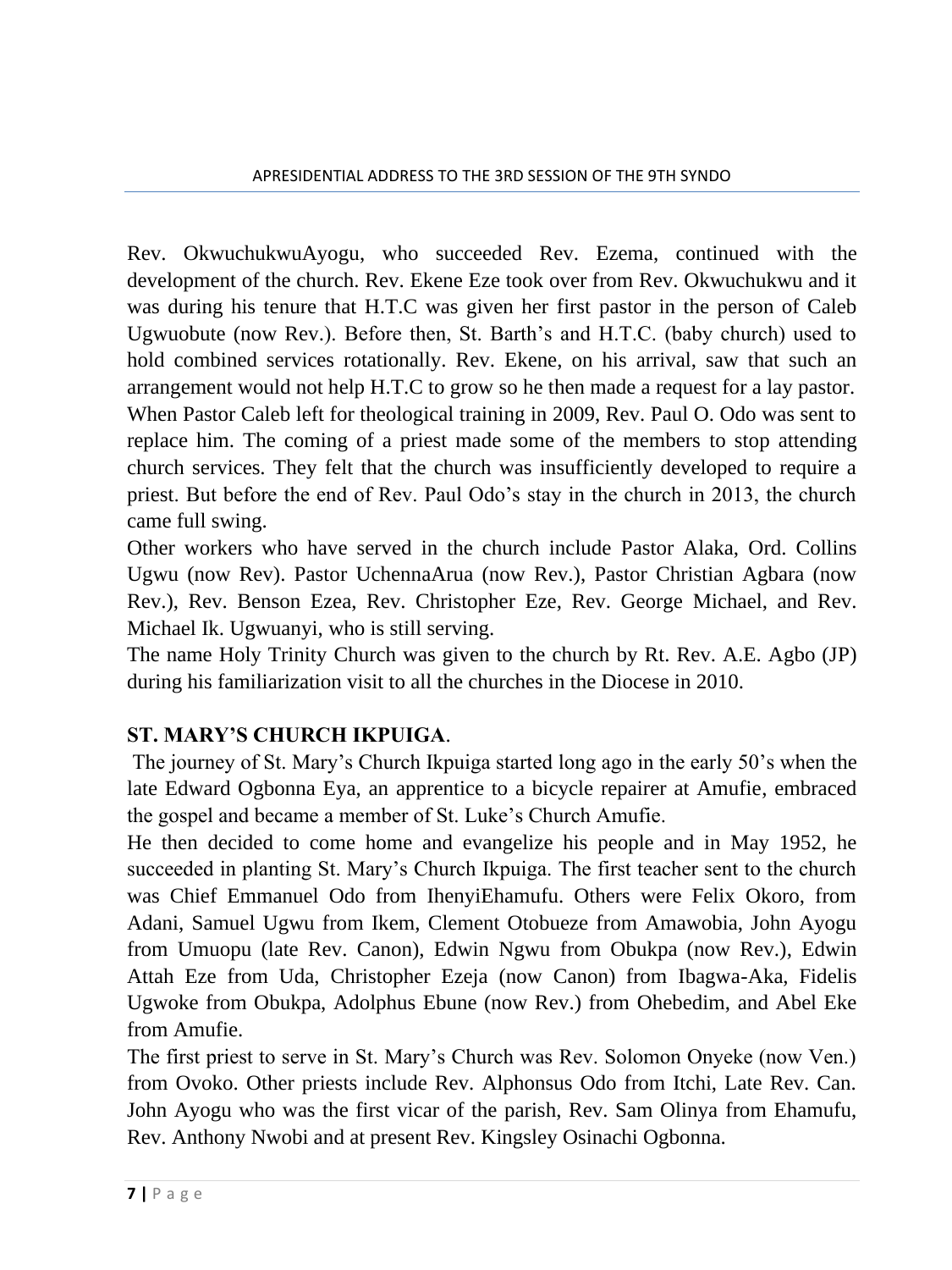Rev. OkwuchukwuAyogu, who succeeded Rev. Ezema, continued with the development of the church. Rev. Ekene Eze took over from Rev. Okwuchukwu and it was during his tenure that H.T.C was given her first pastor in the person of Caleb Ugwuobute (now Rev.). Before then, St. Barth's and H.T.C. (baby church) used to hold combined services rotationally. Rev. Ekene, on his arrival, saw that such an arrangement would not help H.T.C to grow so he then made a request for a lay pastor. When Pastor Caleb left for theological training in 2009, Rev. Paul O. Odo was sent to replace him. The coming of a priest made some of the members to stop attending church services. They felt that the church was insufficiently developed to require a priest. But before the end of Rev. Paul Odo's stay in the church in 2013, the church came full swing.

Other workers who have served in the church include Pastor Alaka, Ord. Collins Ugwu (now Rev). Pastor UchennaArua (now Rev.), Pastor Christian Agbara (now Rev.), Rev. Benson Ezea, Rev. Christopher Eze, Rev. George Michael, and Rev. Michael Ik. Ugwuanyi, who is still serving.

The name Holy Trinity Church was given to the church by Rt. Rev. A.E. Agbo (JP) during his familiarization visit to all the churches in the Diocese in 2010.

## ST. MARY'S CHURCH IKPUIGA.

The journey of St. Mary's Church Ikpuiga started long ago in the early 50's when the late Edward Ogbonna Eya, an apprentice to a bicycle repairer at Amufie, embraced the gospel and became a member of St. Luke's Church Amufie.

He then decided to come home and evangelize his people and in May 1952, he succeeded in planting St. Mary's Church Ikpuiga. The first teacher sent to the church was Chief Emmanuel Odo from IhenyiEhamufu. Others were Felix Okoro, from Adani, Samuel Ugwu from Ikem, Clement Otobueze from Amawobia, John Ayogu from Umuopu (late Rev. Canon), Edwin Ngwu from Obukpa (now Rev.), Edwin Attah Eze from Uda, Christopher Ezeja (now Canon) from Ibagwa-Aka, Fidelis Ugwoke from Obukpa, Adolphus Ebune (now Rev.) from Ohebedim, and Abel Eke from Amufie.

The first priest to serve in St. Mary's Church was Rev. Solomon Onyeke (now Ven.) from Ovoko. Other priests include Rev. Alphonsus Odo from Itchi, Late Rev. Can. John Ayogu who was the first vicar of the parish, Rev. Sam Olinya from Ehamufu, Rev. Anthony Nwobi and at present Rev. Kingsley Osinachi Ogbonna.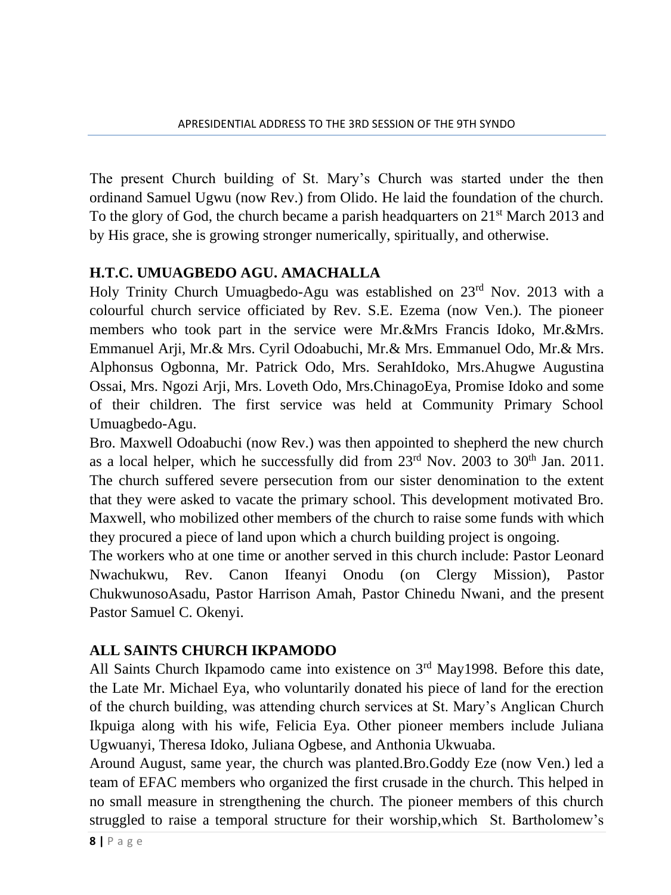The present Church building of St. Mary's Church was started under the then ordinand Samuel Ugwu (now Rev.) from Olido. He laid the foundation of the church. To the glory of God, the church became a parish headquarters on 21st March 2013 and by His grace, she is growing stronger numerically, spiritually, and otherwise.

## H.T.C. UMUAGBEDO AGU. AMACHALLA

Holy Trinity Church Umuagbedo-Agu was established on 23rd Nov. 2013 with a colourful church service officiated by Rev. S.E. Ezema (now Ven.). The pioneer members who took part in the service were Mr.&Mrs Francis Idoko, Mr.&Mrs. Emmanuel Arji, Mr.& Mrs. Cyril Odoabuchi, Mr.& Mrs. Emmanuel Odo, Mr.& Mrs. Alphonsus Ogbonna, Mr. Patrick Odo, Mrs. SerahIdoko, Mrs.Ahugwe Augustina Ossai, Mrs. Ngozi Arji, Mrs. Loveth Odo, Mrs.ChinagoEya, Promise Idoko and some of their children. The first service was held at Community Primary School Umuagbedo-Agu.

Bro. Maxwell Odoabuchi (now Rev.) was then appointed to shepherd the new church as a local helper, which he successfully did from 23rd Nov. 2003 to 30th Jan. 2011. The church suffered severe persecution from our sister denomination to the extent that they were asked to vacate the primary school. This development motivated Bro. Maxwell, who mobilized other members of the church to raise some funds with which they procured a piece of land upon which a church building project is ongoing.

The workers who at one time or another served in this church include: Pastor Leonard Nwachukwu, Rev. Canon Ifeanyi Onodu (on Clergy Mission), Pastor ChukwunosoAsadu, Pastor Harrison Amah, Pastor Chinedu Nwani, and the present Pastor Samuel C. Okenyi.

## ALL SAINTS CHURCH IKPAMODO

All Saints Church Ikpamodo came into existence on 3rd May1998. Before this date, the Late Mr. Michael Eya, who voluntarily donated his piece of land for the erection of the church building, was attending church services at St. Mary's Anglican Church Ikpuiga along with his wife, Felicia Eya. Other pioneer members include Juliana Ugwuanyi, Theresa Idoko, Juliana Ogbese, and Anthonia Ukwuaba.

Around August, same year, the church was planted.Bro.Goddy Eze (now Ven.) led a team of EFAC members who organized the first crusade in the church. This helped in no small measure in strengthening the church. The pioneer members of this church struggled to raise a temporal structure for their worship,which St. Bartholomew's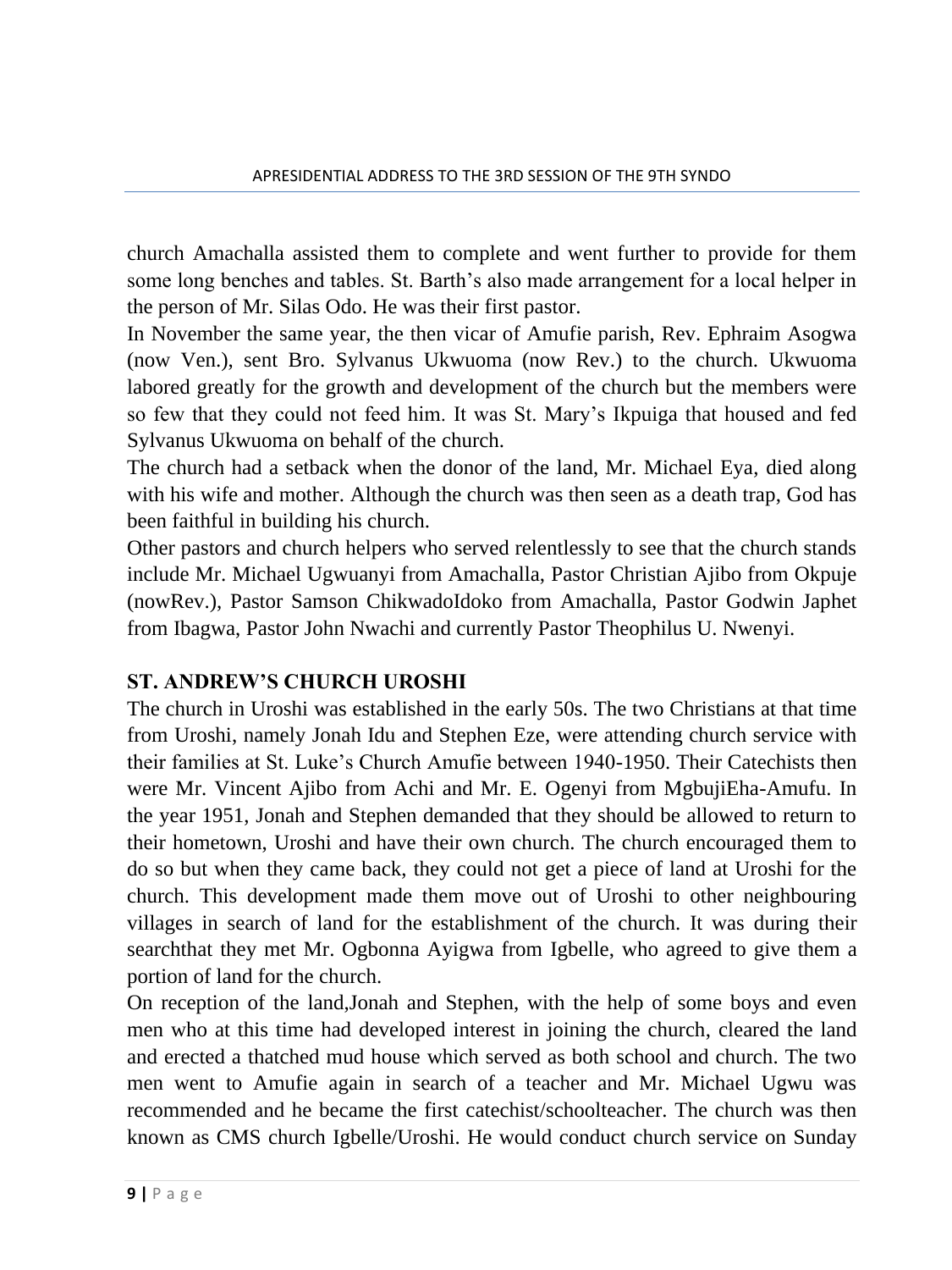church Amachalla assisted them to complete and went further to provide for them some long benches and tables. St. Barth's also made arrangement for a local helper in the person of Mr. Silas Odo. He was their first pastor.

In November the same year, the then vicar of Amufie parish, Rev. Ephraim Asogwa (now Ven.), sent Bro. Sylvanus Ukwuoma (now Rev.) to the church. Ukwuoma labored greatly for the growth and development of the church but the members were so few that they could not feed him. It was St. Mary's Ikpuiga that housed and fed Sylvanus Ukwuoma on behalf of the church.

The church had a setback when the donor of the land, Mr. Michael Eya, died along with his wife and mother. Although the church was then seen as a death trap, God has been faithful in building his church.

Other pastors and church helpers who served relentlessly to see that the church stands include Mr. Michael Ugwuanyi from Amachalla, Pastor Christian Ajibo from Okpuje (nowRev.), Pastor Samson ChikwadoIdoko from Amachalla, Pastor Godwin Japhet from Ibagwa, Pastor John Nwachi and currently Pastor Theophilus U. Nwenyi.

## ST. ANDREW'S CHURCH UROSHI

The church in Uroshi was established in the early 50s. The two Christians at that time from Uroshi, namely Jonah Idu and Stephen Eze, were attending church service with their families at St. Luke's Church Amufie between 1940-1950. Their Catechists then were Mr. Vincent Ajibo from Achi and Mr. E. Ogenyi from MgbujiEha-Amufu. In the year 1951, Jonah and Stephen demanded that they should be allowed to return to their hometown, Uroshi and have their own church. The church encouraged them to do so but when they came back, they could not get a piece of land at Uroshi for the church. This development made them move out of Uroshi to other neighbouring villages in search of land for the establishment of the church. It was during their searchthat they met Mr. Ogbonna Ayigwa from Igbelle, who agreed to give them a portion of land for the church.

On reception of the land,Jonah and Stephen, with the help of some boys and even men who at this time had developed interest in joining the church, cleared the land and erected a thatched mud house which served as both school and church. The two men went to Amufie again in search of a teacher and Mr. Michael Ugwu was recommended and he became the first catechist/schoolteacher. The church was then known as CMS church Igbelle/Uroshi. He would conduct church service on Sunday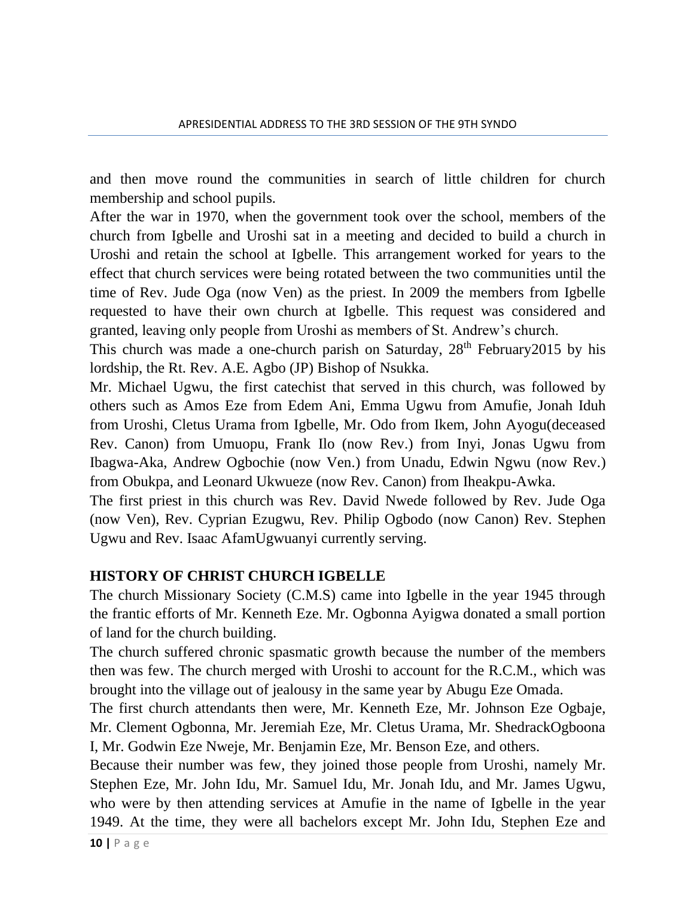and then move round the communities in search of little children for church membership and school pupils.

After the war in 1970, when the government took over the school, members of the church from Igbelle and Uroshi sat in a meeting and decided to build a church in Uroshi and retain the school at Igbelle. This arrangement worked for years to the effect that church services were being rotated between the two communities until the time of Rev. Jude Oga (now Ven) as the priest. In 2009 the members from Igbelle requested to have their own church at Igbelle. This request was considered and granted, leaving only people from Uroshi as members of St. Andrew's church.

This church was made a one-church parish on Saturday, 28th February2015 by his lordship, the Rt. Rev. A.E. Agbo (JP) Bishop of Nsukka.

Mr. Michael Ugwu, the first catechist that served in this church, was followed by others such as Amos Eze from Edem Ani, Emma Ugwu from Amufie, Jonah Iduh from Uroshi, Cletus Urama from Igbelle, Mr. Odo from Ikem, John Ayogu(deceased Rev. Canon) from Umuopu, Frank Ilo (now Rev.) from Inyi, Jonas Ugwu from Ibagwa-Aka, Andrew Ogbochie (now Ven.) from Unadu, Edwin Ngwu (now Rev.) from Obukpa, and Leonard Ukwueze (now Rev. Canon) from Iheakpu-Awka.

The first priest in this church was Rev. David Nwede followed by Rev. Jude Oga (now Ven), Rev. Cyprian Ezugwu, Rev. Philip Ogbodo (now Canon) Rev. Stephen Ugwu and Rev. Isaac AfamUgwuanyi currently serving.

## HISTORY OF CHRIST CHURCH IGBELLE

The church Missionary Society (C.M.S) came into Igbelle in the year 1945 through the frantic efforts of Mr. Kenneth Eze. Mr. Ogbonna Ayigwa donated a small portion of land for the church building.

The church suffered chronic spasmatic growth because the number of the members then was few. The church merged with Uroshi to account for the R.C.M., which was brought into the village out of jealousy in the same year by Abugu Eze Omada.

The first church attendants then were, Mr. Kenneth Eze, Mr. Johnson Eze Ogbaje, Mr. Clement Ogbonna, Mr. Jeremiah Eze, Mr. Cletus Urama, Mr. ShedrackOgboona I, Mr. Godwin Eze Nweje, Mr. Benjamin Eze, Mr. Benson Eze, and others.

Because their number was few, they joined those people from Uroshi, namely Mr. Stephen Eze, Mr. John Idu, Mr. Samuel Idu, Mr. Jonah Idu, and Mr. James Ugwu, who were by then attending services at Amufie in the name of Igbelle in the year 1949. At the time, they were all bachelors except Mr. John Idu, Stephen Eze and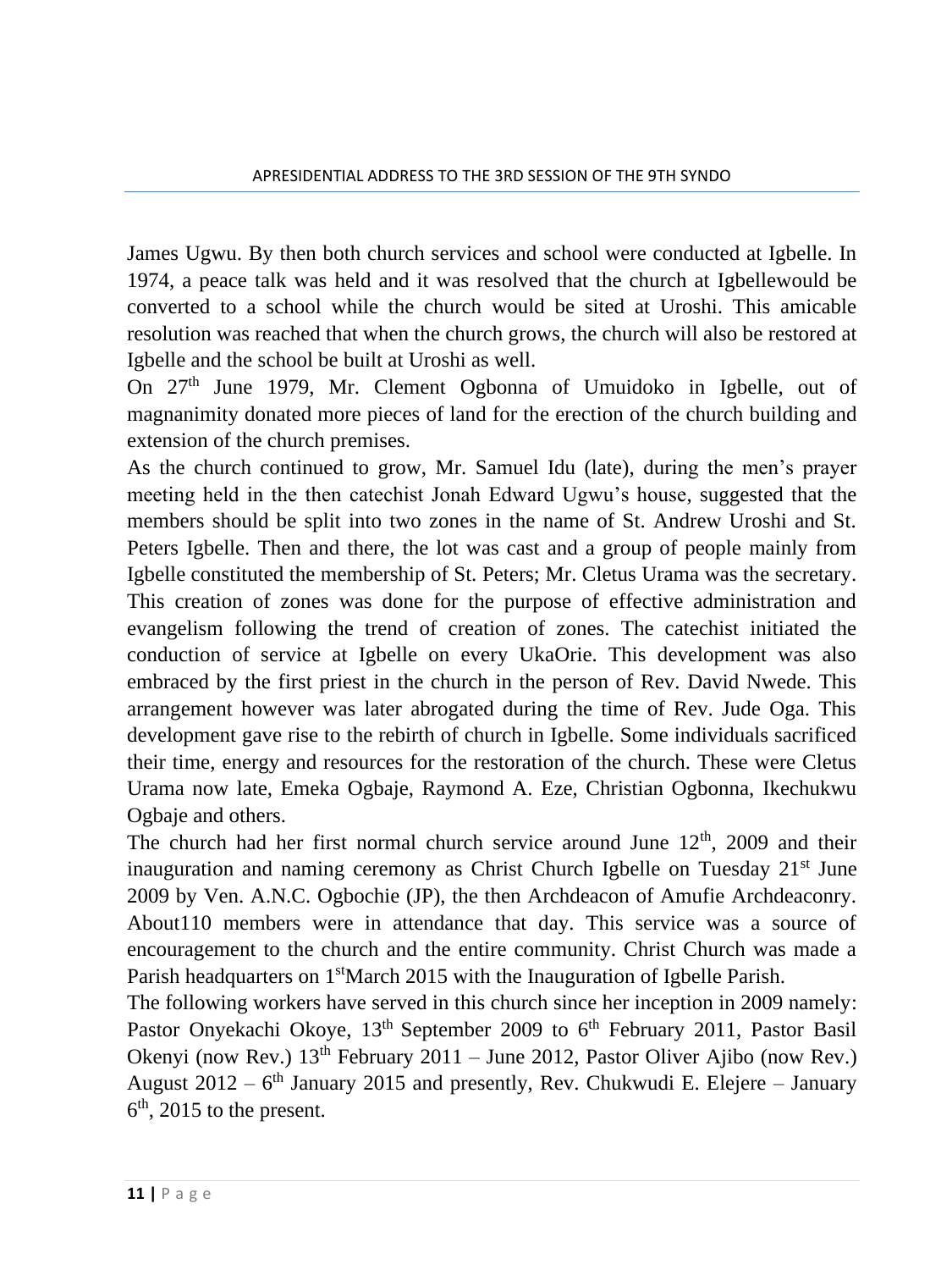James Ugwu. By then both church services and school were conducted at Igbelle. In 1974, a peace talk was held and it was resolved that the church at Igbellewould be converted to a school while the church would be sited at Uroshi. This amicable resolution was reached that when the church grows, the church will also be restored at Igbelle and the school be built at Uroshi as well.

On 27th June 1979, Mr. Clement Ogbonna of Umuidoko in Igbelle, out of magnanimity donated more pieces of land for the erection of the church building and extension of the church premises.

As the church continued to grow, Mr. Samuel Idu (late), during the men's prayer meeting held in the then catechist Jonah Edward Ugwu's house, suggested that the members should be split into two zones in the name of St. Andrew Uroshi and St. Peters Igbelle. Then and there, the lot was cast and a group of people mainly from Igbelle constituted the membership of St. Peters; Mr. Cletus Urama was the secretary. This creation of zones was done for the purpose of effective administration and evangelism following the trend of creation of zones. The catechist initiated the conduction of service at Igbelle on every UkaOrie. This development was also embraced by the first priest in the church in the person of Rev. David Nwede. This arrangement however was later abrogated during the time of Rev. Jude Oga. This development gave rise to the rebirth of church in Igbelle. Some individuals sacrificed their time, energy and resources for the restoration of the church. These were Cletus Urama now late, Emeka Ogbaje, Raymond A. Eze, Christian Ogbonna, Ikechukwu Ogbaje and others.

The church had her first normal church service around June 12th, 2009 and their inauguration and naming ceremony as Christ Church Igbelle on Tuesday 21st June 2009 by Ven. A.N.C. Ogbochie (JP), the then Archdeacon of Amufie Archdeaconry. About110 members were in attendance that day. This service was a source of encouragement to the church and the entire community. Christ Church was made a Parish headquarters on 1stMarch 2015 with the Inauguration of Igbelle Parish.

The following workers have served in this church since her inception in 2009 namely: Pastor Onyekachi Okoye, 13th September 2009 to 6th February 2011, Pastor Basil Okenyi (now Rev.) 13th February 2011 – June 2012, Pastor Oliver Ajibo (now Rev.) August 2012 – 6th January 2015 and presently, Rev. Chukwudi E. Elejere – January 6th, 2015 to the present.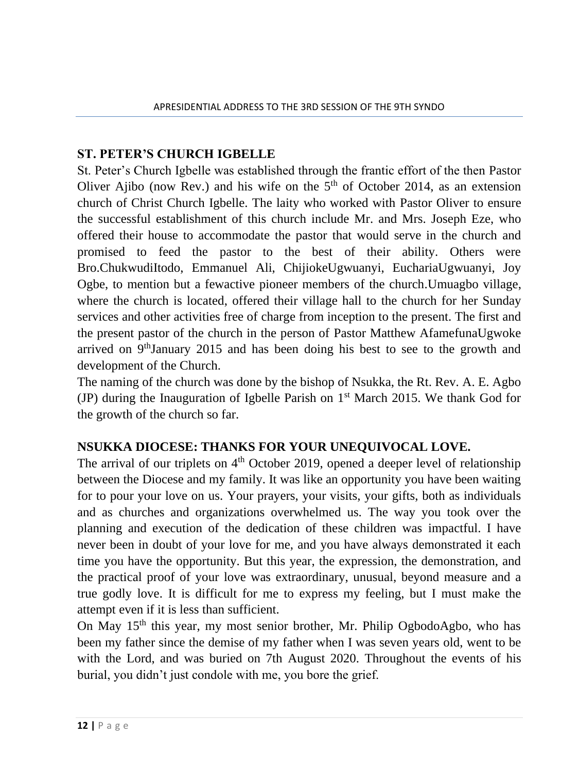## ST. PETER'S CHURCH IGBELLE

St. Peter's Church Igbelle was established through the frantic effort of the then Pastor Oliver Ajibo (now Rev.) and his wife on the 5th of October 2014, as an extension church of Christ Church Igbelle. The laity who worked with Pastor Oliver to ensure the successful establishment of this church include Mr. and Mrs. Joseph Eze, who offered their house to accommodate the pastor that would serve in the church and promised to feed the pastor to the best of their ability. Others were Bro.ChukwudiItodo, Emmanuel Ali, ChijiokeUgwuanyi, EuchariaUgwuanyi, Joy Ogbe, to mention but a fewactive pioneer members of the church.Umuagbo village, where the church is located, offered their village hall to the church for her Sunday services and other activities free of charge from inception to the present. The first and the present pastor of the church in the person of Pastor Matthew AfamefunaUgwoke arrived on 9thJanuary 2015 and has been doing his best to see to the growth and development of the Church.

The naming of the church was done by the bishop of Nsukka, the Rt. Rev. A. E. Agbo (JP) during the Inauguration of Igbelle Parish on 1st March 2015. We thank God for the growth of the church so far.

## NSUKKA DIOCESE: THANKS FOR YOUR UNEQUIVOCAL LOVE.

The arrival of our triplets on 4th October 2019, opened a deeper level of relationship between the Diocese and my family. It was like an opportunity you have been waiting for to pour your love on us. Your prayers, your visits, your gifts, both as individuals and as churches and organizations overwhelmed us. The way you took over the planning and execution of the dedication of these children was impactful. I have never been in doubt of your love for me, and you have always demonstrated it each time you have the opportunity. But this year, the expression, the demonstration, and the practical proof of your love was extraordinary, unusual, beyond measure and a true godly love. It is difficult for me to express my feeling, but I must make the attempt even if it is less than sufficient.

On May 15th this year, my most senior brother, Mr. Philip OgbodoAgbo, who has been my father since the demise of my father when I was seven years old, went to be with the Lord, and was buried on 7th August 2020. Throughout the events of his burial, you didn't just condole with me, you bore the grief.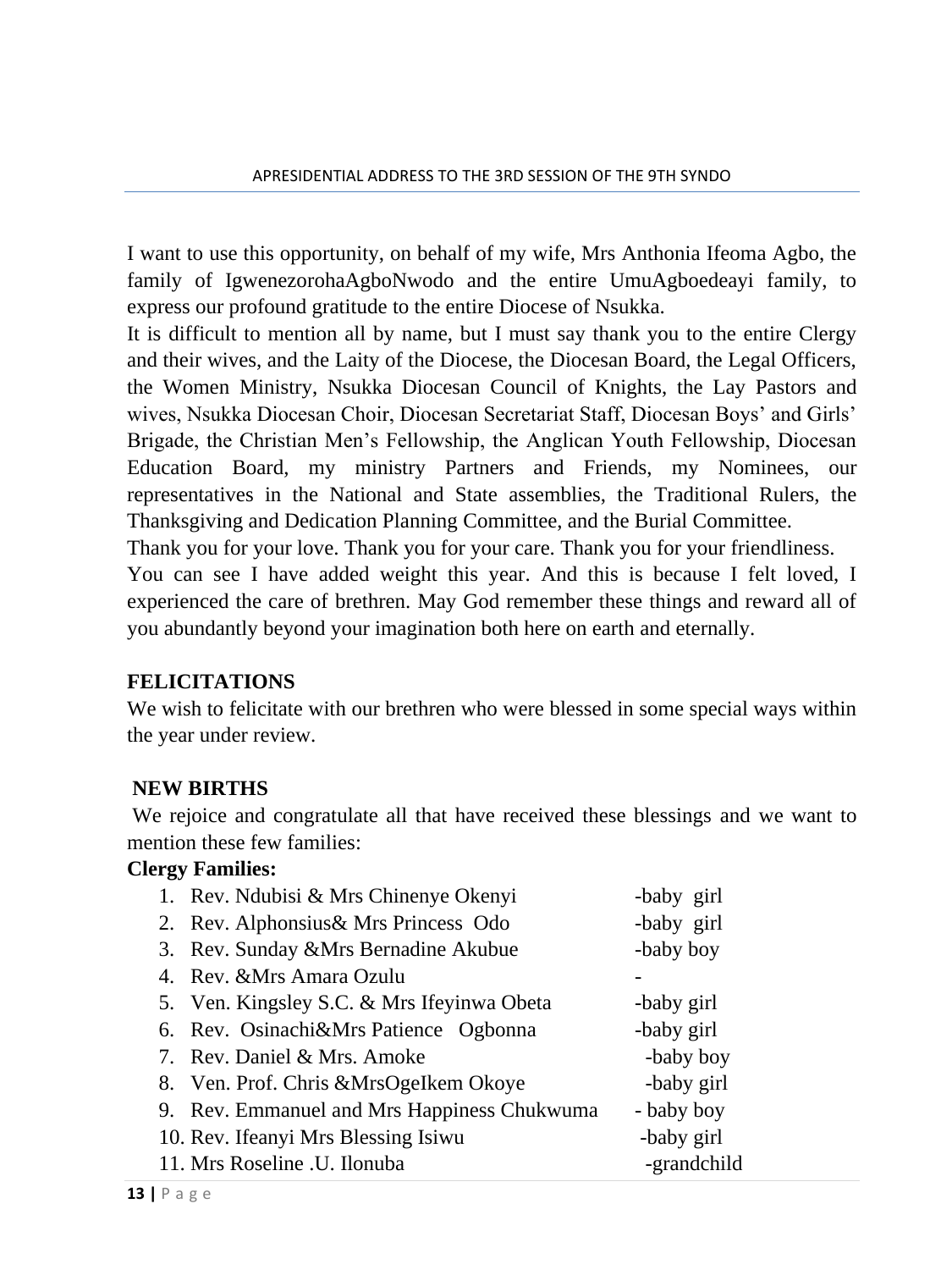I want to use this opportunity, on behalf of my wife, Mrs Anthonia Ifeoma Agbo, the family of IgwenezorohaAgboNwodo and the entire UmuAgboedeayi family, to express our profound gratitude to the entire Diocese of Nsukka.

It is difficult to mention all by name, but I must say thank you to the entire Clergy and their wives, and the Laity of the Diocese, the Diocesan Board, the Legal Officers, the Women Ministry, Nsukka Diocesan Council of Knights, the Lay Pastors and wives, Nsukka Diocesan Choir, Diocesan Secretariat Staff, Diocesan Boys' and Girls' Brigade, the Christian Men's Fellowship, the Anglican Youth Fellowship, Diocesan Education Board, my ministry Partners and Friends, my Nominees, our representatives in the National and State assemblies, the Traditional Rulers, the Thanksgiving and Dedication Planning Committee, and the Burial Committee.

Thank you for your love. Thank you for your care. Thank you for your friendliness.

You can see I have added weight this year. And this is because I felt loved, I experienced the care of brethren. May God remember these things and reward all of you abundantly beyond your imagination both here on earth and eternally.

## FELICITATIONS

We wish to felicitate with our brethren who were blessed in some special ways within the year under review.

### NEW BIRTHS

We rejoice and congratulate all that have received these blessings and we want to mention these few families:

**Clergy Families:**

1. Rev. Ndubisi & Mrs Chinenye Okenyi -baby girl
2. Rev. Alphonsius& Mrs Princess Odo -baby girl
3. Rev. Sunday &Mrs Bernadine Akubue -baby boy
4. Rev. &Mrs Amara Ozulu -
5. Ven. Kingsley S.C. & Mrs Ifeyinwa Obeta -baby girl
6. Rev. Osinachi&Mrs Patience Ogbonna -baby girl
7. Rev. Daniel & Mrs. Amoke -baby boy
8. Ven. Prof. Chris &MrsOgeIkem Okoye -baby girl
9. Rev. Emmanuel and Mrs Happiness Chukwuma - baby boy
10. Rev. Ifeanyi Mrs Blessing Isiwu -baby girl
11. Mrs Roseline .U. Ilonuba -grandchild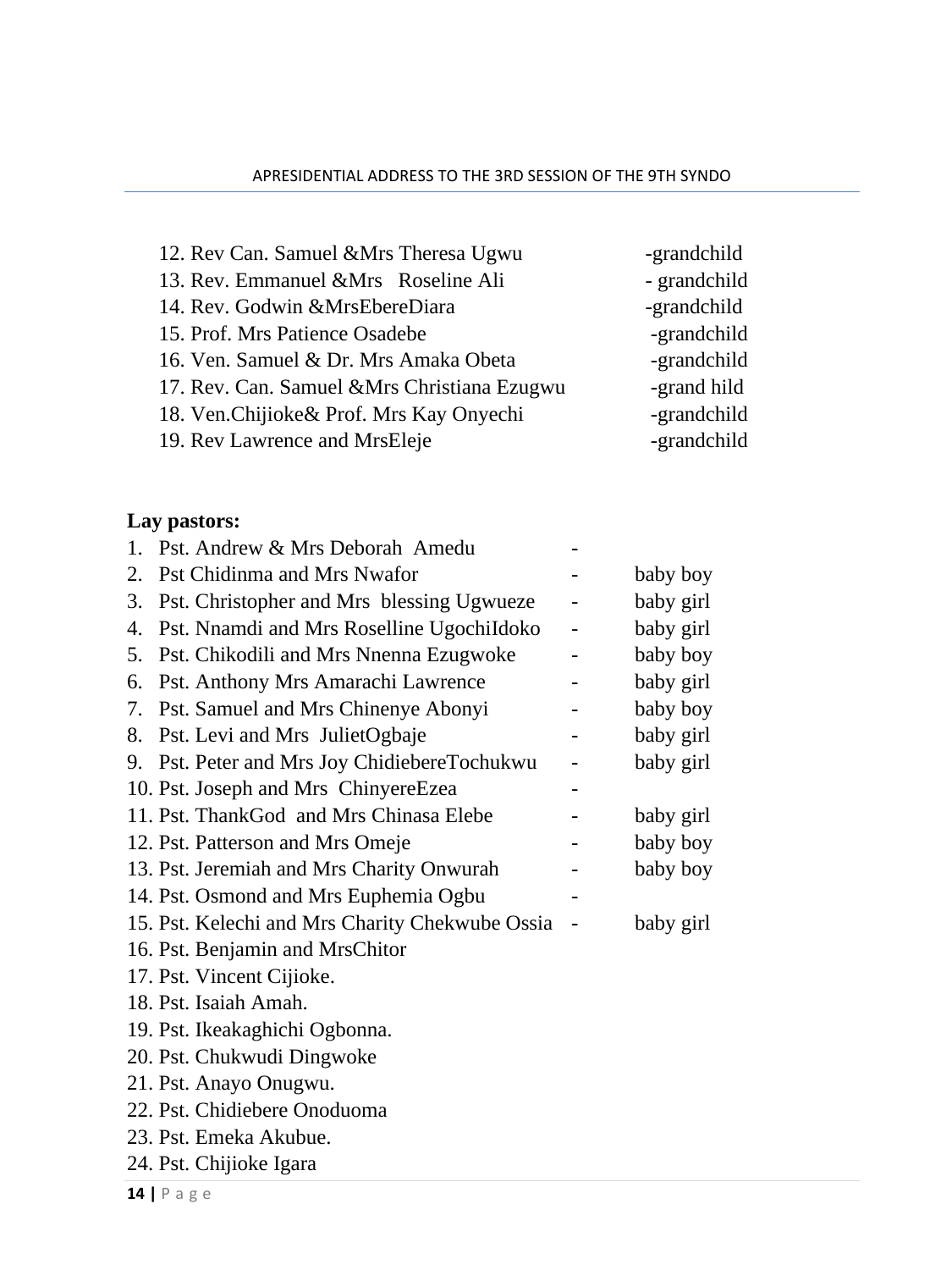12. Rev Can. Samuel &Mrs Theresa Ugwu -grandchild
13. Rev. Emmanuel &Mrs Roseline Ali - grandchild
14. Rev. Godwin &MrsEbereDiara -grandchild
15. Prof. Mrs Patience Osadebe -grandchild
16. Ven. Samuel & Dr. Mrs Amaka Obeta -grandchild
17. Rev. Can. Samuel &Mrs Christiana Ezugwu -grand hild
18. Ven.Chijioke& Prof. Mrs Kay Onyechi -grandchild
19. Rev Lawrence and MrsEleje -grandchild

**Lay pastors:**

1. Pst. Andrew & Mrs Deborah Amedu -
2. Pst Chidinma and Mrs Nwafor - baby boy
3. Pst. Christopher and Mrs blessing Ugwueze - baby girl
4. Pst. Nnamdi and Mrs Roselline UgochiIdoko - baby girl
5. Pst. Chikodili and Mrs Nnenna Ezugwoke - baby boy
6. Pst. Anthony Mrs Amarachi Lawrence - baby girl
7. Pst. Samuel and Mrs Chinenye Abonyi - baby boy
8. Pst. Levi and Mrs JulietOgbaje - baby girl
9. Pst. Peter and Mrs Joy ChidiebereTochukwu - baby girl
10. Pst. Joseph and Mrs ChinyereEzea -
11. Pst. ThankGod and Mrs Chinasa Elebe - baby girl
12. Pst. Patterson and Mrs Omeje - baby boy
13. Pst. Jeremiah and Mrs Charity Onwurah - baby boy
14. Pst. Osmond and Mrs Euphemia Ogbu -
15. Pst. Kelechi and Mrs Charity Chekwube Ossia - baby girl
16. Pst. Benjamin and MrsChitor
17. Pst. Vincent Cijioke.
18. Pst. Isaiah Amah.
19. Pst. Ikeakaghichi Ogbonna.
20. Pst. Chukwudi Dingwoke
21. Pst. Anayo Onugwu.
22. Pst. Chidiebere Onoduoma
23. Pst. Emeka Akubue.
24. Pst. Chijioke Igara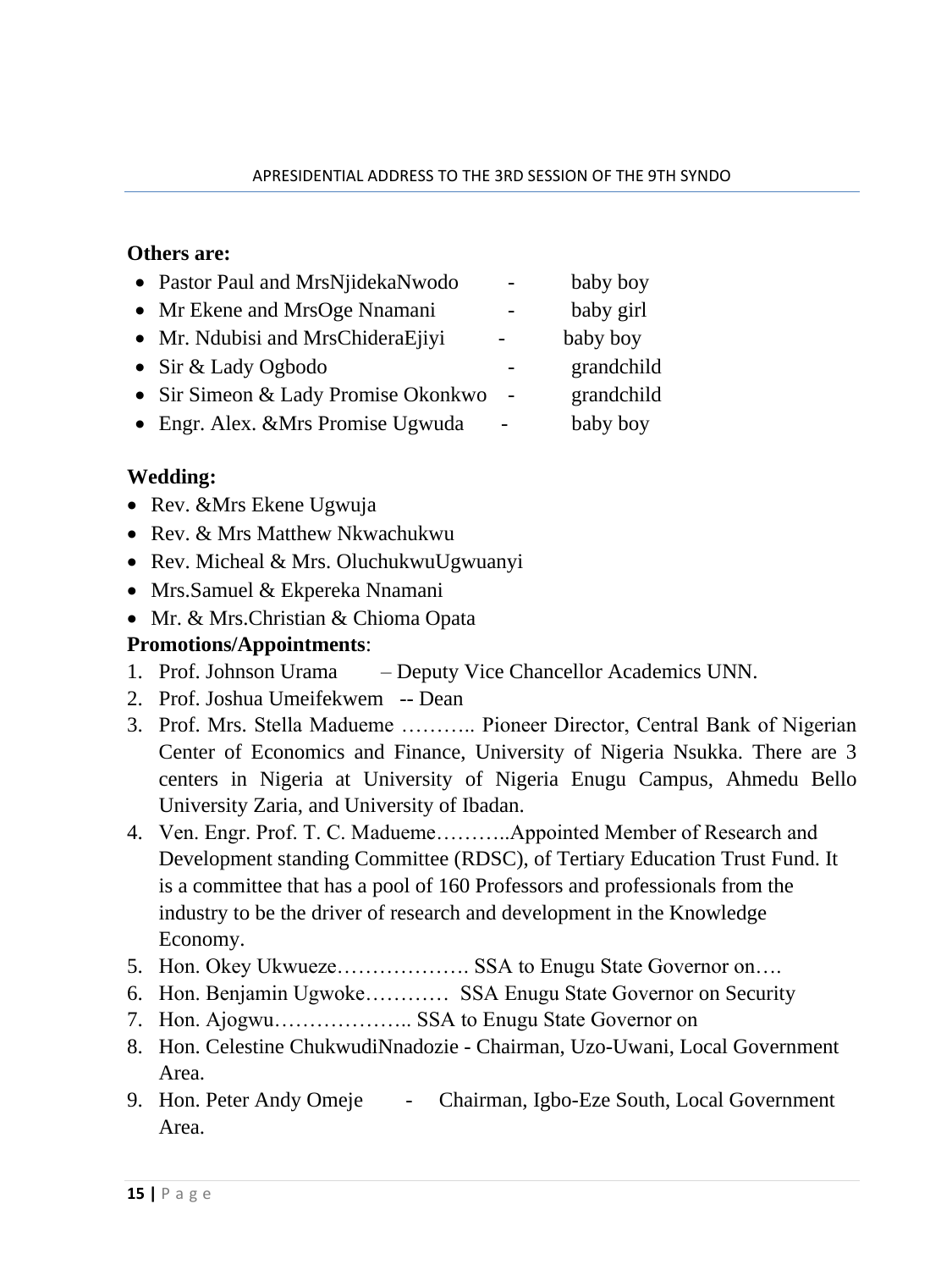**Others are:**

- Pastor Paul and MrsNjidekaNwodo - baby boy
- Mr Ekene and MrsOge Nnamani - baby girl
- Mr. Ndubisi and MrsChideraEjiyi - baby boy
- Sir & Lady Ogbodo - grandchild
- Sir Simeon & Lady Promise Okonkwo - grandchild
- Engr. Alex. &Mrs Promise Ugwuda - baby boy

**Wedding:**

- Rev. &Mrs Ekene Ugwuja
- Rev. & Mrs Matthew Nkwachukwu
- Rev. Micheal & Mrs. OluchukwuUgwuanyi
- Mrs.Samuel & Ekpereka Nnamani
- Mr. & Mrs.Christian & Chioma Opata

**Promotions/Appointments**:

1. Prof. Johnson Urama – Deputy Vice Chancellor Academics UNN.
2. Prof. Joshua Umeifekwem -- Dean
3. Prof. Mrs. Stella Madueme ……….. Pioneer Director, Central Bank of Nigerian Center of Economics and Finance, University of Nigeria Nsukka. There are 3 centers in Nigeria at University of Nigeria Enugu Campus, Ahmedu Bello University Zaria, and University of Ibadan.
4. Ven. Engr. Prof. T. C. Madueme………..Appointed Member of Research and Development standing Committee (RDSC), of Tertiary Education Trust Fund. It is a committee that has a pool of 160 Professors and professionals from the industry to be the driver of research and development in the Knowledge Economy.
5. Hon. Okey Ukwueze………………. SSA to Enugu State Governor on….
6. Hon. Benjamin Ugwoke………… SSA Enugu State Governor on Security
7. Hon. Ajogwu……………….. SSA to Enugu State Governor on
8. Hon. Celestine ChukwudiNnadozie - Chairman, Uzo-Uwani, Local Government Area.
9. Hon. Peter Andy Omeje - Chairman, Igbo-Eze South, Local Government Area.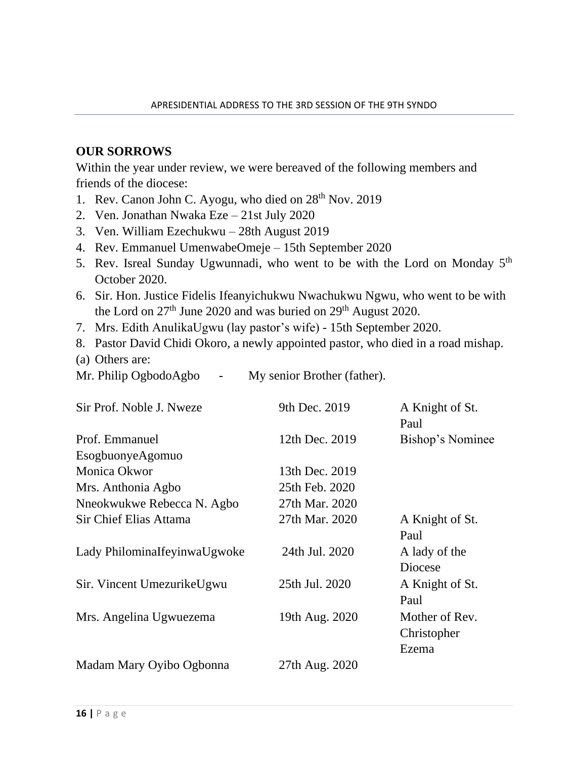**OUR SORROWS**

Within the year under review, we were bereaved of the following members and friends of the diocese:

1. Rev. Canon John C. Ayogu, who died on 28th Nov. 2019
2. Ven. Jonathan Nwaka Eze – 21st July 2020
3. Ven. William Ezechukwu – 28th August 2019
4. Rev. Emmanuel UmenwabeOmeje – 15th September 2020
5. Rev. Isreal Sunday Ugwunnadi, who went to be with the Lord on Monday 5th October 2020.
6. Sir. Hon. Justice Fidelis Ifeanyichukwu Nwachukwu Ngwu, who went to be with the Lord on 27th June 2020 and was buried on 29th August 2020.
7. Mrs. Edith AnulikaUgwu (lay pastor's wife) - 15th September 2020.
8. Pastor David Chidi Okoro, a newly appointed pastor, who died in a road mishap.

(a) Others are:

Mr. Philip OgbodoAgbo - My senior Brother (father).

| | | |
|---|---|---|
| Sir Prof. Noble J. Nweze | 9th Dec. 2019 | A Knight of St. Paul |
| Prof. Emmanuel EsogbuonyeAgomuo | 12th Dec. 2019 | Bishop's Nominee |
| Monica Okwor | 13th Dec. 2019 | |
| Mrs. Anthonia Agbo | 25th Feb. 2020 | |
| Nneokwukwe Rebecca N. Agbo | 27th Mar. 2020 | |
| Sir Chief Elias Attama | 27th Mar. 2020 | A Knight of St. Paul |
| Lady PhilominaIfeyinwaUgwoke | 24th Jul. 2020 | A lady of the Diocese |
| Sir. Vincent UmezurikeUgwu | 25th Jul. 2020 | A Knight of St. Paul |
| Mrs. Angelina Ugwuezema | 19th Aug. 2020 | Mother of Rev. Christopher Ezema |
| Madam Mary Oyibo Ogbonna | 27th Aug. 2020 | |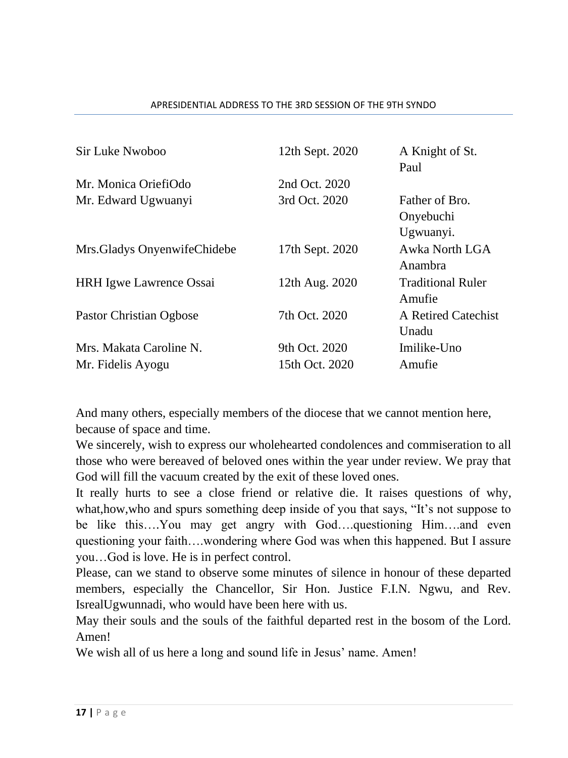| | | |
|---|---|---|
| Sir Luke Nwoboo | 12th Sept. 2020 | A Knight of St. Paul |
| Mr. Monica OriefiOdo | 2nd Oct. 2020 | |
| Mr. Edward Ugwuanyi | 3rd Oct. 2020 | Father of Bro. Onyebuchi Ugwuanyi. |
| Mrs.Gladys OnyenwifeChidebe | 17th Sept. 2020 | Awka North LGA Anambra |
| HRH Igwe Lawrence Ossai | 12th Aug. 2020 | Traditional Ruler Amufie |
| Pastor Christian Ogbose | 7th Oct. 2020 | A Retired Catechist Unadu |
| Mrs. Makata Caroline N. | 9th Oct. 2020 | Imilike-Uno |
| Mr. Fidelis Ayogu | 15th Oct. 2020 | Amufie |

And many others, especially members of the diocese that we cannot mention here, because of space and time.

We sincerely, wish to express our wholehearted condolences and commiseration to all those who were bereaved of beloved ones within the year under review. We pray that God will fill the vacuum created by the exit of these loved ones.

It really hurts to see a close friend or relative die. It raises questions of why, what,how,who and spurs something deep inside of you that says, "It's not suppose to be like this….You may get angry with God….questioning Him….and even questioning your faith….wondering where God was when this happened. But I assure you…God is love. He is in perfect control.

Please, can we stand to observe some minutes of silence in honour of these departed members, especially the Chancellor, Sir Hon. Justice F.I.N. Ngwu, and Rev. IsrealUgwunnadi, who would have been here with us.

May their souls and the souls of the faithful departed rest in the bosom of the Lord. Amen!

We wish all of us here a long and sound life in Jesus' name. Amen!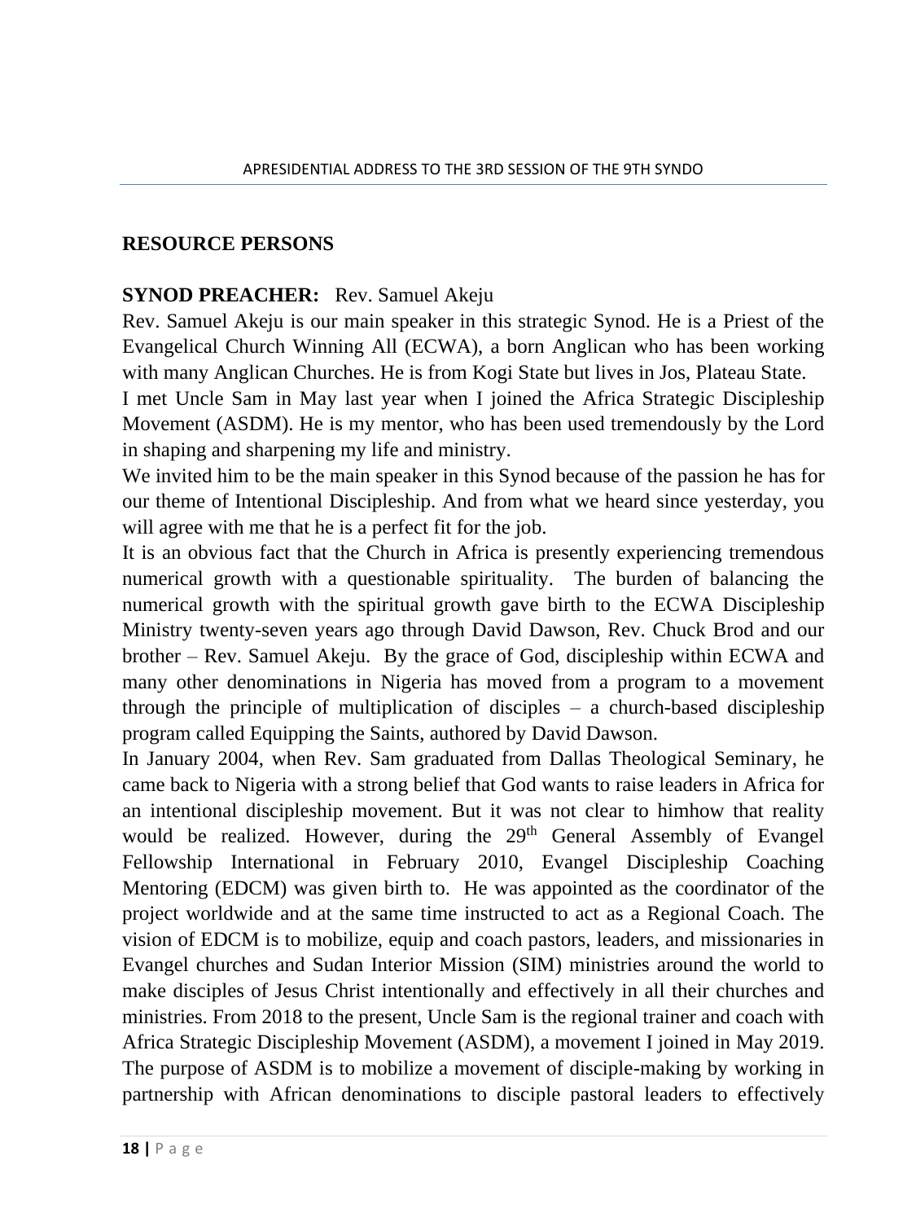## RESOURCE PERSONS

**SYNOD PREACHER:** Rev. Samuel Akeju

Rev. Samuel Akeju is our main speaker in this strategic Synod. He is a Priest of the Evangelical Church Winning All (ECWA), a born Anglican who has been working with many Anglican Churches. He is from Kogi State but lives in Jos, Plateau State.

I met Uncle Sam in May last year when I joined the Africa Strategic Discipleship Movement (ASDM). He is my mentor, who has been used tremendously by the Lord in shaping and sharpening my life and ministry.

We invited him to be the main speaker in this Synod because of the passion he has for our theme of Intentional Discipleship. And from what we heard since yesterday, you will agree with me that he is a perfect fit for the job.

It is an obvious fact that the Church in Africa is presently experiencing tremendous numerical growth with a questionable spirituality. The burden of balancing the numerical growth with the spiritual growth gave birth to the ECWA Discipleship Ministry twenty-seven years ago through David Dawson, Rev. Chuck Brod and our brother – Rev. Samuel Akeju. By the grace of God, discipleship within ECWA and many other denominations in Nigeria has moved from a program to a movement through the principle of multiplication of disciples – a church-based discipleship program called Equipping the Saints, authored by David Dawson.

In January 2004, when Rev. Sam graduated from Dallas Theological Seminary, he came back to Nigeria with a strong belief that God wants to raise leaders in Africa for an intentional discipleship movement. But it was not clear to himhow that reality would be realized. However, during the 29th General Assembly of Evangel Fellowship International in February 2010, Evangel Discipleship Coaching Mentoring (EDCM) was given birth to. He was appointed as the coordinator of the project worldwide and at the same time instructed to act as a Regional Coach. The vision of EDCM is to mobilize, equip and coach pastors, leaders, and missionaries in Evangel churches and Sudan Interior Mission (SIM) ministries around the world to make disciples of Jesus Christ intentionally and effectively in all their churches and ministries. From 2018 to the present, Uncle Sam is the regional trainer and coach with Africa Strategic Discipleship Movement (ASDM), a movement I joined in May 2019. The purpose of ASDM is to mobilize a movement of disciple-making by working in partnership with African denominations to disciple pastoral leaders to effectively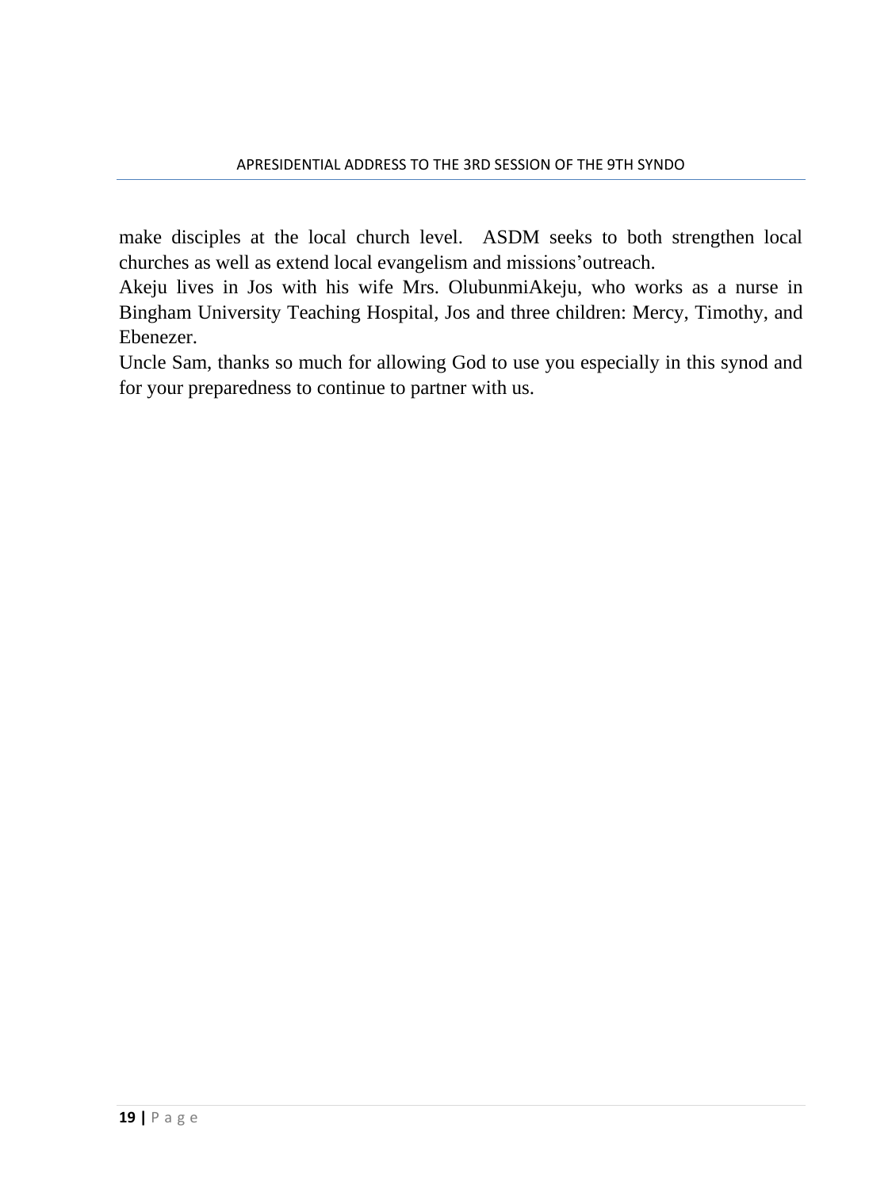make disciples at the local church level. ASDM seeks to both strengthen local churches as well as extend local evangelism and missions'outreach.

Akeju lives in Jos with his wife Mrs. OlubunmiAkeju, who works as a nurse in Bingham University Teaching Hospital, Jos and three children: Mercy, Timothy, and Ebenezer.

Uncle Sam, thanks so much for allowing God to use you especially in this synod and for your preparedness to continue to partner with us.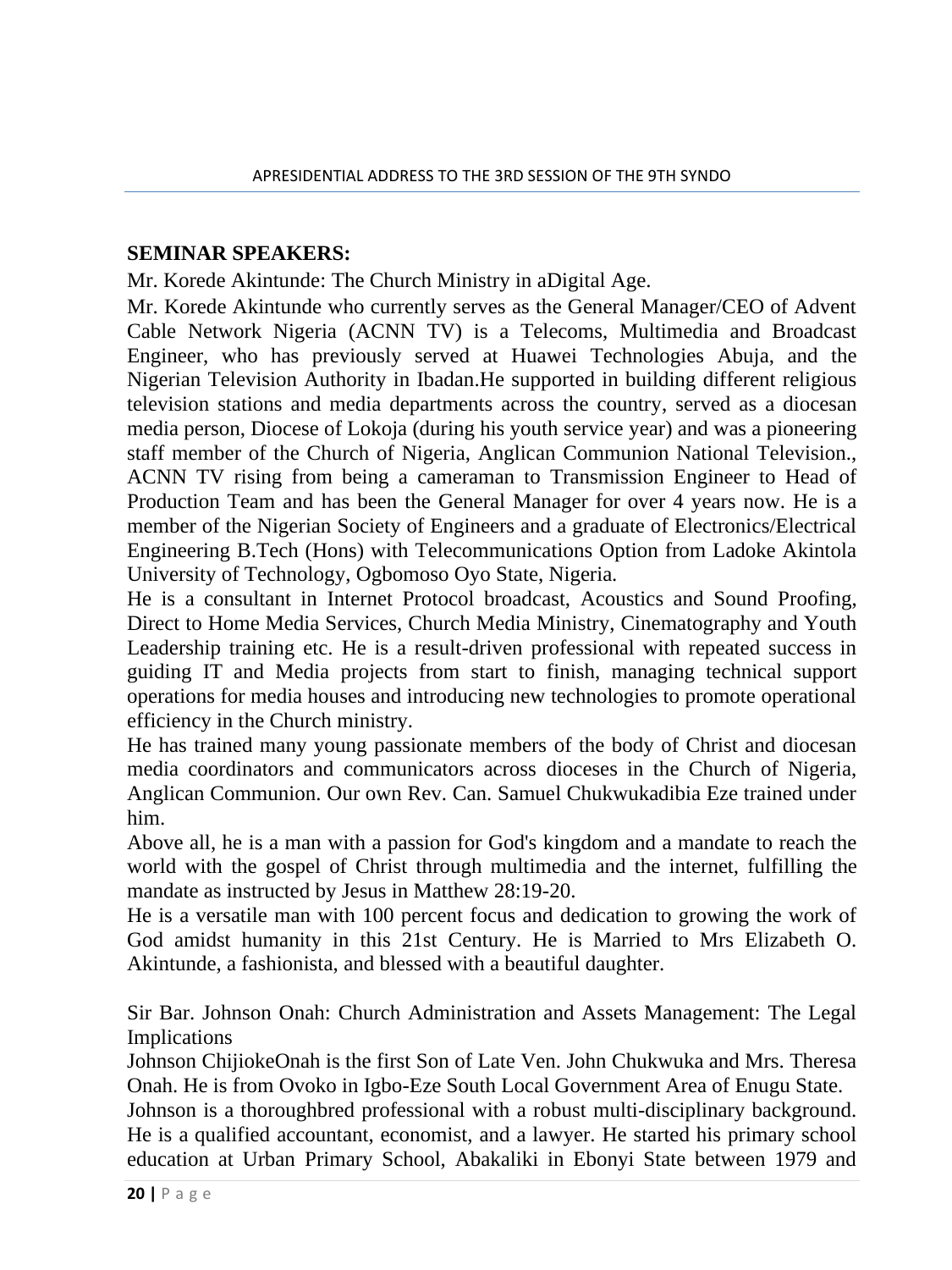## SEMINAR SPEAKERS:

Mr. Korede Akintunde: The Church Ministry in aDigital Age.

Mr. Korede Akintunde who currently serves as the General Manager/CEO of Advent Cable Network Nigeria (ACNN TV) is a Telecoms, Multimedia and Broadcast Engineer, who has previously served at Huawei Technologies Abuja, and the Nigerian Television Authority in Ibadan.He supported in building different religious television stations and media departments across the country, served as a diocesan media person, Diocese of Lokoja (during his youth service year) and was a pioneering staff member of the Church of Nigeria, Anglican Communion National Television., ACNN TV rising from being a cameraman to Transmission Engineer to Head of Production Team and has been the General Manager for over 4 years now. He is a member of the Nigerian Society of Engineers and a graduate of Electronics/Electrical Engineering B.Tech (Hons) with Telecommunications Option from Ladoke Akintola University of Technology, Ogbomoso Oyo State, Nigeria.

He is a consultant in Internet Protocol broadcast, Acoustics and Sound Proofing, Direct to Home Media Services, Church Media Ministry, Cinematography and Youth Leadership training etc. He is a result-driven professional with repeated success in guiding IT and Media projects from start to finish, managing technical support operations for media houses and introducing new technologies to promote operational efficiency in the Church ministry.

He has trained many young passionate members of the body of Christ and diocesan media coordinators and communicators across dioceses in the Church of Nigeria, Anglican Communion. Our own Rev. Can. Samuel Chukwukadibia Eze trained under him.

Above all, he is a man with a passion for God's kingdom and a mandate to reach the world with the gospel of Christ through multimedia and the internet, fulfilling the mandate as instructed by Jesus in Matthew 28:19-20.

He is a versatile man with 100 percent focus and dedication to growing the work of God amidst humanity in this 21st Century. He is Married to Mrs Elizabeth O. Akintunde, a fashionista, and blessed with a beautiful daughter.

Sir Bar. Johnson Onah: Church Administration and Assets Management: The Legal Implications

Johnson ChijiokeOnah is the first Son of Late Ven. John Chukwuka and Mrs. Theresa Onah. He is from Ovoko in Igbo-Eze South Local Government Area of Enugu State.

Johnson is a thoroughbred professional with a robust multi-disciplinary background. He is a qualified accountant, economist, and a lawyer. He started his primary school education at Urban Primary School, Abakaliki in Ebonyi State between 1979 and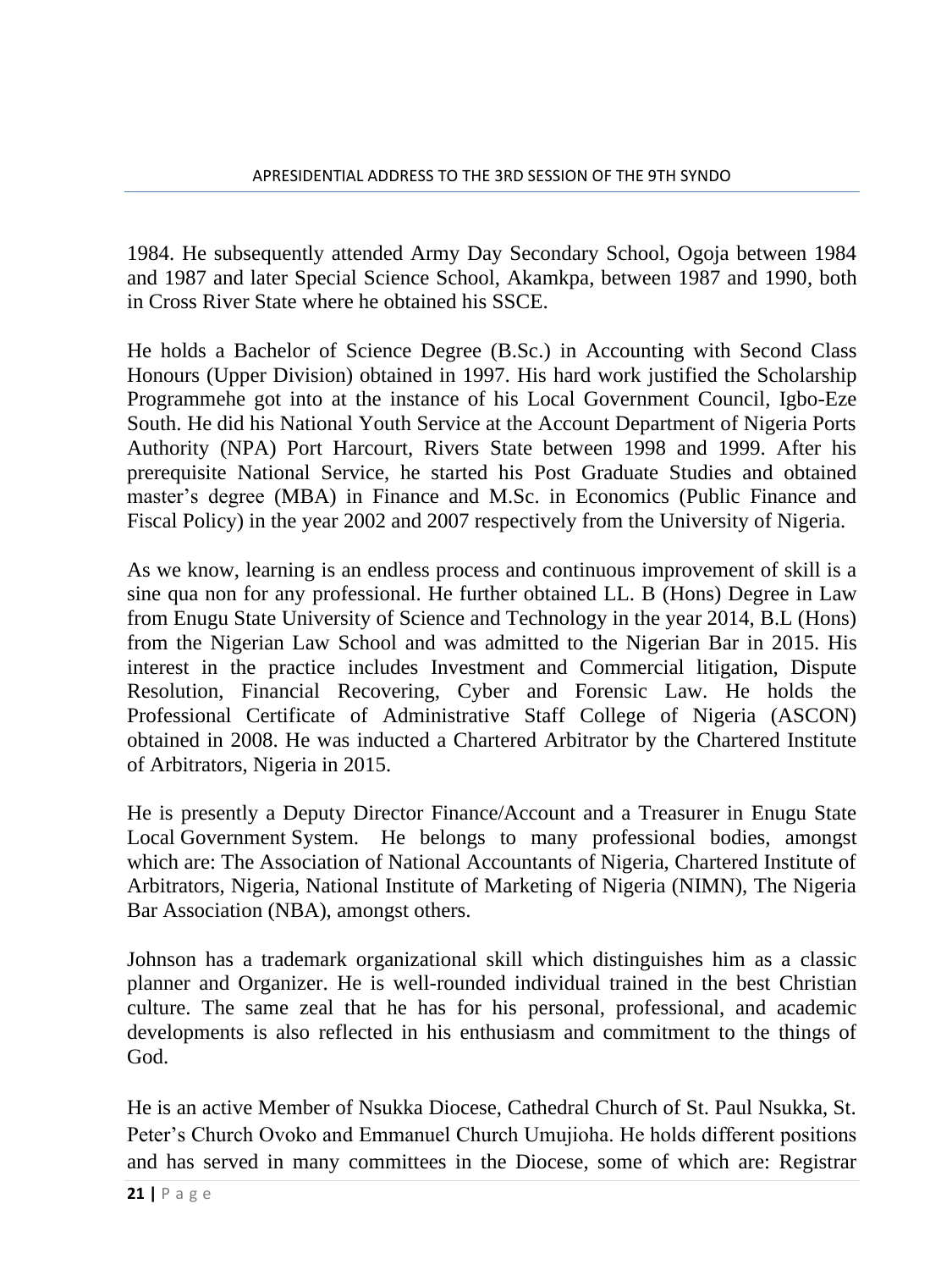1984. He subsequently attended Army Day Secondary School, Ogoja between 1984 and 1987 and later Special Science School, Akamkpa, between 1987 and 1990, both in Cross River State where he obtained his SSCE.

He holds a Bachelor of Science Degree (B.Sc.) in Accounting with Second Class Honours (Upper Division) obtained in 1997. His hard work justified the Scholarship Programmehe got into at the instance of his Local Government Council, Igbo-Eze South. He did his National Youth Service at the Account Department of Nigeria Ports Authority (NPA) Port Harcourt, Rivers State between 1998 and 1999. After his prerequisite National Service, he started his Post Graduate Studies and obtained master's degree (MBA) in Finance and M.Sc. in Economics (Public Finance and Fiscal Policy) in the year 2002 and 2007 respectively from the University of Nigeria.

As we know, learning is an endless process and continuous improvement of skill is a sine qua non for any professional. He further obtained LL. B (Hons) Degree in Law from Enugu State University of Science and Technology in the year 2014, B.L (Hons) from the Nigerian Law School and was admitted to the Nigerian Bar in 2015. His interest in the practice includes Investment and Commercial litigation, Dispute Resolution, Financial Recovering, Cyber and Forensic Law. He holds the Professional Certificate of Administrative Staff College of Nigeria (ASCON) obtained in 2008. He was inducted a Chartered Arbitrator by the Chartered Institute of Arbitrators, Nigeria in 2015.

He is presently a Deputy Director Finance/Account and a Treasurer in Enugu State Local Government System. He belongs to many professional bodies, amongst which are: The Association of National Accountants of Nigeria, Chartered Institute of Arbitrators, Nigeria, National Institute of Marketing of Nigeria (NIMN), The Nigeria Bar Association (NBA), amongst others.

Johnson has a trademark organizational skill which distinguishes him as a classic planner and Organizer. He is well-rounded individual trained in the best Christian culture. The same zeal that he has for his personal, professional, and academic developments is also reflected in his enthusiasm and commitment to the things of God.

He is an active Member of Nsukka Diocese, Cathedral Church of St. Paul Nsukka, St. Peter's Church Ovoko and Emmanuel Church Umujioha. He holds different positions and has served in many committees in the Diocese, some of which are: Registrar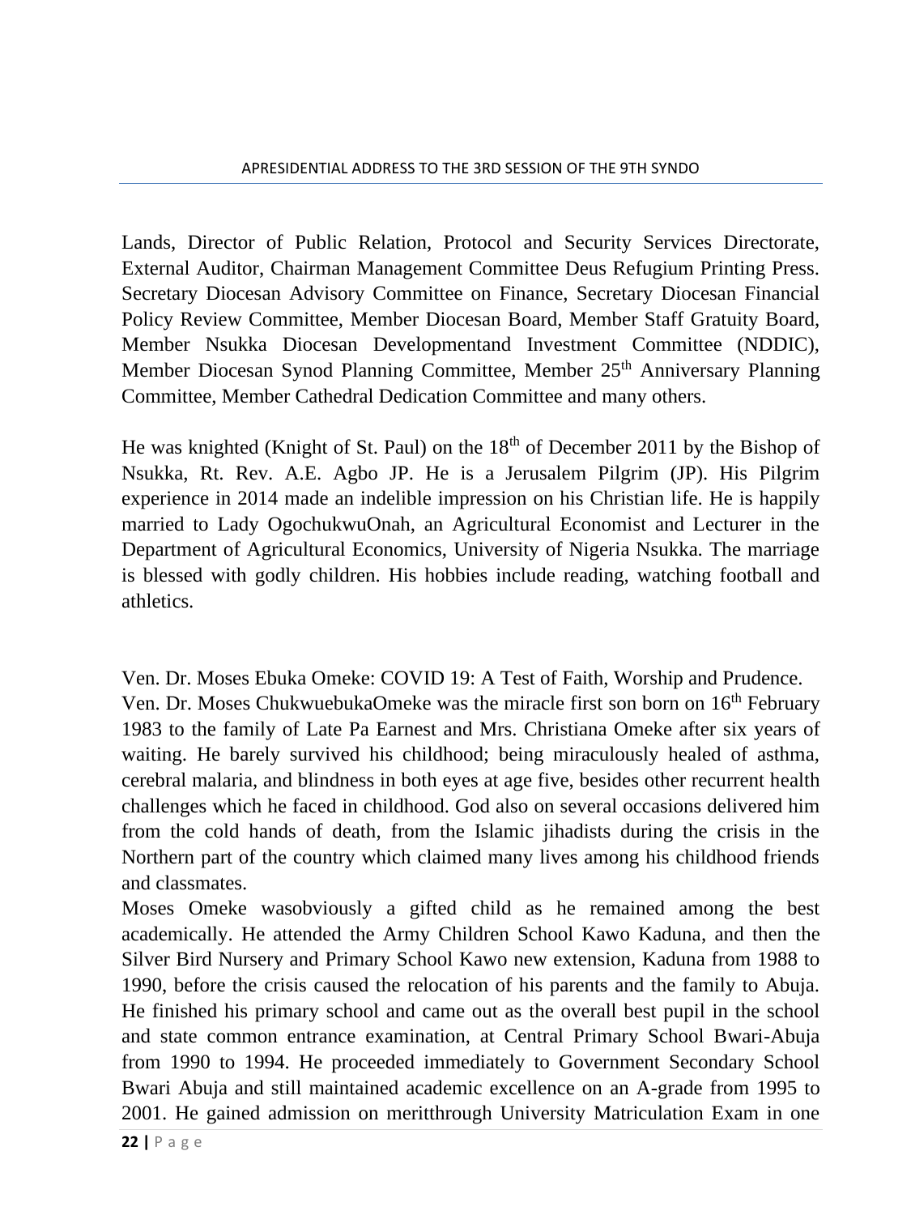Lands, Director of Public Relation, Protocol and Security Services Directorate, External Auditor, Chairman Management Committee Deus Refugium Printing Press. Secretary Diocesan Advisory Committee on Finance, Secretary Diocesan Financial Policy Review Committee, Member Diocesan Board, Member Staff Gratuity Board, Member Nsukka Diocesan Developmentand Investment Committee (NDDIC), Member Diocesan Synod Planning Committee, Member 25th Anniversary Planning Committee, Member Cathedral Dedication Committee and many others.

He was knighted (Knight of St. Paul) on the 18th of December 2011 by the Bishop of Nsukka, Rt. Rev. A.E. Agbo JP. He is a Jerusalem Pilgrim (JP). His Pilgrim experience in 2014 made an indelible impression on his Christian life. He is happily married to Lady OgochukwuOnah, an Agricultural Economist and Lecturer in the Department of Agricultural Economics, University of Nigeria Nsukka. The marriage is blessed with godly children. His hobbies include reading, watching football and athletics.

Ven. Dr. Moses Ebuka Omeke: COVID 19: A Test of Faith, Worship and Prudence.

Ven. Dr. Moses ChukwuebukaOmeke was the miracle first son born on 16th February 1983 to the family of Late Pa Earnest and Mrs. Christiana Omeke after six years of waiting. He barely survived his childhood; being miraculously healed of asthma, cerebral malaria, and blindness in both eyes at age five, besides other recurrent health challenges which he faced in childhood. God also on several occasions delivered him from the cold hands of death, from the Islamic jihadists during the crisis in the Northern part of the country which claimed many lives among his childhood friends and classmates.

Moses Omeke wasobviously a gifted child as he remained among the best academically. He attended the Army Children School Kawo Kaduna, and then the Silver Bird Nursery and Primary School Kawo new extension, Kaduna from 1988 to 1990, before the crisis caused the relocation of his parents and the family to Abuja. He finished his primary school and came out as the overall best pupil in the school and state common entrance examination, at Central Primary School Bwari-Abuja from 1990 to 1994. He proceeded immediately to Government Secondary School Bwari Abuja and still maintained academic excellence on an A-grade from 1995 to 2001. He gained admission on meritthrough University Matriculation Exam in one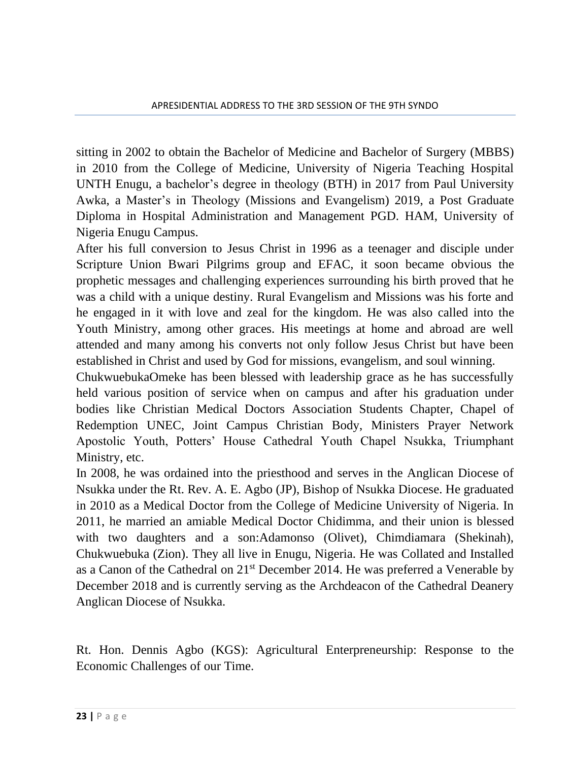sitting in 2002 to obtain the Bachelor of Medicine and Bachelor of Surgery (MBBS) in 2010 from the College of Medicine, University of Nigeria Teaching Hospital UNTH Enugu, a bachelor's degree in theology (BTH) in 2017 from Paul University Awka, a Master's in Theology (Missions and Evangelism) 2019, a Post Graduate Diploma in Hospital Administration and Management PGD. HAM, University of Nigeria Enugu Campus.

After his full conversion to Jesus Christ in 1996 as a teenager and disciple under Scripture Union Bwari Pilgrims group and EFAC, it soon became obvious the prophetic messages and challenging experiences surrounding his birth proved that he was a child with a unique destiny. Rural Evangelism and Missions was his forte and he engaged in it with love and zeal for the kingdom. He was also called into the Youth Ministry, among other graces. His meetings at home and abroad are well attended and many among his converts not only follow Jesus Christ but have been established in Christ and used by God for missions, evangelism, and soul winning.

ChukwuebukaOmeke has been blessed with leadership grace as he has successfully held various position of service when on campus and after his graduation under bodies like Christian Medical Doctors Association Students Chapter, Chapel of Redemption UNEC, Joint Campus Christian Body, Ministers Prayer Network Apostolic Youth, Potters' House Cathedral Youth Chapel Nsukka, Triumphant Ministry, etc.

In 2008, he was ordained into the priesthood and serves in the Anglican Diocese of Nsukka under the Rt. Rev. A. E. Agbo (JP), Bishop of Nsukka Diocese. He graduated in 2010 as a Medical Doctor from the College of Medicine University of Nigeria. In 2011, he married an amiable Medical Doctor Chidimma, and their union is blessed with two daughters and a son:Adamonso (Olivet), Chimdiamara (Shekinah), Chukwuebuka (Zion). They all live in Enugu, Nigeria. He was Collated and Installed as a Canon of the Cathedral on 21st December 2014. He was preferred a Venerable by December 2018 and is currently serving as the Archdeacon of the Cathedral Deanery Anglican Diocese of Nsukka.

Rt. Hon. Dennis Agbo (KGS): Agricultural Enterpreneurship: Response to the Economic Challenges of our Time.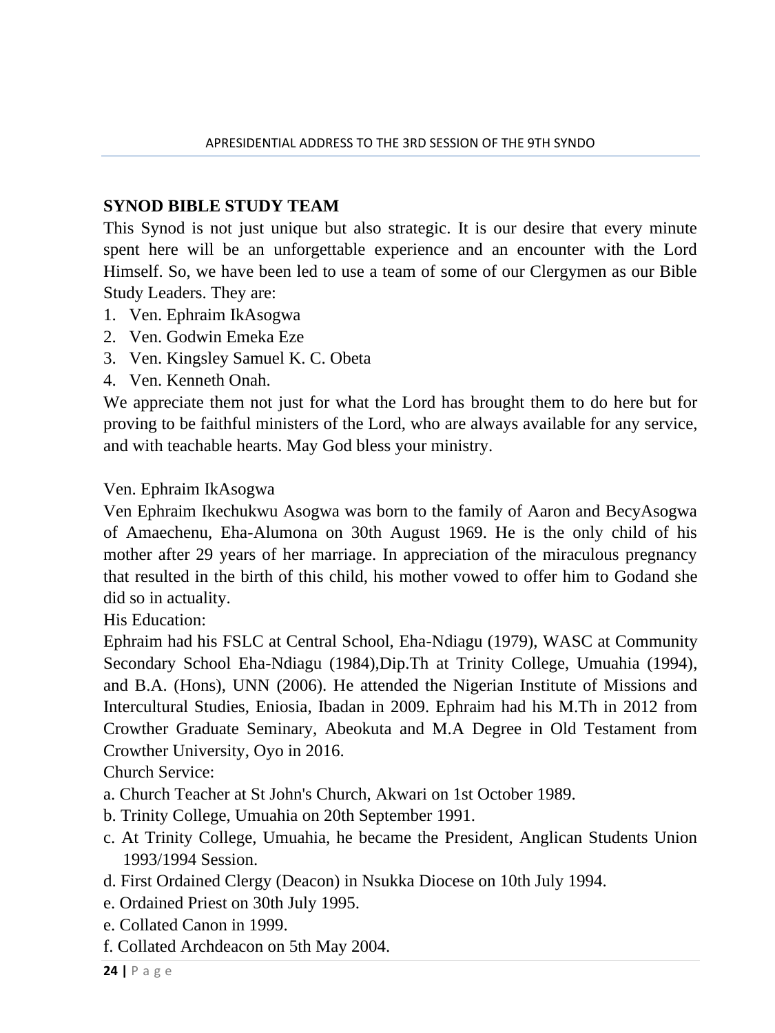## SYNOD BIBLE STUDY TEAM

This Synod is not just unique but also strategic. It is our desire that every minute spent here will be an unforgettable experience and an encounter with the Lord Himself. So, we have been led to use a team of some of our Clergymen as our Bible Study Leaders. They are:

1. Ven. Ephraim IkAsogwa
2. Ven. Godwin Emeka Eze
3. Ven. Kingsley Samuel K. C. Obeta
4. Ven. Kenneth Onah.

We appreciate them not just for what the Lord has brought them to do here but for proving to be faithful ministers of the Lord, who are always available for any service, and with teachable hearts. May God bless your ministry.

Ven. Ephraim IkAsogwa

Ven Ephraim Ikechukwu Asogwa was born to the family of Aaron and BecyAsogwa of Amaechenu, Eha-Alumona on 30th August 1969. He is the only child of his mother after 29 years of her marriage. In appreciation of the miraculous pregnancy that resulted in the birth of this child, his mother vowed to offer him to Godand she did so in actuality.

His Education:

Ephraim had his FSLC at Central School, Eha-Ndiagu (1979), WASC at Community Secondary School Eha-Ndiagu (1984),Dip.Th at Trinity College, Umuahia (1994), and B.A. (Hons), UNN (2006). He attended the Nigerian Institute of Missions and Intercultural Studies, Eniosia, Ibadan in 2009. Ephraim had his M.Th in 2012 from Crowther Graduate Seminary, Abeokuta and M.A Degree in Old Testament from Crowther University, Oyo in 2016.

Church Service:

a. Church Teacher at St John's Church, Akwari on 1st October 1989.
b. Trinity College, Umuahia on 20th September 1991.
c. At Trinity College, Umuahia, he became the President, Anglican Students Union 1993/1994 Session.
d. First Ordained Clergy (Deacon) in Nsukka Diocese on 10th July 1994.
e. Ordained Priest on 30th July 1995.
e. Collated Canon in 1999.
f. Collated Archdeacon on 5th May 2004.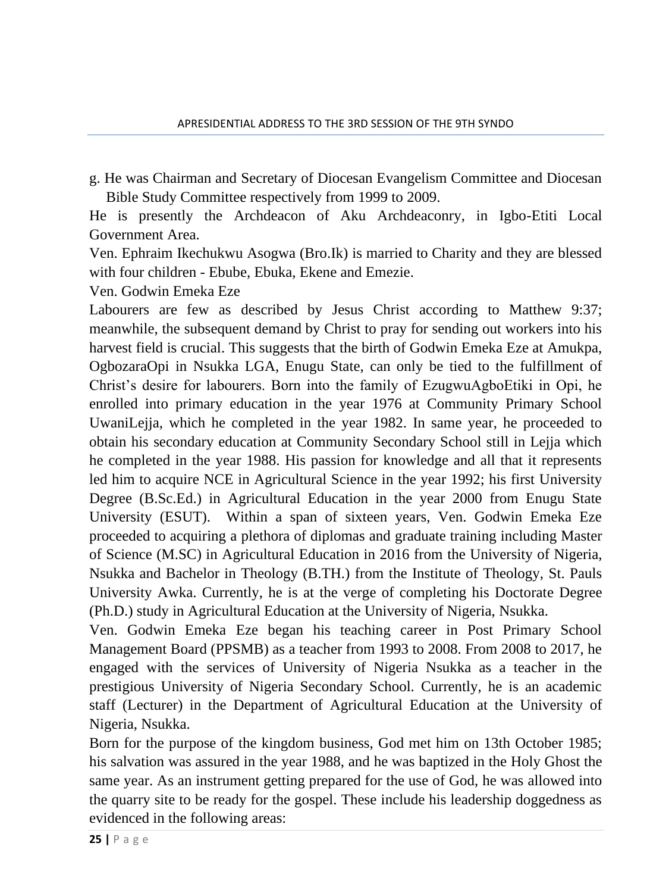g. He was Chairman and Secretary of Diocesan Evangelism Committee and Diocesan Bible Study Committee respectively from 1999 to 2009.

He is presently the Archdeacon of Aku Archdeaconry, in Igbo-Etiti Local Government Area.

Ven. Ephraim Ikechukwu Asogwa (Bro.Ik) is married to Charity and they are blessed with four children - Ebube, Ebuka, Ekene and Emezie.

Ven. Godwin Emeka Eze

Labourers are few as described by Jesus Christ according to Matthew 9:37; meanwhile, the subsequent demand by Christ to pray for sending out workers into his harvest field is crucial. This suggests that the birth of Godwin Emeka Eze at Amukpa, OgbozaraOpi in Nsukka LGA, Enugu State, can only be tied to the fulfillment of Christ's desire for labourers. Born into the family of EzugwuAgboEtiki in Opi, he enrolled into primary education in the year 1976 at Community Primary School UwaniLejja, which he completed in the year 1982. In same year, he proceeded to obtain his secondary education at Community Secondary School still in Lejja which he completed in the year 1988. His passion for knowledge and all that it represents led him to acquire NCE in Agricultural Science in the year 1992; his first University Degree (B.Sc.Ed.) in Agricultural Education in the year 2000 from Enugu State University (ESUT). Within a span of sixteen years, Ven. Godwin Emeka Eze proceeded to acquiring a plethora of diplomas and graduate training including Master of Science (M.SC) in Agricultural Education in 2016 from the University of Nigeria, Nsukka and Bachelor in Theology (B.TH.) from the Institute of Theology, St. Pauls University Awka. Currently, he is at the verge of completing his Doctorate Degree (Ph.D.) study in Agricultural Education at the University of Nigeria, Nsukka.

Ven. Godwin Emeka Eze began his teaching career in Post Primary School Management Board (PPSMB) as a teacher from 1993 to 2008. From 2008 to 2017, he engaged with the services of University of Nigeria Nsukka as a teacher in the prestigious University of Nigeria Secondary School. Currently, he is an academic staff (Lecturer) in the Department of Agricultural Education at the University of Nigeria, Nsukka.

Born for the purpose of the kingdom business, God met him on 13th October 1985; his salvation was assured in the year 1988, and he was baptized in the Holy Ghost the same year. As an instrument getting prepared for the use of God, he was allowed into the quarry site to be ready for the gospel. These include his leadership doggedness as evidenced in the following areas: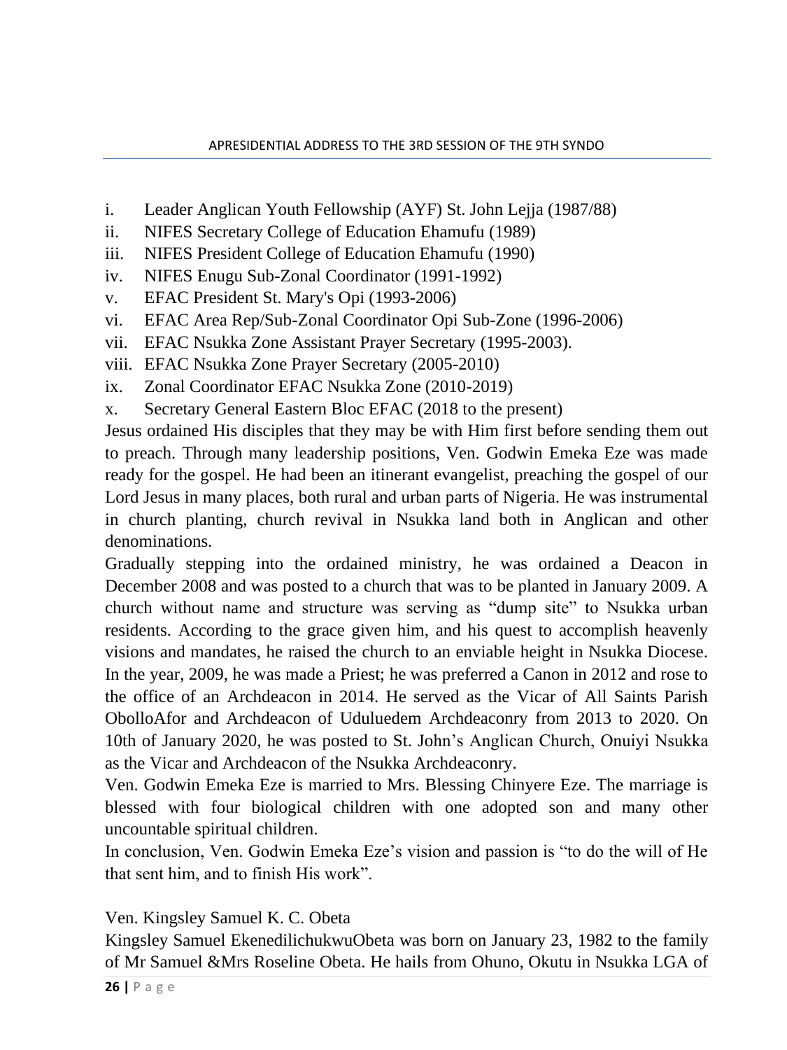i. Leader Anglican Youth Fellowship (AYF) St. John Lejja (1987/88)
ii. NIFES Secretary College of Education Ehamufu (1989)
iii. NIFES President College of Education Ehamufu (1990)
iv. NIFES Enugu Sub-Zonal Coordinator (1991-1992)
v. EFAC President St. Mary's Opi (1993-2006)
vi. EFAC Area Rep/Sub-Zonal Coordinator Opi Sub-Zone (1996-2006)
vii. EFAC Nsukka Zone Assistant Prayer Secretary (1995-2003).
viii. EFAC Nsukka Zone Prayer Secretary (2005-2010)
ix. Zonal Coordinator EFAC Nsukka Zone (2010-2019)
x. Secretary General Eastern Bloc EFAC (2018 to the present)

Jesus ordained His disciples that they may be with Him first before sending them out to preach. Through many leadership positions, Ven. Godwin Emeka Eze was made ready for the gospel. He had been an itinerant evangelist, preaching the gospel of our Lord Jesus in many places, both rural and urban parts of Nigeria. He was instrumental in church planting, church revival in Nsukka land both in Anglican and other denominations.

Gradually stepping into the ordained ministry, he was ordained a Deacon in December 2008 and was posted to a church that was to be planted in January 2009. A church without name and structure was serving as "dump site" to Nsukka urban residents. According to the grace given him, and his quest to accomplish heavenly visions and mandates, he raised the church to an enviable height in Nsukka Diocese. In the year, 2009, he was made a Priest; he was preferred a Canon in 2012 and rose to the office of an Archdeacon in 2014. He served as the Vicar of All Saints Parish ObolloAfor and Archdeacon of Uduluedem Archdeaconry from 2013 to 2020. On 10th of January 2020, he was posted to St. John's Anglican Church, Onuiyi Nsukka as the Vicar and Archdeacon of the Nsukka Archdeaconry.

Ven. Godwin Emeka Eze is married to Mrs. Blessing Chinyere Eze. The marriage is blessed with four biological children with one adopted son and many other uncountable spiritual children.

In conclusion, Ven. Godwin Emeka Eze's vision and passion is "to do the will of He that sent him, and to finish His work".

Ven. Kingsley Samuel K. C. Obeta

Kingsley Samuel EkenedilichukwuObeta was born on January 23, 1982 to the family of Mr Samuel &Mrs Roseline Obeta. He hails from Ohuno, Okutu in Nsukka LGA of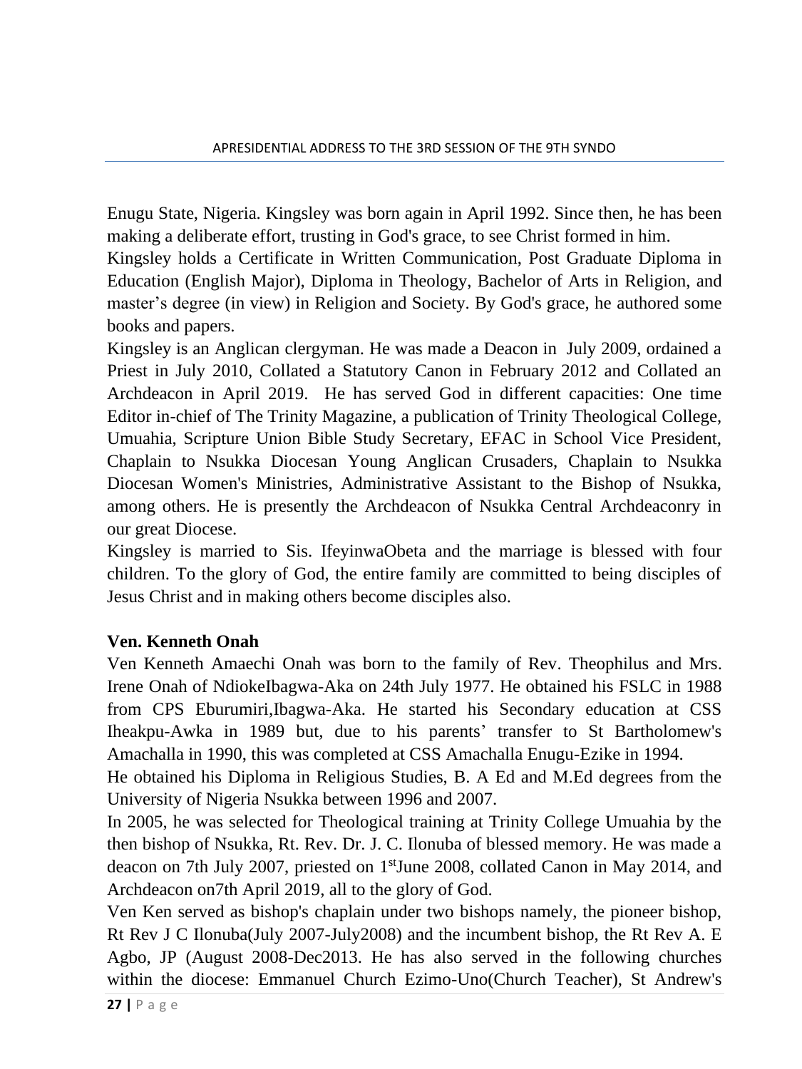Enugu State, Nigeria. Kingsley was born again in April 1992. Since then, he has been making a deliberate effort, trusting in God's grace, to see Christ formed in him.

Kingsley holds a Certificate in Written Communication, Post Graduate Diploma in Education (English Major), Diploma in Theology, Bachelor of Arts in Religion, and master's degree (in view) in Religion and Society. By God's grace, he authored some books and papers.

Kingsley is an Anglican clergyman. He was made a Deacon in July 2009, ordained a Priest in July 2010, Collated a Statutory Canon in February 2012 and Collated an Archdeacon in April 2019. He has served God in different capacities: One time Editor in-chief of The Trinity Magazine, a publication of Trinity Theological College, Umuahia, Scripture Union Bible Study Secretary, EFAC in School Vice President, Chaplain to Nsukka Diocesan Young Anglican Crusaders, Chaplain to Nsukka Diocesan Women's Ministries, Administrative Assistant to the Bishop of Nsukka, among others. He is presently the Archdeacon of Nsukka Central Archdeaconry in our great Diocese.

Kingsley is married to Sis. IfeyinwaObeta and the marriage is blessed with four children. To the glory of God, the entire family are committed to being disciples of Jesus Christ and in making others become disciples also.

**Ven. Kenneth Onah**

Ven Kenneth Amaechi Onah was born to the family of Rev. Theophilus and Mrs. Irene Onah of NdiokeIbagwa-Aka on 24th July 1977. He obtained his FSLC in 1988 from CPS Eburumiri,Ibagwa-Aka. He started his Secondary education at CSS Iheakpu-Awka in 1989 but, due to his parents' transfer to St Bartholomew's Amachalla in 1990, this was completed at CSS Amachalla Enugu-Ezike in 1994.

He obtained his Diploma in Religious Studies, B. A Ed and M.Ed degrees from the University of Nigeria Nsukka between 1996 and 2007.

In 2005, he was selected for Theological training at Trinity College Umuahia by the then bishop of Nsukka, Rt. Rev. Dr. J. C. Ilonuba of blessed memory. He was made a deacon on 7th July 2007, priested on 1stJune 2008, collated Canon in May 2014, and Archdeacon on7th April 2019, all to the glory of God.

Ven Ken served as bishop's chaplain under two bishops namely, the pioneer bishop, Rt Rev J C Ilonuba(July 2007-July2008) and the incumbent bishop, the Rt Rev A. E Agbo, JP (August 2008-Dec2013. He has also served in the following churches within the diocese: Emmanuel Church Ezimo-Uno(Church Teacher), St Andrew's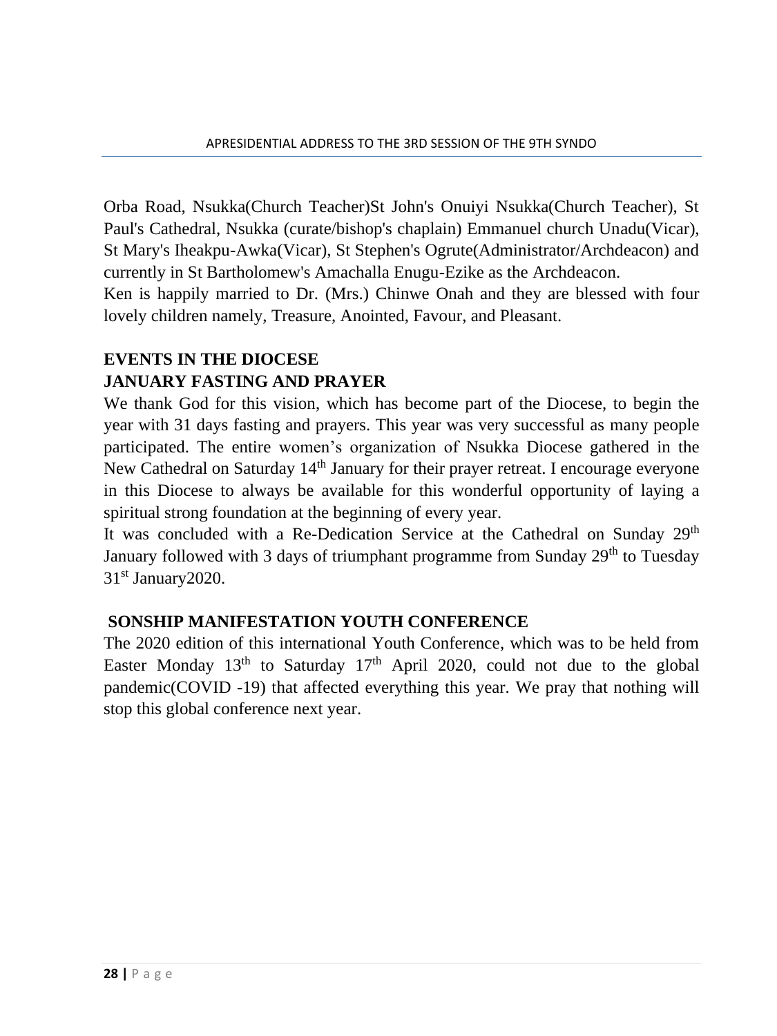Orba Road, Nsukka(Church Teacher)St John's Onuiyi Nsukka(Church Teacher), St Paul's Cathedral, Nsukka (curate/bishop's chaplain) Emmanuel church Unadu(Vicar), St Mary's Iheakpu-Awka(Vicar), St Stephen's Ogrute(Administrator/Archdeacon) and currently in St Bartholomew's Amachalla Enugu-Ezike as the Archdeacon.

Ken is happily married to Dr. (Mrs.) Chinwe Onah and they are blessed with four lovely children namely, Treasure, Anointed, Favour, and Pleasant.

## EVENTS IN THE DIOCESE

### JANUARY FASTING AND PRAYER

We thank God for this vision, which has become part of the Diocese, to begin the year with 31 days fasting and prayers. This year was very successful as many people participated. The entire women's organization of Nsukka Diocese gathered in the New Cathedral on Saturday 14th January for their prayer retreat. I encourage everyone in this Diocese to always be available for this wonderful opportunity of laying a spiritual strong foundation at the beginning of every year.

It was concluded with a Re-Dedication Service at the Cathedral on Sunday 29th January followed with 3 days of triumphant programme from Sunday 29th to Tuesday 31st January2020.

### SONSHIP MANIFESTATION YOUTH CONFERENCE

The 2020 edition of this international Youth Conference, which was to be held from Easter Monday 13th to Saturday 17th April 2020, could not due to the global pandemic(COVID -19) that affected everything this year. We pray that nothing will stop this global conference next year.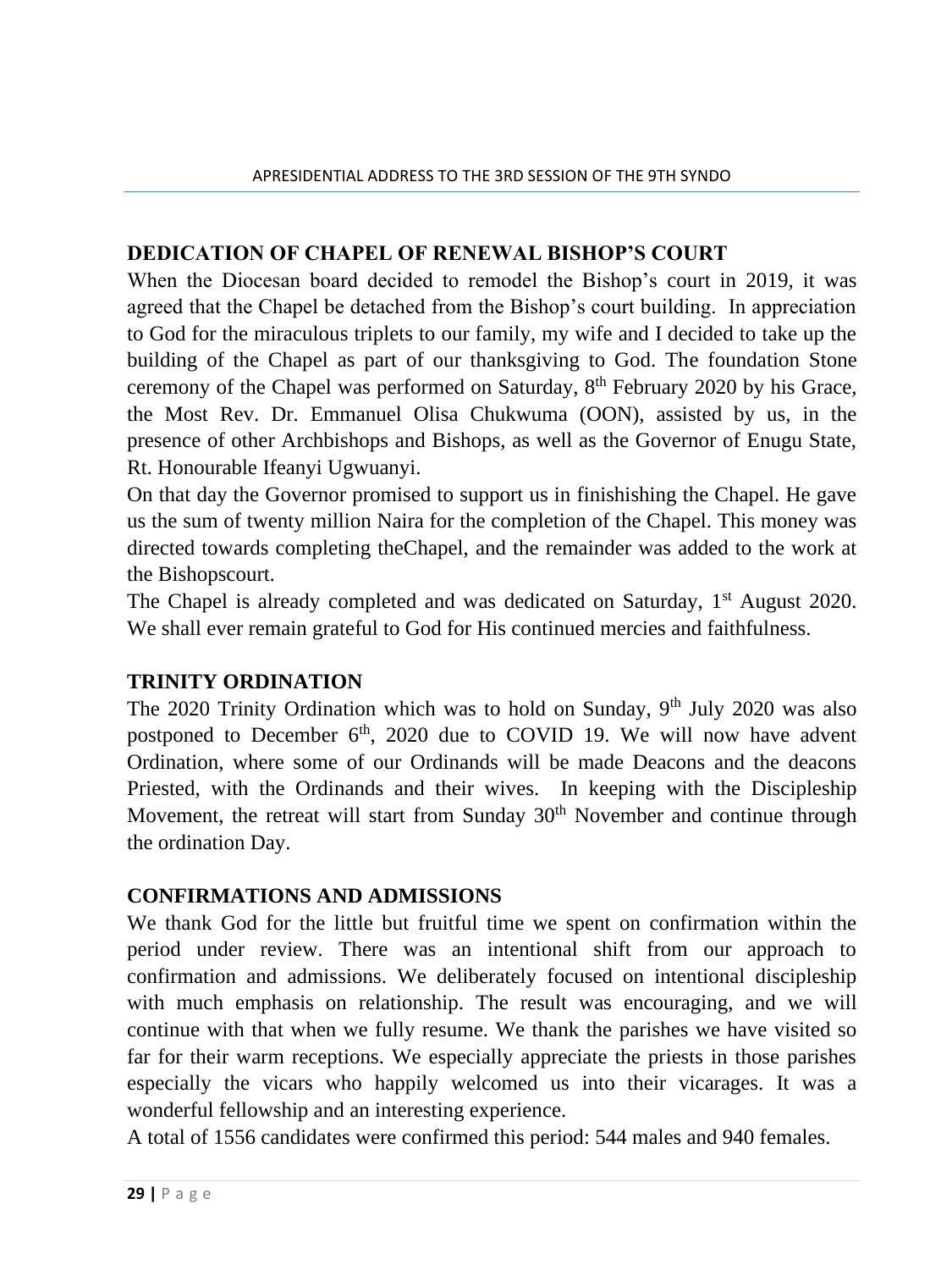## DEDICATION OF CHAPEL OF RENEWAL BISHOP'S COURT

When the Diocesan board decided to remodel the Bishop's court in 2019, it was agreed that the Chapel be detached from the Bishop's court building. In appreciation to God for the miraculous triplets to our family, my wife and I decided to take up the building of the Chapel as part of our thanksgiving to God. The foundation Stone ceremony of the Chapel was performed on Saturday, 8th February 2020 by his Grace, the Most Rev. Dr. Emmanuel Olisa Chukwuma (OON), assisted by us, in the presence of other Archbishops and Bishops, as well as the Governor of Enugu State, Rt. Honourable Ifeanyi Ugwuanyi.

On that day the Governor promised to support us in finishishing the Chapel. He gave us the sum of twenty million Naira for the completion of the Chapel. This money was directed towards completing theChapel, and the remainder was added to the work at the Bishopscourt.

The Chapel is already completed and was dedicated on Saturday, 1st August 2020. We shall ever remain grateful to God for His continued mercies and faithfulness.

## TRINITY ORDINATION

The 2020 Trinity Ordination which was to hold on Sunday, 9th July 2020 was also postponed to December 6th, 2020 due to COVID 19. We will now have advent Ordination, where some of our Ordinands will be made Deacons and the deacons Priested, with the Ordinands and their wives. In keeping with the Discipleship Movement, the retreat will start from Sunday 30th November and continue through the ordination Day.

## CONFIRMATIONS AND ADMISSIONS

We thank God for the little but fruitful time we spent on confirmation within the period under review. There was an intentional shift from our approach to confirmation and admissions. We deliberately focused on intentional discipleship with much emphasis on relationship. The result was encouraging, and we will continue with that when we fully resume. We thank the parishes we have visited so far for their warm receptions. We especially appreciate the priests in those parishes especially the vicars who happily welcomed us into their vicarages. It was a wonderful fellowship and an interesting experience.

A total of 1556 candidates were confirmed this period: 544 males and 940 females.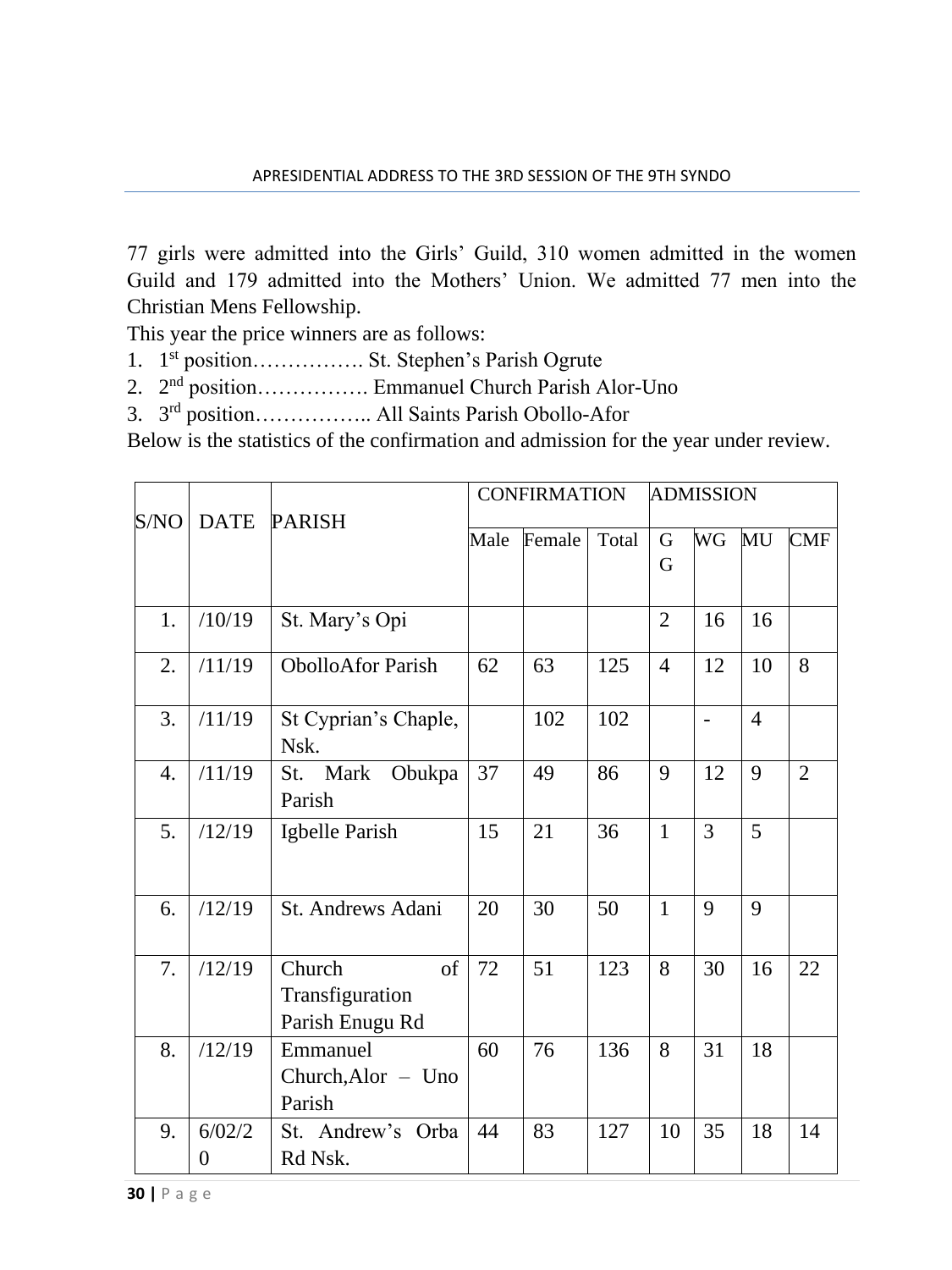77 girls were admitted into the Girls' Guild, 310 women admitted in the women Guild and 179 admitted into the Mothers' Union. We admitted 77 men into the Christian Mens Fellowship.

This year the price winners are as follows:

1. 1st position……………. St. Stephen's Parish Ogrute
2. 2nd position……………. Emmanuel Church Parish Alor-Uno
3. 3rd position…………….. All Saints Parish Obollo-Afor

Below is the statistics of the confirmation and admission for the year under review.

| S/NO | DATE | PARISH | CONFIRMATION | | | ADMISSION | | | |
|---|---|---|---|---|---|---|---|---|---|
| | | | Male | Female | Total | GG | WG | MU | CMF |
| 1. | /10/19 | St. Mary's Opi | | | | 2 | 16 | 16 | |
| 2. | /11/19 | ObolloAfor Parish | 62 | 63 | 125 | 4 | 12 | 10 | 8 |
| 3. | /11/19 | St Cyprian's Chaple, Nsk. | | 102 | 102 | | - | 4 | |
| 4. | /11/19 | St. Mark Obukpa Parish | 37 | 49 | 86 | 9 | 12 | 9 | 2 |
| 5. | /12/19 | Igbelle Parish | 15 | 21 | 36 | 1 | 3 | 5 | |
| 6. | /12/19 | St. Andrews Adani | 20 | 30 | 50 | 1 | 9 | 9 | |
| 7. | /12/19 | Church of Transfiguration Parish Enugu Rd | 72 | 51 | 123 | 8 | 30 | 16 | 22 |
| 8. | /12/19 | Emmanuel Church,Alor – Uno Parish | 60 | 76 | 136 | 8 | 31 | 18 | |
| 9. | 6/02/20 | St. Andrew's Orba Rd Nsk. | 44 | 83 | 127 | 10 | 35 | 18 | 14 |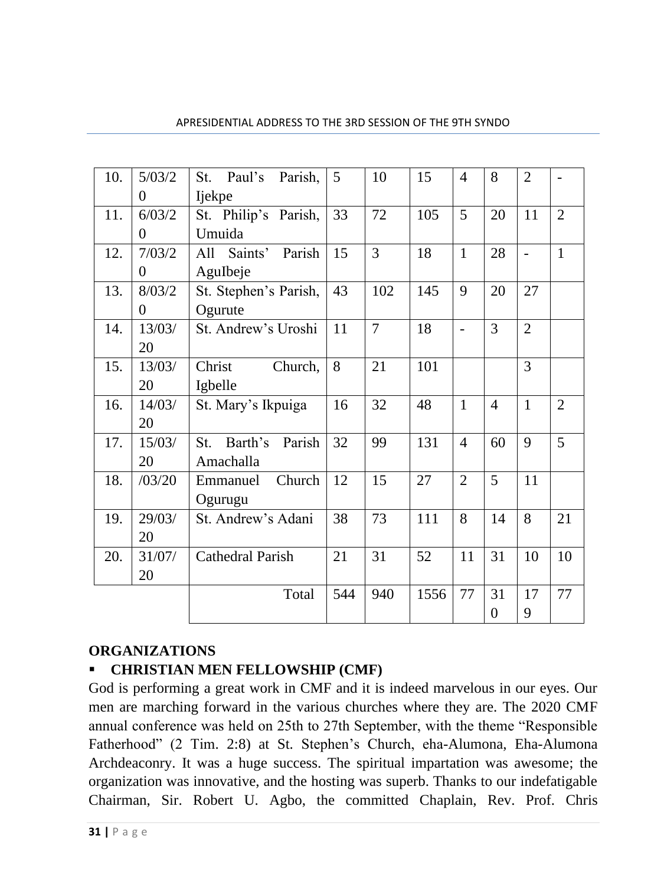| 10. | 5/03/20 | St. Paul's Parish, Ijekpe | 5 | 10 | 15 | 4 | 8 | 2 | - |
|---|---|---|---|---|---|---|---|---|---|
| 11. | 6/03/20 | St. Philip's Parish, Umuida | 33 | 72 | 105 | 5 | 20 | 11 | 2 |
| 12. | 7/03/20 | All Saints' Parish AguIbeje | 15 | 3 | 18 | 1 | 28 | - | 1 |
| 13. | 8/03/20 | St. Stephen's Parish, Ogurute | 43 | 102 | 145 | 9 | 20 | 27 | |
| 14. | 13/03/20 | St. Andrew's Uroshi | 11 | 7 | 18 | - | 3 | 2 | |
| 15. | 13/03/20 | Christ Church, Igbelle | 8 | 21 | 101 | | | 3 | |
| 16. | 14/03/20 | St. Mary's Ikpuiga | 16 | 32 | 48 | 1 | 4 | 1 | 2 |
| 17. | 15/03/20 | St. Barth's Parish Amachalla | 32 | 99 | 131 | 4 | 60 | 9 | 5 |
| 18. | /03/20 | Emmanuel Church Ogurugu | 12 | 15 | 27 | 2 | 5 | 11 | |
| 19. | 29/03/20 | St. Andrew's Adani | 38 | 73 | 111 | 8 | 14 | 8 | 21 |
| 20. | 31/07/20 | Cathedral Parish | 21 | 31 | 52 | 11 | 31 | 10 | 10 |
| | | Total | 544 | 940 | 1556 | 77 | 310 | 179 | 77 |

## ORGANIZATIONS

- **CHRISTIAN MEN FELLOWSHIP (CMF)**

God is performing a great work in CMF and it is indeed marvelous in our eyes. Our men are marching forward in the various churches where they are. The 2020 CMF annual conference was held on 25th to 27th September, with the theme "Responsible Fatherhood" (2 Tim. 2:8) at St. Stephen's Church, eha-Alumona, Eha-Alumona Archdeaconry. It was a huge success. The spiritual impartation was awesome; the organization was innovative, and the hosting was superb. Thanks to our indefatigable Chairman, Sir. Robert U. Agbo, the committed Chaplain, Rev. Prof. Chris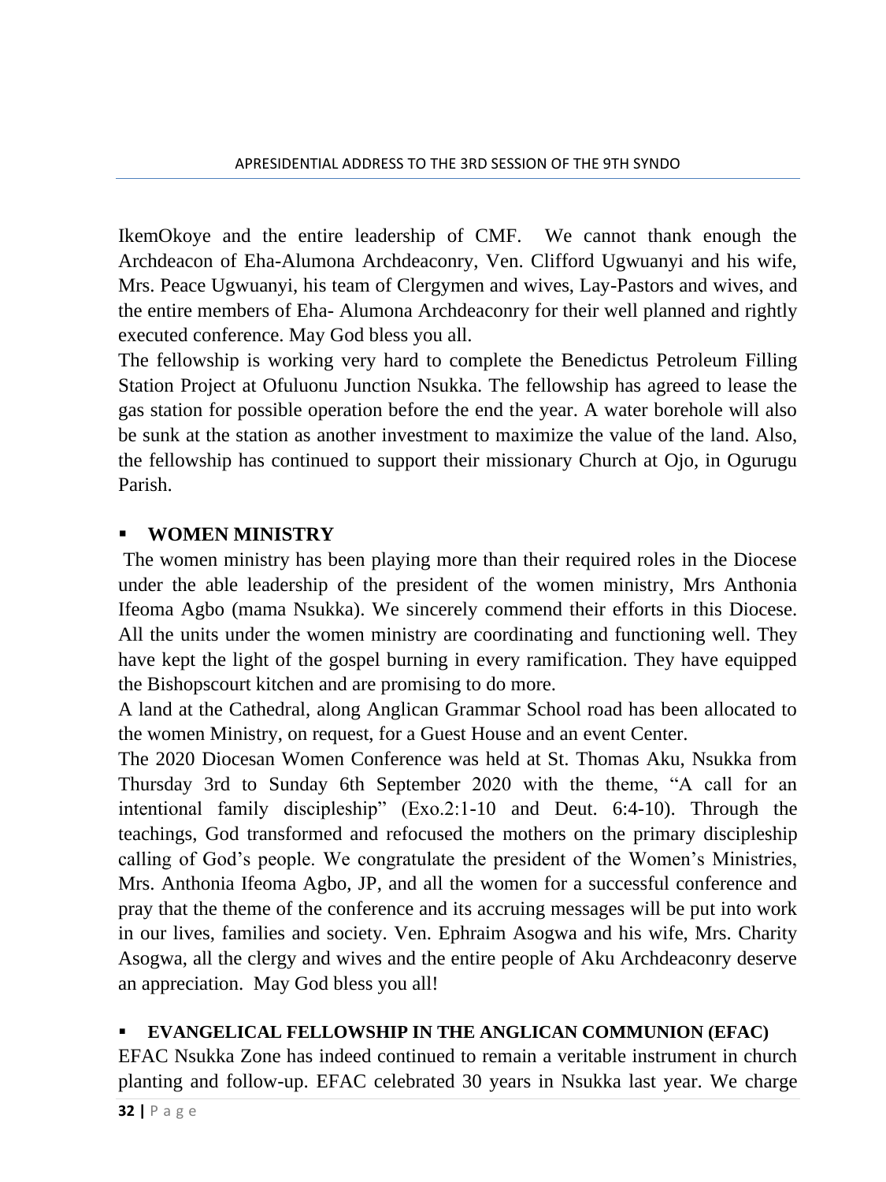IkemOkoye and the entire leadership of CMF. We cannot thank enough the Archdeacon of Eha-Alumona Archdeaconry, Ven. Clifford Ugwuanyi and his wife, Mrs. Peace Ugwuanyi, his team of Clergymen and wives, Lay-Pastors and wives, and the entire members of Eha- Alumona Archdeaconry for their well planned and rightly executed conference. May God bless you all.

The fellowship is working very hard to complete the Benedictus Petroleum Filling Station Project at Ofuluonu Junction Nsukka. The fellowship has agreed to lease the gas station for possible operation before the end the year. A water borehole will also be sunk at the station as another investment to maximize the value of the land. Also, the fellowship has continued to support their missionary Church at Ojo, in Ogurugu Parish.

- **WOMEN MINISTRY**

The women ministry has been playing more than their required roles in the Diocese under the able leadership of the president of the women ministry, Mrs Anthonia Ifeoma Agbo (mama Nsukka). We sincerely commend their efforts in this Diocese. All the units under the women ministry are coordinating and functioning well. They have kept the light of the gospel burning in every ramification. They have equipped the Bishopscourt kitchen and are promising to do more.

A land at the Cathedral, along Anglican Grammar School road has been allocated to the women Ministry, on request, for a Guest House and an event Center.

The 2020 Diocesan Women Conference was held at St. Thomas Aku, Nsukka from Thursday 3rd to Sunday 6th September 2020 with the theme, "A call for an intentional family discipleship" (Exo.2:1-10 and Deut. 6:4-10). Through the teachings, God transformed and refocused the mothers on the primary discipleship calling of God's people. We congratulate the president of the Women's Ministries, Mrs. Anthonia Ifeoma Agbo, JP, and all the women for a successful conference and pray that the theme of the conference and its accruing messages will be put into work in our lives, families and society. Ven. Ephraim Asogwa and his wife, Mrs. Charity Asogwa, all the clergy and wives and the entire people of Aku Archdeaconry deserve an appreciation. May God bless you all!

- **EVANGELICAL FELLOWSHIP IN THE ANGLICAN COMMUNION (EFAC)**

EFAC Nsukka Zone has indeed continued to remain a veritable instrument in church planting and follow-up. EFAC celebrated 30 years in Nsukka last year. We charge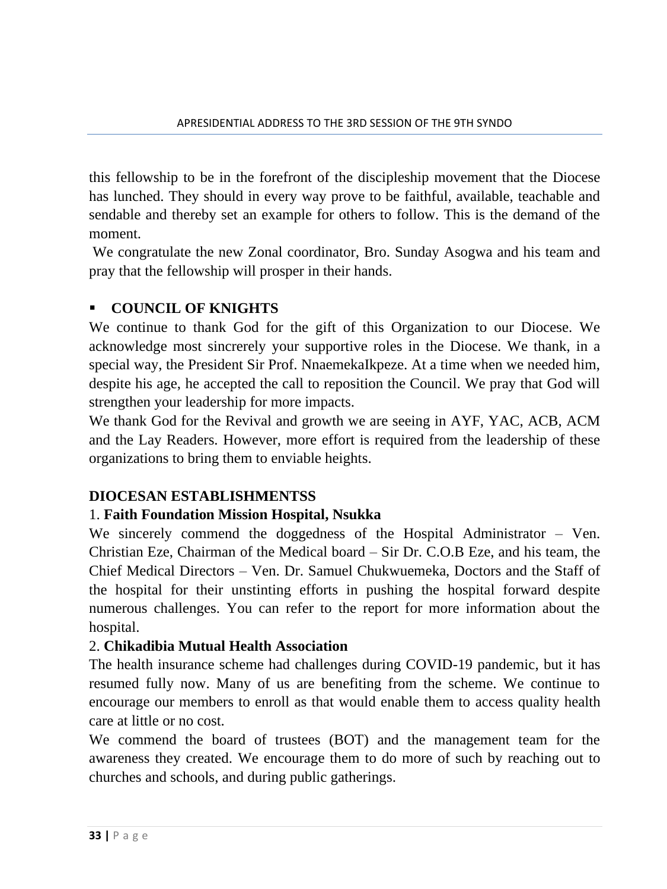this fellowship to be in the forefront of the discipleship movement that the Diocese has lunched. They should in every way prove to be faithful, available, teachable and sendable and thereby set an example for others to follow. This is the demand of the moment.

We congratulate the new Zonal coordinator, Bro. Sunday Asogwa and his team and pray that the fellowship will prosper in their hands.

- **COUNCIL OF KNIGHTS**

We continue to thank God for the gift of this Organization to our Diocese. We acknowledge most sincrerely your supportive roles in the Diocese. We thank, in a special way, the President Sir Prof. NnaemekaIkpeze. At a time when we needed him, despite his age, he accepted the call to reposition the Council. We pray that God will strengthen your leadership for more impacts.

We thank God for the Revival and growth we are seeing in AYF, YAC, ACB, ACM and the Lay Readers. However, more effort is required from the leadership of these organizations to bring them to enviable heights.

**DIOCESAN ESTABLISHMENTSS**

1. **Faith Foundation Mission Hospital, Nsukka**

We sincerely commend the doggedness of the Hospital Administrator – Ven. Christian Eze, Chairman of the Medical board – Sir Dr. C.O.B Eze, and his team, the Chief Medical Directors – Ven. Dr. Samuel Chukwuemeka, Doctors and the Staff of the hospital for their unstinting efforts in pushing the hospital forward despite numerous challenges. You can refer to the report for more information about the hospital.

2. **Chikadibia Mutual Health Association**

The health insurance scheme had challenges during COVID-19 pandemic, but it has resumed fully now. Many of us are benefiting from the scheme. We continue to encourage our members to enroll as that would enable them to access quality health care at little or no cost.

We commend the board of trustees (BOT) and the management team for the awareness they created. We encourage them to do more of such by reaching out to churches and schools, and during public gatherings.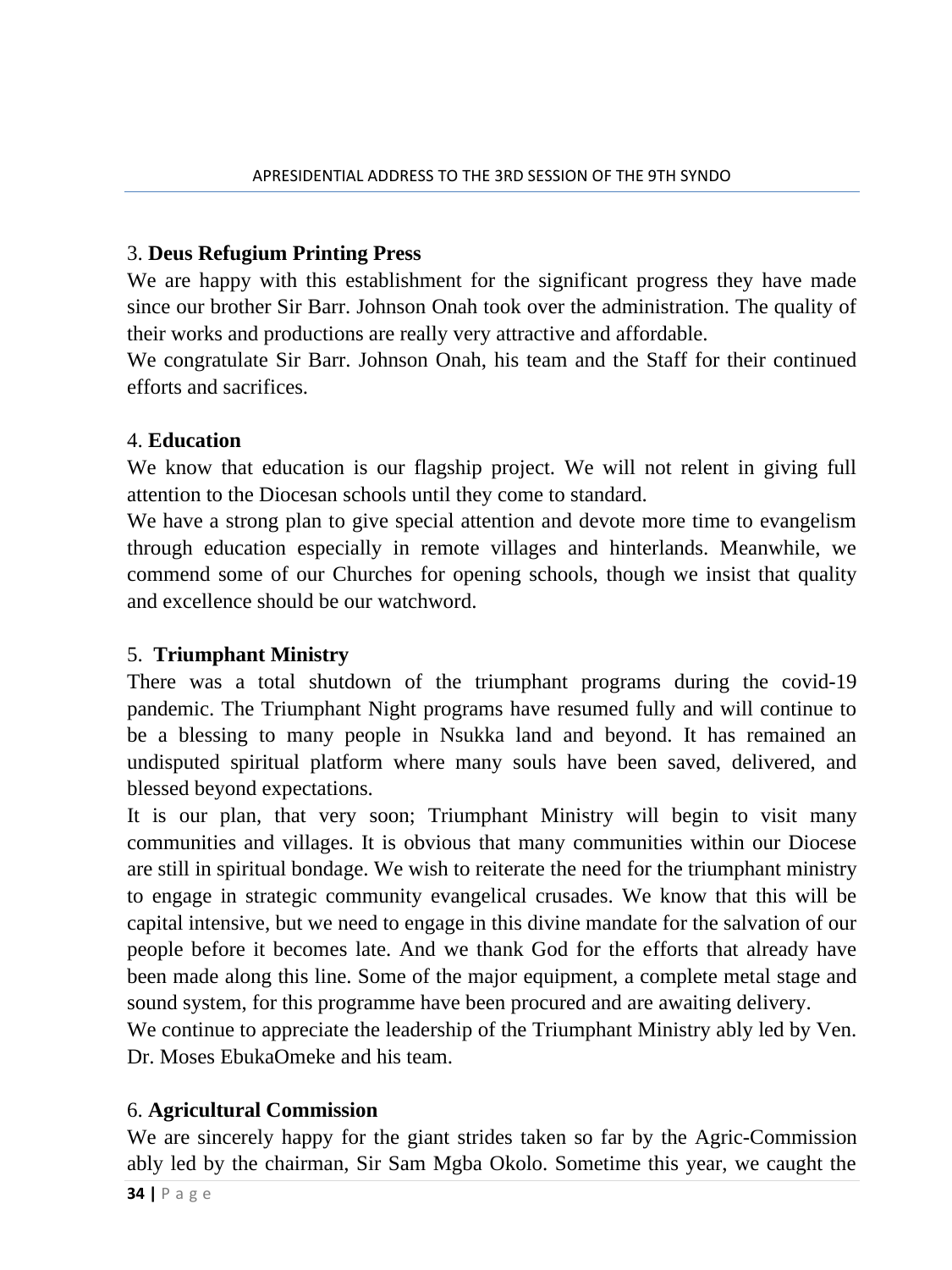3. **Deus Refugium Printing Press**

We are happy with this establishment for the significant progress they have made since our brother Sir Barr. Johnson Onah took over the administration. The quality of their works and productions are really very attractive and affordable.

We congratulate Sir Barr. Johnson Onah, his team and the Staff for their continued efforts and sacrifices.

4. **Education**

We know that education is our flagship project. We will not relent in giving full attention to the Diocesan schools until they come to standard.

We have a strong plan to give special attention and devote more time to evangelism through education especially in remote villages and hinterlands. Meanwhile, we commend some of our Churches for opening schools, though we insist that quality and excellence should be our watchword.

5. **Triumphant Ministry**

There was a total shutdown of the triumphant programs during the covid-19 pandemic. The Triumphant Night programs have resumed fully and will continue to be a blessing to many people in Nsukka land and beyond. It has remained an undisputed spiritual platform where many souls have been saved, delivered, and blessed beyond expectations.

It is our plan, that very soon; Triumphant Ministry will begin to visit many communities and villages. It is obvious that many communities within our Diocese are still in spiritual bondage. We wish to reiterate the need for the triumphant ministry to engage in strategic community evangelical crusades. We know that this will be capital intensive, but we need to engage in this divine mandate for the salvation of our people before it becomes late. And we thank God for the efforts that already have been made along this line. Some of the major equipment, a complete metal stage and sound system, for this programme have been procured and are awaiting delivery.

We continue to appreciate the leadership of the Triumphant Ministry ably led by Ven. Dr. Moses EbukaOmeke and his team.

6. **Agricultural Commission**

We are sincerely happy for the giant strides taken so far by the Agric-Commission ably led by the chairman, Sir Sam Mgba Okolo. Sometime this year, we caught the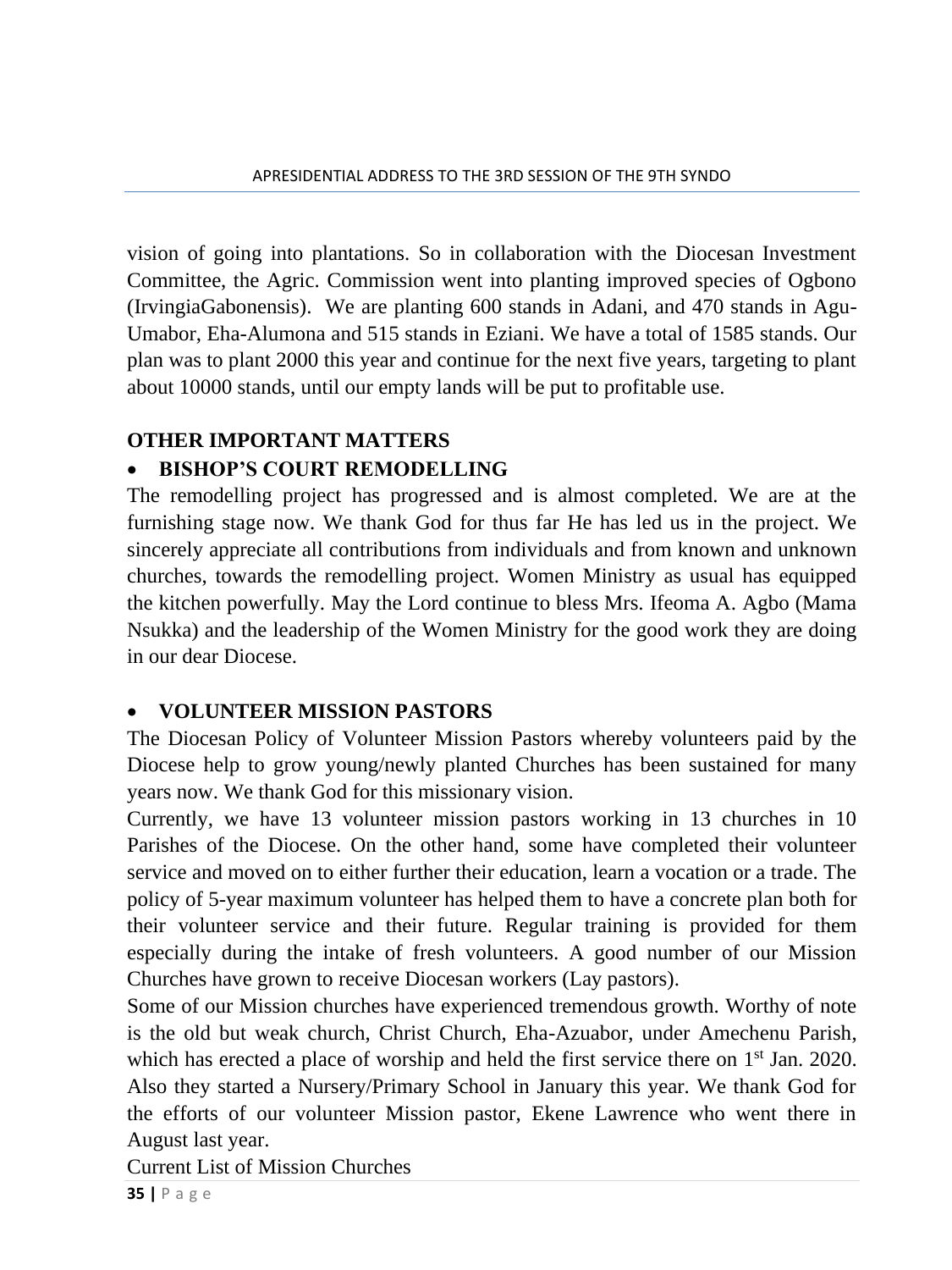vision of going into plantations. So in collaboration with the Diocesan Investment Committee, the Agric. Commission went into planting improved species of Ogbono (IrvingiaGabonensis). We are planting 600 stands in Adani, and 470 stands in Agu-Umabor, Eha-Alumona and 515 stands in Eziani. We have a total of 1585 stands. Our plan was to plant 2000 this year and continue for the next five years, targeting to plant about 10000 stands, until our empty lands will be put to profitable use.

## OTHER IMPORTANT MATTERS

- **BISHOP'S COURT REMODELLING**

The remodelling project has progressed and is almost completed. We are at the furnishing stage now. We thank God for thus far He has led us in the project. We sincerely appreciate all contributions from individuals and from known and unknown churches, towards the remodelling project. Women Ministry as usual has equipped the kitchen powerfully. May the Lord continue to bless Mrs. Ifeoma A. Agbo (Mama Nsukka) and the leadership of the Women Ministry for the good work they are doing in our dear Diocese.

- **VOLUNTEER MISSION PASTORS**

The Diocesan Policy of Volunteer Mission Pastors whereby volunteers paid by the Diocese help to grow young/newly planted Churches has been sustained for many years now. We thank God for this missionary vision.

Currently, we have 13 volunteer mission pastors working in 13 churches in 10 Parishes of the Diocese. On the other hand, some have completed their volunteer service and moved on to either further their education, learn a vocation or a trade. The policy of 5-year maximum volunteer has helped them to have a concrete plan both for their volunteer service and their future. Regular training is provided for them especially during the intake of fresh volunteers. A good number of our Mission Churches have grown to receive Diocesan workers (Lay pastors).

Some of our Mission churches have experienced tremendous growth. Worthy of note is the old but weak church, Christ Church, Eha-Azuabor, under Amechenu Parish, which has erected a place of worship and held the first service there on 1st Jan. 2020. Also they started a Nursery/Primary School in January this year. We thank God for the efforts of our volunteer Mission pastor, Ekene Lawrence who went there in August last year.

Current List of Mission Churches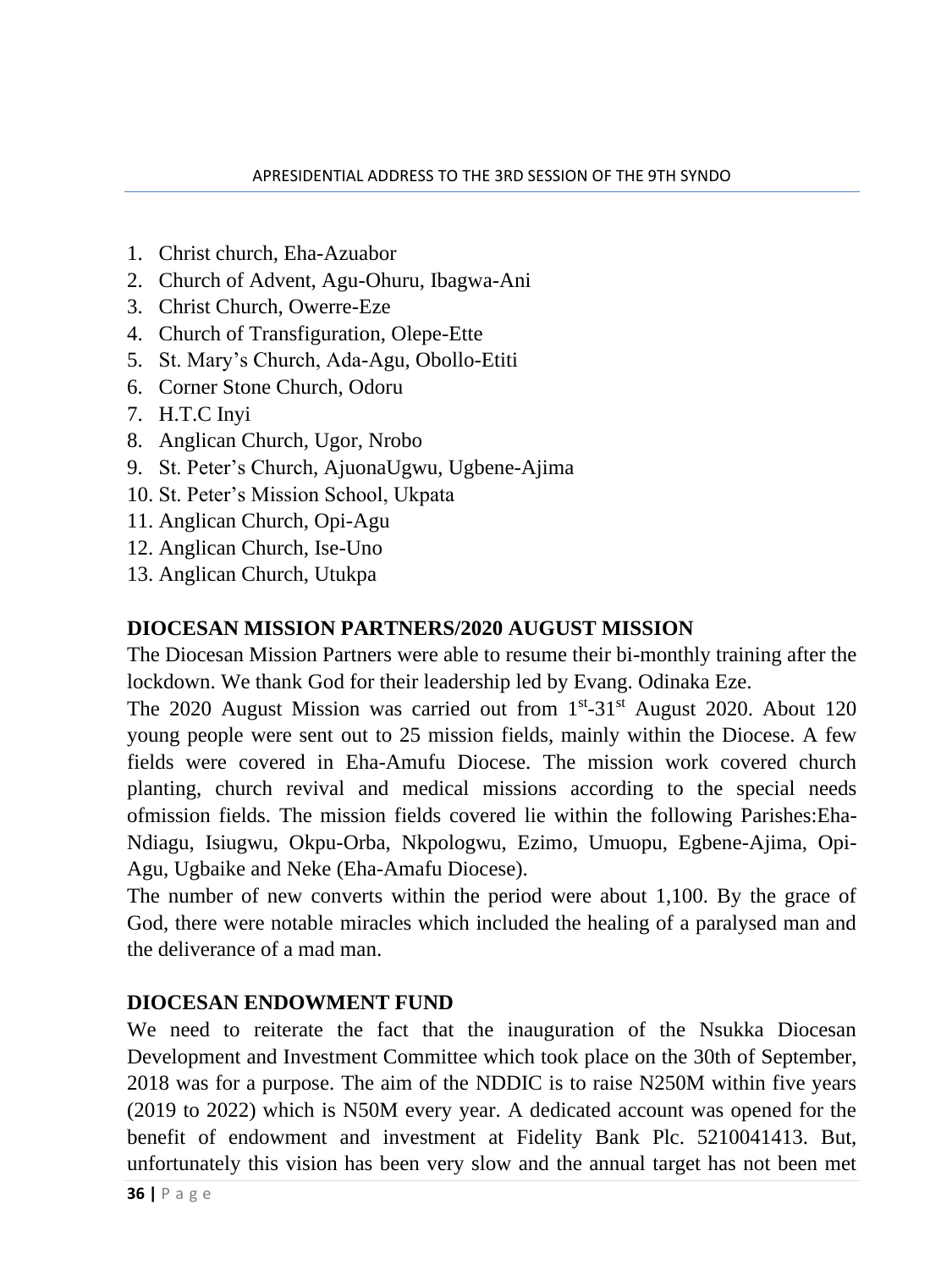1. Christ church, Eha-Azuabor
2. Church of Advent, Agu-Ohuru, Ibagwa-Ani
3. Christ Church, Owerre-Eze
4. Church of Transfiguration, Olepe-Ette
5. St. Mary's Church, Ada-Agu, Obollo-Etiti
6. Corner Stone Church, Odoru
7. H.T.C Inyi
8. Anglican Church, Ugor, Nrobo
9. St. Peter's Church, AjuonaUgwu, Ugbene-Ajima
10. St. Peter's Mission School, Ukpata
11. Anglican Church, Opi-Agu
12. Anglican Church, Ise-Uno
13. Anglican Church, Utukpa

**DIOCESAN MISSION PARTNERS/2020 AUGUST MISSION**

The Diocesan Mission Partners were able to resume their bi-monthly training after the lockdown. We thank God for their leadership led by Evang. Odinaka Eze.

The 2020 August Mission was carried out from 1st-31st August 2020. About 120 young people were sent out to 25 mission fields, mainly within the Diocese. A few fields were covered in Eha-Amufu Diocese. The mission work covered church planting, church revival and medical missions according to the special needs ofmission fields. The mission fields covered lie within the following Parishes:Eha-Ndiagu, Isiugwu, Okpu-Orba, Nkpologwu, Ezimo, Umuopu, Egbene-Ajima, Opi-Agu, Ugbaike and Neke (Eha-Amafu Diocese).

The number of new converts within the period were about 1,100. By the grace of God, there were notable miracles which included the healing of a paralysed man and the deliverance of a mad man.

**DIOCESAN ENDOWMENT FUND**

We need to reiterate the fact that the inauguration of the Nsukka Diocesan Development and Investment Committee which took place on the 30th of September, 2018 was for a purpose. The aim of the NDDIC is to raise N250M within five years (2019 to 2022) which is N50M every year. A dedicated account was opened for the benefit of endowment and investment at Fidelity Bank Plc. 5210041413. But, unfortunately this vision has been very slow and the annual target has not been met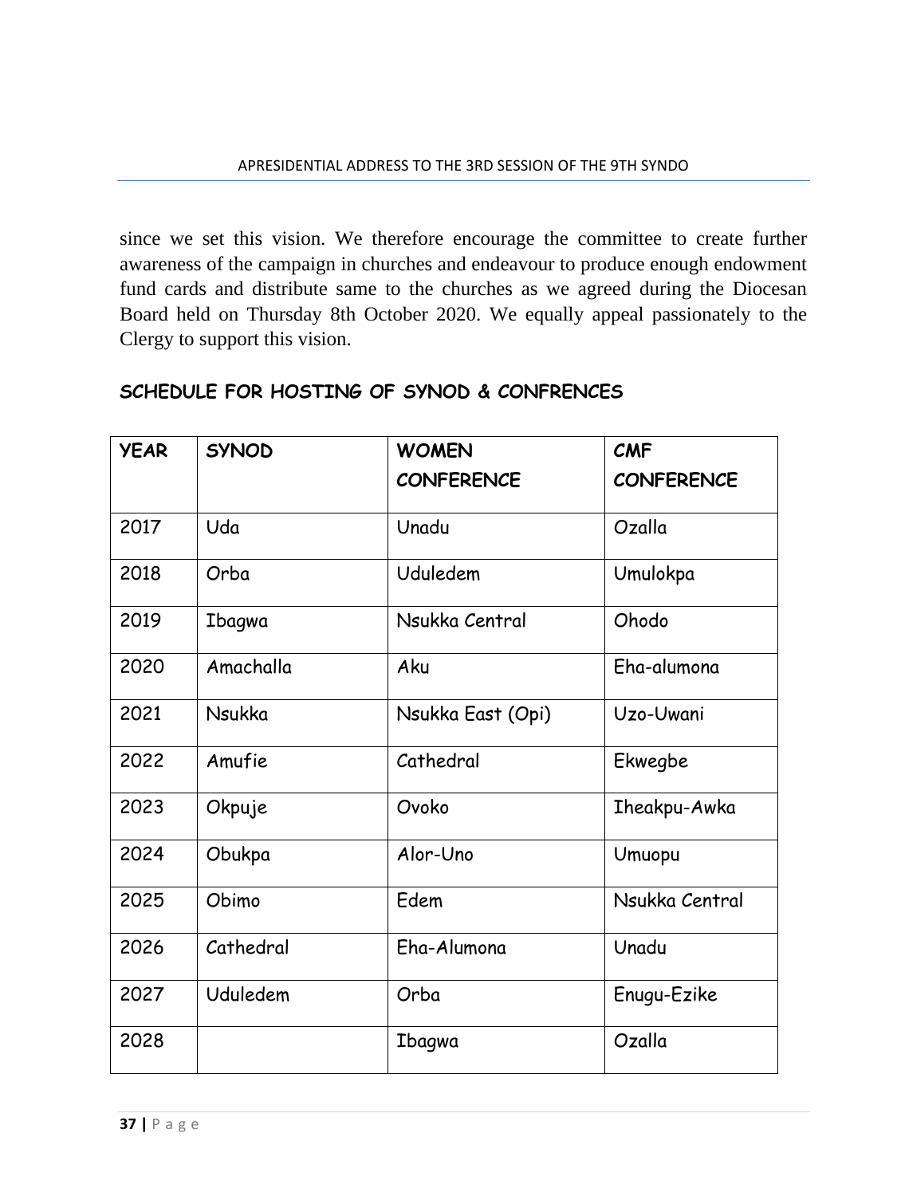since we set this vision. We therefore encourage the committee to create further awareness of the campaign in churches and endeavour to produce enough endowment fund cards and distribute same to the churches as we agreed during the Diocesan Board held on Thursday 8th October 2020. We equally appeal passionately to the Clergy to support this vision.

## SCHEDULE FOR HOSTING OF SYNOD & CONFRENCES

| YEAR | SYNOD | WOMEN CONFERENCE | CMF CONFERENCE |
|---|---|---|---|
| 2017 | Uda | Unadu | Ozalla |
| 2018 | Orba | Uduledem | Umulokpa |
| 2019 | Ibagwa | Nsukka Central | Ohodo |
| 2020 | Amachalla | Aku | Eha-alumona |
| 2021 | Nsukka | Nsukka East (Opi) | Uzo-Uwani |
| 2022 | Amufie | Cathedral | Ekwegbe |
| 2023 | Okpuje | Ovoko | Iheakpu-Awka |
| 2024 | Obukpa | Alor-Uno | Umuopu |
| 2025 | Obimo | Edem | Nsukka Central |
| 2026 | Cathedral | Eha-Alumona | Unadu |
| 2027 | Uduledem | Orba | Enugu-Ezike |
| 2028 | | Ibagwa | Ozalla |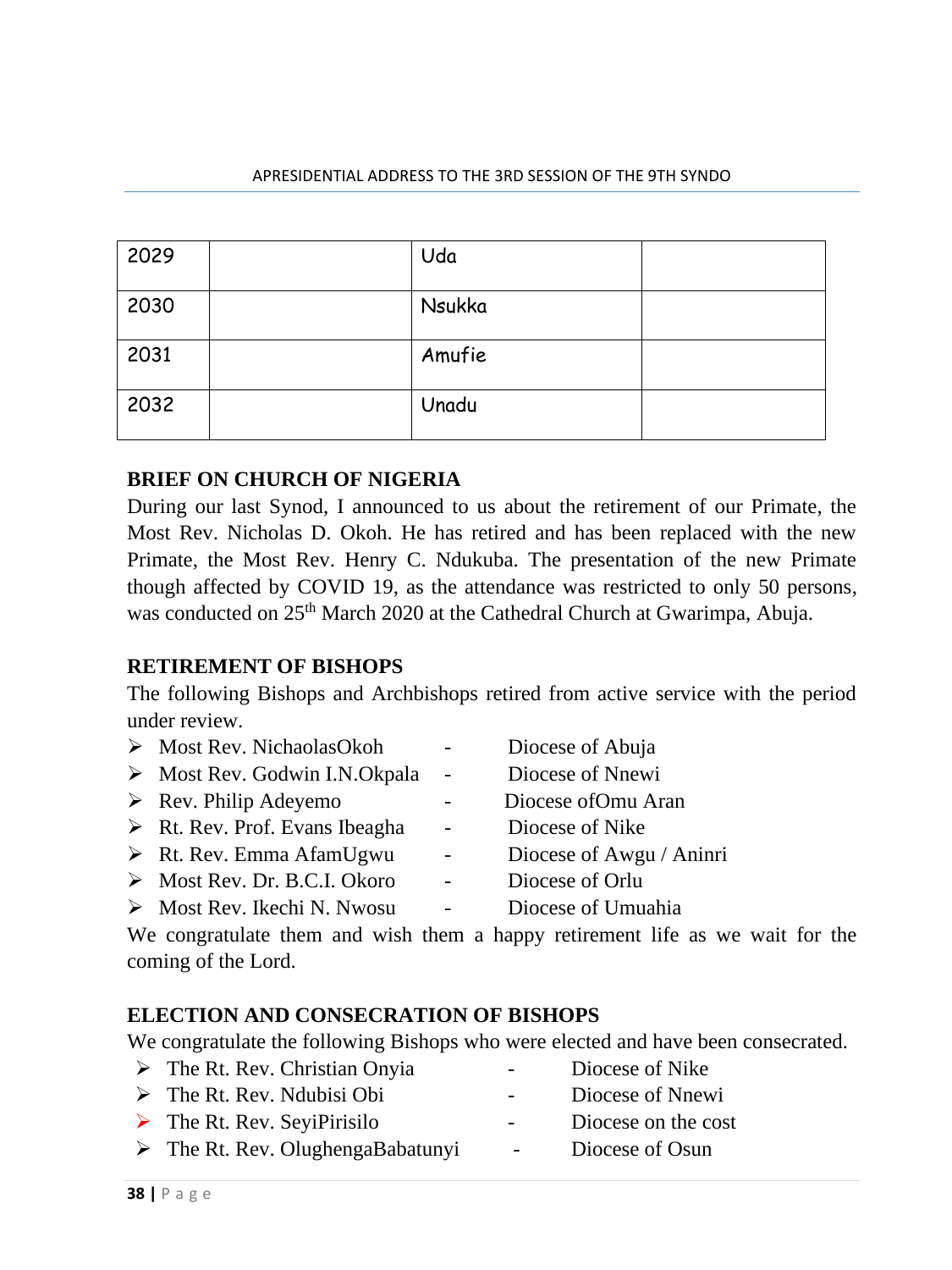| 2029 | | Uda | |
|---|---|---|---|
| 2030 | | Nsukka | |
| 2031 | | Amufie | |
| 2032 | | Unadu | |

## BRIEF ON CHURCH OF NIGERIA

During our last Synod, I announced to us about the retirement of our Primate, the Most Rev. Nicholas D. Okoh. He has retired and has been replaced with the new Primate, the Most Rev. Henry C. Ndukuba. The presentation of the new Primate though affected by COVID 19, as the attendance was restricted to only 50 persons, was conducted on 25th March 2020 at the Cathedral Church at Gwarimpa, Abuja.

## RETIREMENT OF BISHOPS

The following Bishops and Archbishops retired from active service with the period under review.

- Most Rev. NichaolasOkoh - Diocese of Abuja
- Most Rev. Godwin I.N.Okpala - Diocese of Nnewi
- Rev. Philip Adeyemo - Diocese ofOmu Aran
- Rt. Rev. Prof. Evans Ibeagha - Diocese of Nike
- Rt. Rev. Emma AfamUgwu - Diocese of Awgu / Aninri
- Most Rev. Dr. B.C.I. Okoro - Diocese of Orlu
- Most Rev. Ikechi N. Nwosu - Diocese of Umuahia

We congratulate them and wish them a happy retirement life as we wait for the coming of the Lord.

## ELECTION AND CONSECRATION OF BISHOPS

We congratulate the following Bishops who were elected and have been consecrated.

- The Rt. Rev. Christian Onyia - Diocese of Nike
- The Rt. Rev. Ndubisi Obi - Diocese of Nnewi
- The Rt. Rev. SeyiPirisilo - Diocese on the cost
- The Rt. Rev. OlughengaBabatunyi - Diocese of Osun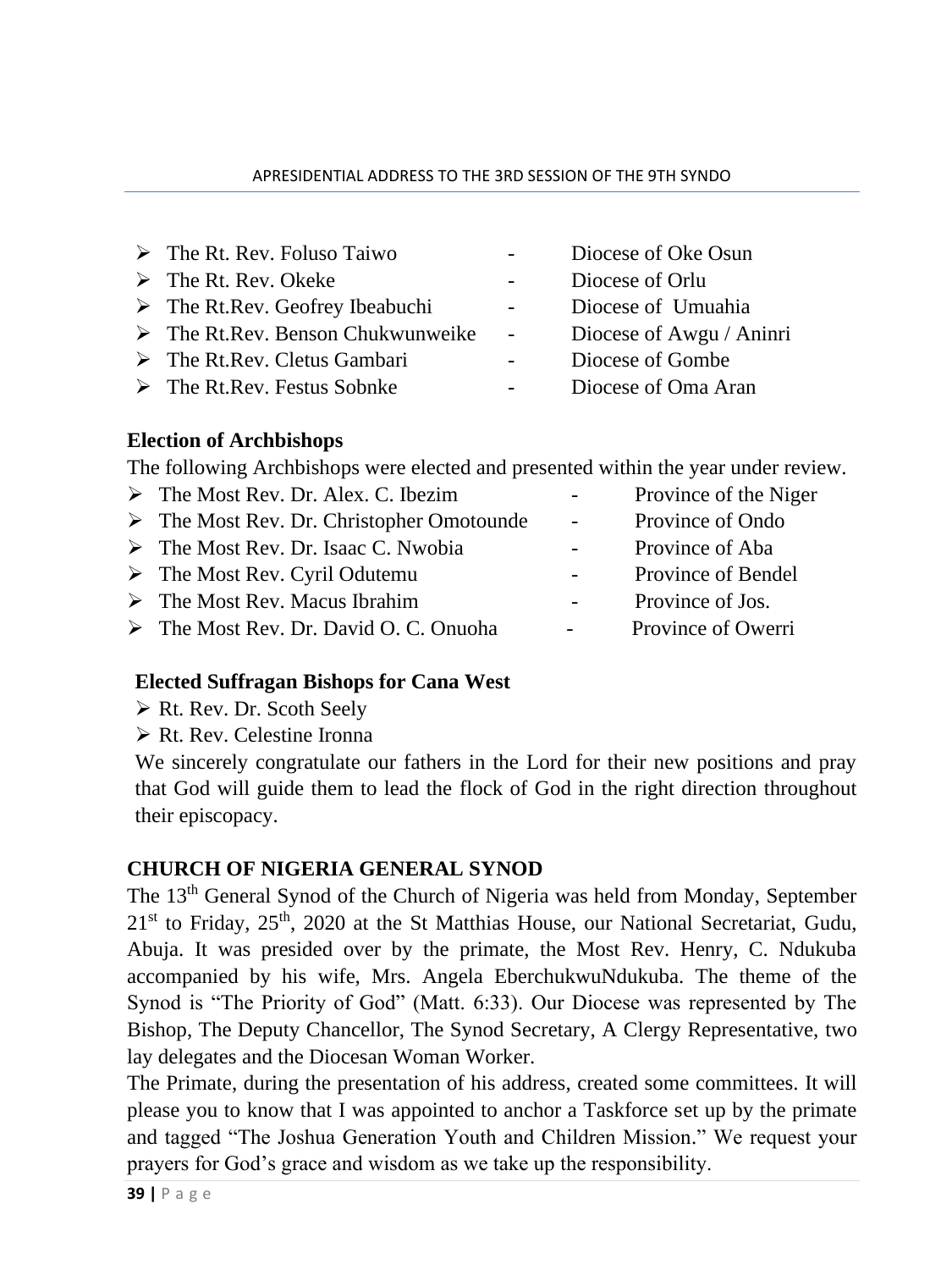- The Rt. Rev. Foluso Taiwo - Diocese of Oke Osun
- The Rt. Rev. Okeke - Diocese of Orlu
- The Rt.Rev. Geofrey Ibeabuchi - Diocese of Umuahia
- The Rt.Rev. Benson Chukwunweike - Diocese of Awgu / Aninri
- The Rt.Rev. Cletus Gambari - Diocese of Gombe
- The Rt.Rev. Festus Sobnke - Diocese of Oma Aran

**Election of Archbishops**

The following Archbishops were elected and presented within the year under review.

- The Most Rev. Dr. Alex. C. Ibezim - Province of the Niger
- The Most Rev. Dr. Christopher Omotounde - Province of Ondo
- The Most Rev. Dr. Isaac C. Nwobia - Province of Aba
- The Most Rev. Cyril Odutemu - Province of Bendel
- The Most Rev. Macus Ibrahim - Province of Jos.
- The Most Rev. Dr. David O. C. Onuoha - Province of Owerri

**Elected Suffragan Bishops for Cana West**

- Rt. Rev. Dr. Scoth Seely
- Rt. Rev. Celestine Ironna

We sincerely congratulate our fathers in the Lord for their new positions and pray that God will guide them to lead the flock of God in the right direction throughout their episcopacy.

**CHURCH OF NIGERIA GENERAL SYNOD**

The 13th General Synod of the Church of Nigeria was held from Monday, September 21st to Friday, 25th, 2020 at the St Matthias House, our National Secretariat, Gudu, Abuja. It was presided over by the primate, the Most Rev. Henry, C. Ndukuba accompanied by his wife, Mrs. Angela EberchukwuNdukuba. The theme of the Synod is "The Priority of God" (Matt. 6:33). Our Diocese was represented by The Bishop, The Deputy Chancellor, The Synod Secretary, A Clergy Representative, two lay delegates and the Diocesan Woman Worker.

The Primate, during the presentation of his address, created some committees. It will please you to know that I was appointed to anchor a Taskforce set up by the primate and tagged "The Joshua Generation Youth and Children Mission." We request your prayers for God's grace and wisdom as we take up the responsibility.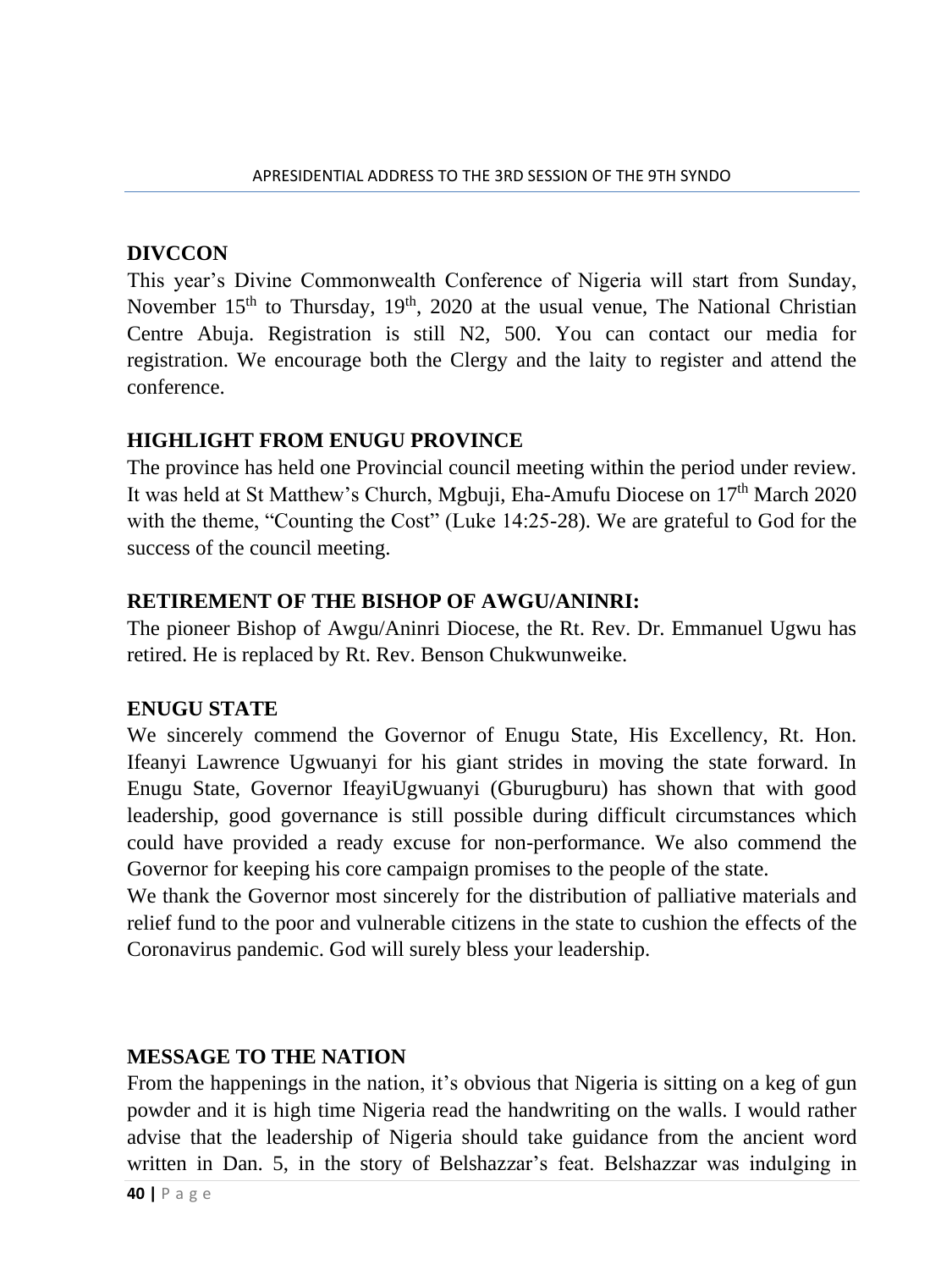**DIVCCON**

This year's Divine Commonwealth Conference of Nigeria will start from Sunday, November 15th to Thursday, 19th, 2020 at the usual venue, The National Christian Centre Abuja. Registration is still N2, 500. You can contact our media for registration. We encourage both the Clergy and the laity to register and attend the conference.

**HIGHLIGHT FROM ENUGU PROVINCE**

The province has held one Provincial council meeting within the period under review. It was held at St Matthew's Church, Mgbuji, Eha-Amufu Diocese on 17th March 2020 with the theme, "Counting the Cost" (Luke 14:25-28). We are grateful to God for the success of the council meeting.

**RETIREMENT OF THE BISHOP OF AWGU/ANINRI:**

The pioneer Bishop of Awgu/Aninri Diocese, the Rt. Rev. Dr. Emmanuel Ugwu has retired. He is replaced by Rt. Rev. Benson Chukwunweike.

**ENUGU STATE**

We sincerely commend the Governor of Enugu State, His Excellency, Rt. Hon. Ifeanyi Lawrence Ugwuanyi for his giant strides in moving the state forward. In Enugu State, Governor IfeayiUgwuanyi (Gburugburu) has shown that with good leadership, good governance is still possible during difficult circumstances which could have provided a ready excuse for non-performance. We also commend the Governor for keeping his core campaign promises to the people of the state.

We thank the Governor most sincerely for the distribution of palliative materials and relief fund to the poor and vulnerable citizens in the state to cushion the effects of the Coronavirus pandemic. God will surely bless your leadership.

**MESSAGE TO THE NATION**

From the happenings in the nation, it's obvious that Nigeria is sitting on a keg of gun powder and it is high time Nigeria read the handwriting on the walls. I would rather advise that the leadership of Nigeria should take guidance from the ancient word written in Dan. 5, in the story of Belshazzar's feat. Belshazzar was indulging in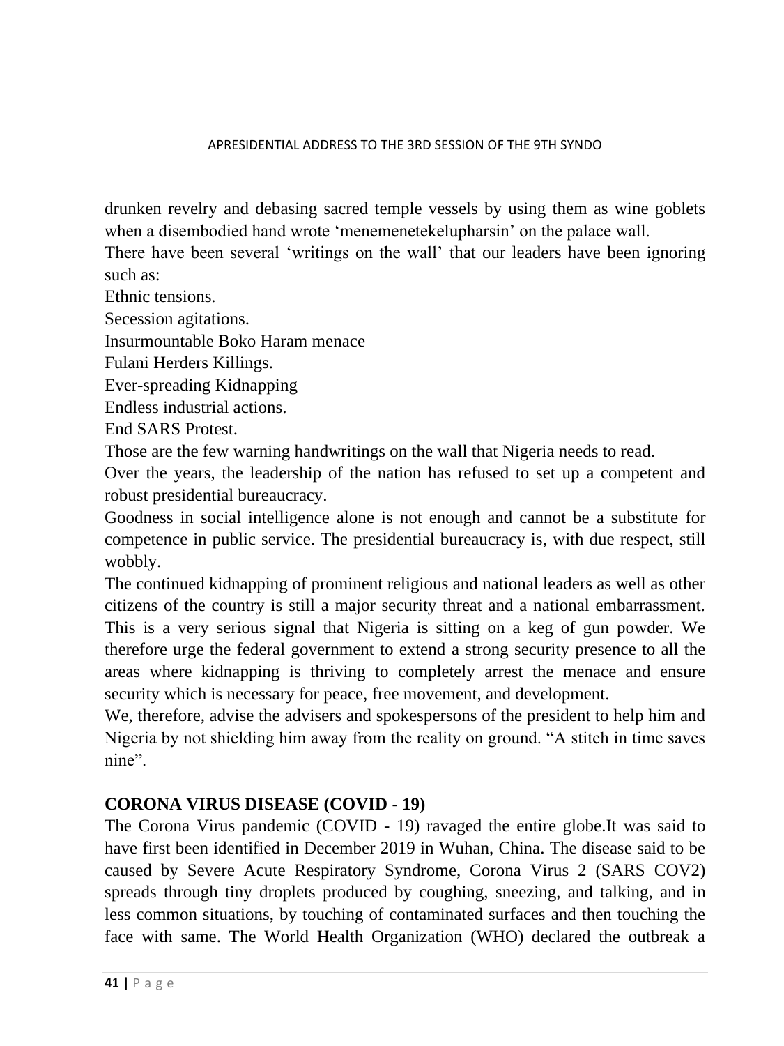drunken revelry and debasing sacred temple vessels by using them as wine goblets when a disembodied hand wrote ‘menemenetekelupharsin’ on the palace wall.

There have been several ‘writings on the wall’ that our leaders have been ignoring such as:

Ethnic tensions.

Secession agitations.

Insurmountable Boko Haram menace

Fulani Herders Killings.

Ever-spreading Kidnapping

Endless industrial actions.

End SARS Protest.

Those are the few warning handwritings on the wall that Nigeria needs to read.

Over the years, the leadership of the nation has refused to set up a competent and robust presidential bureaucracy.

Goodness in social intelligence alone is not enough and cannot be a substitute for competence in public service. The presidential bureaucracy is, with due respect, still wobbly.

The continued kidnapping of prominent religious and national leaders as well as other citizens of the country is still a major security threat and a national embarrassment. This is a very serious signal that Nigeria is sitting on a keg of gun powder. We therefore urge the federal government to extend a strong security presence to all the areas where kidnapping is thriving to completely arrest the menace and ensure security which is necessary for peace, free movement, and development.

We, therefore, advise the advisers and spokespersons of the president to help him and Nigeria by not shielding him away from the reality on ground. “A stitch in time saves nine”.

## CORONA VIRUS DISEASE (COVID - 19)

The Corona Virus pandemic (COVID - 19) ravaged the entire globe.It was said to have first been identified in December 2019 in Wuhan, China. The disease said to be caused by Severe Acute Respiratory Syndrome, Corona Virus 2 (SARS COV2) spreads through tiny droplets produced by coughing, sneezing, and talking, and in less common situations, by touching of contaminated surfaces and then touching the face with same. The World Health Organization (WHO) declared the outbreak a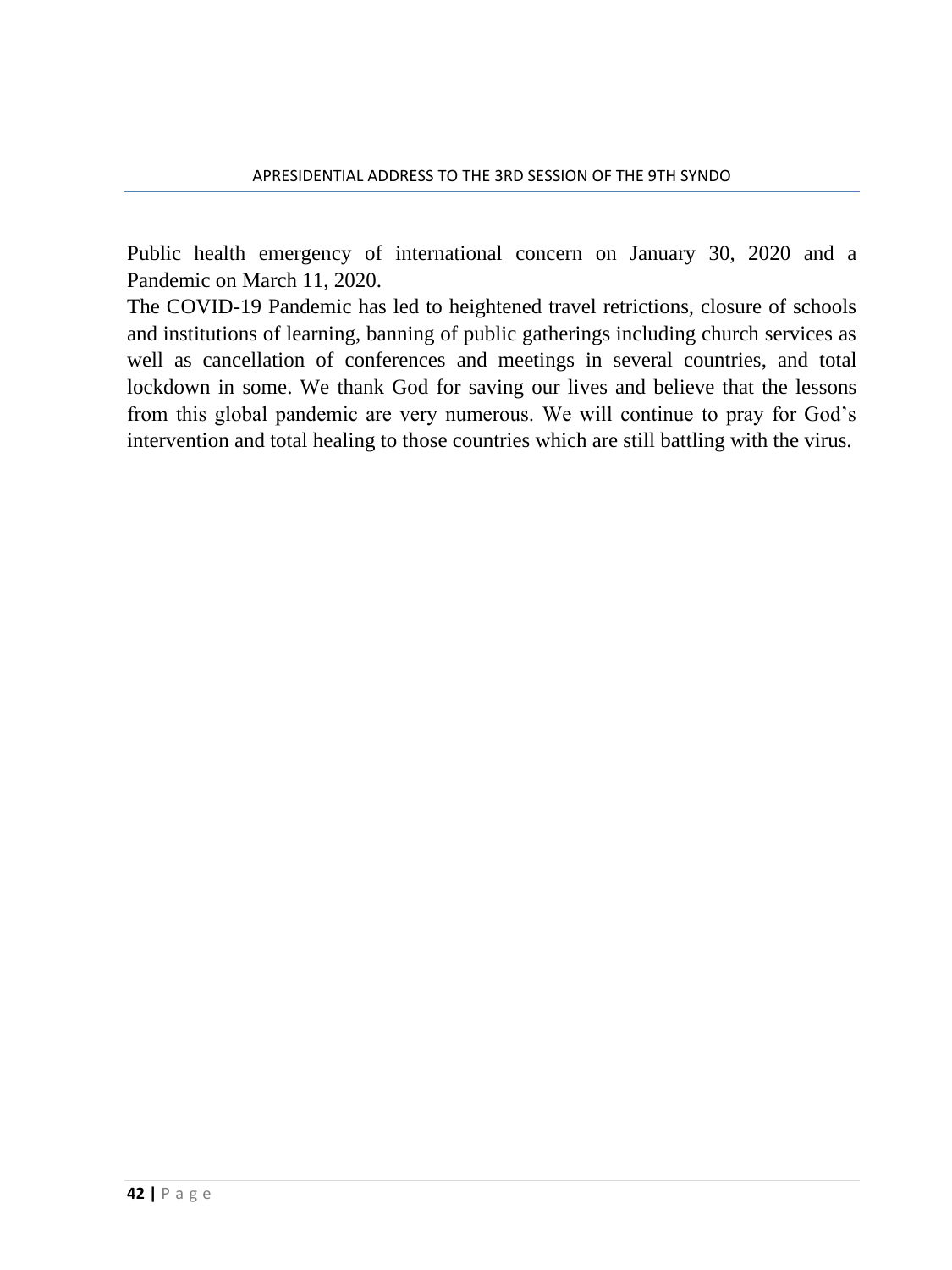Public health emergency of international concern on January 30, 2020 and a Pandemic on March 11, 2020.

The COVID-19 Pandemic has led to heightened travel retrictions, closure of schools and institutions of learning, banning of public gatherings including church services as well as cancellation of conferences and meetings in several countries, and total lockdown in some. We thank God for saving our lives and believe that the lessons from this global pandemic are very numerous. We will continue to pray for God's intervention and total healing to those countries which are still battling with the virus.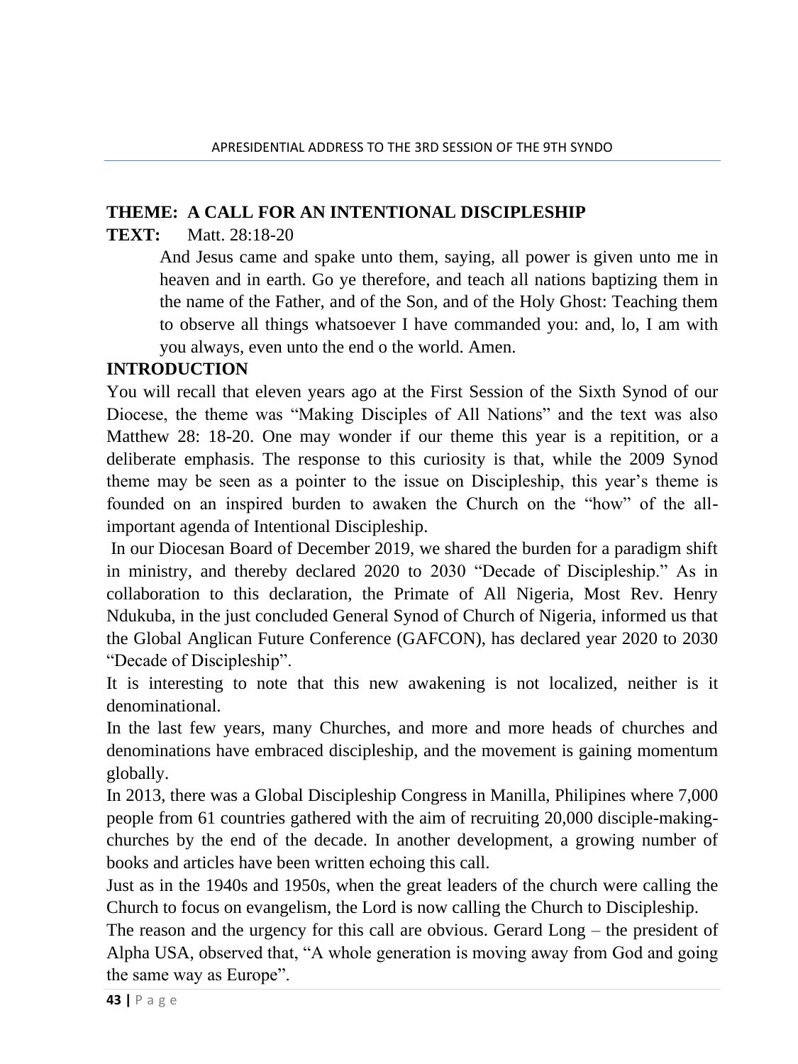**THEME: A CALL FOR AN INTENTIONAL DISCIPLESHIP**

**TEXT:** Matt. 28:18-20

> And Jesus came and spake unto them, saying, all power is given unto me in heaven and in earth. Go ye therefore, and teach all nations baptizing them in the name of the Father, and of the Son, and of the Holy Ghost: Teaching them to observe all things whatsoever I have commanded you: and, lo, I am with you always, even unto the end o the world. Amen.

**INTRODUCTION**

You will recall that eleven years ago at the First Session of the Sixth Synod of our Diocese, the theme was "Making Disciples of All Nations" and the text was also Matthew 28: 18-20. One may wonder if our theme this year is a repitition, or a deliberate emphasis. The response to this curiosity is that, while the 2009 Synod theme may be seen as a pointer to the issue on Discipleship, this year's theme is founded on an inspired burden to awaken the Church on the "how" of the all-important agenda of Intentional Discipleship.

In our Diocesan Board of December 2019, we shared the burden for a paradigm shift in ministry, and thereby declared 2020 to 2030 "Decade of Discipleship." As in collaboration to this declaration, the Primate of All Nigeria, Most Rev. Henry Ndukuba, in the just concluded General Synod of Church of Nigeria, informed us that the Global Anglican Future Conference (GAFCON), has declared year 2020 to 2030 "Decade of Discipleship".

It is interesting to note that this new awakening is not localized, neither is it denominational.

In the last few years, many Churches, and more and more heads of churches and denominations have embraced discipleship, and the movement is gaining momentum globally.

In 2013, there was a Global Discipleship Congress in Manilla, Philipines where 7,000 people from 61 countries gathered with the aim of recruiting 20,000 disciple-making-churches by the end of the decade. In another development, a growing number of books and articles have been written echoing this call.

Just as in the 1940s and 1950s, when the great leaders of the church were calling the Church to focus on evangelism, the Lord is now calling the Church to Discipleship.

The reason and the urgency for this call are obvious. Gerard Long – the president of Alpha USA, observed that, "A whole generation is moving away from God and going the same way as Europe".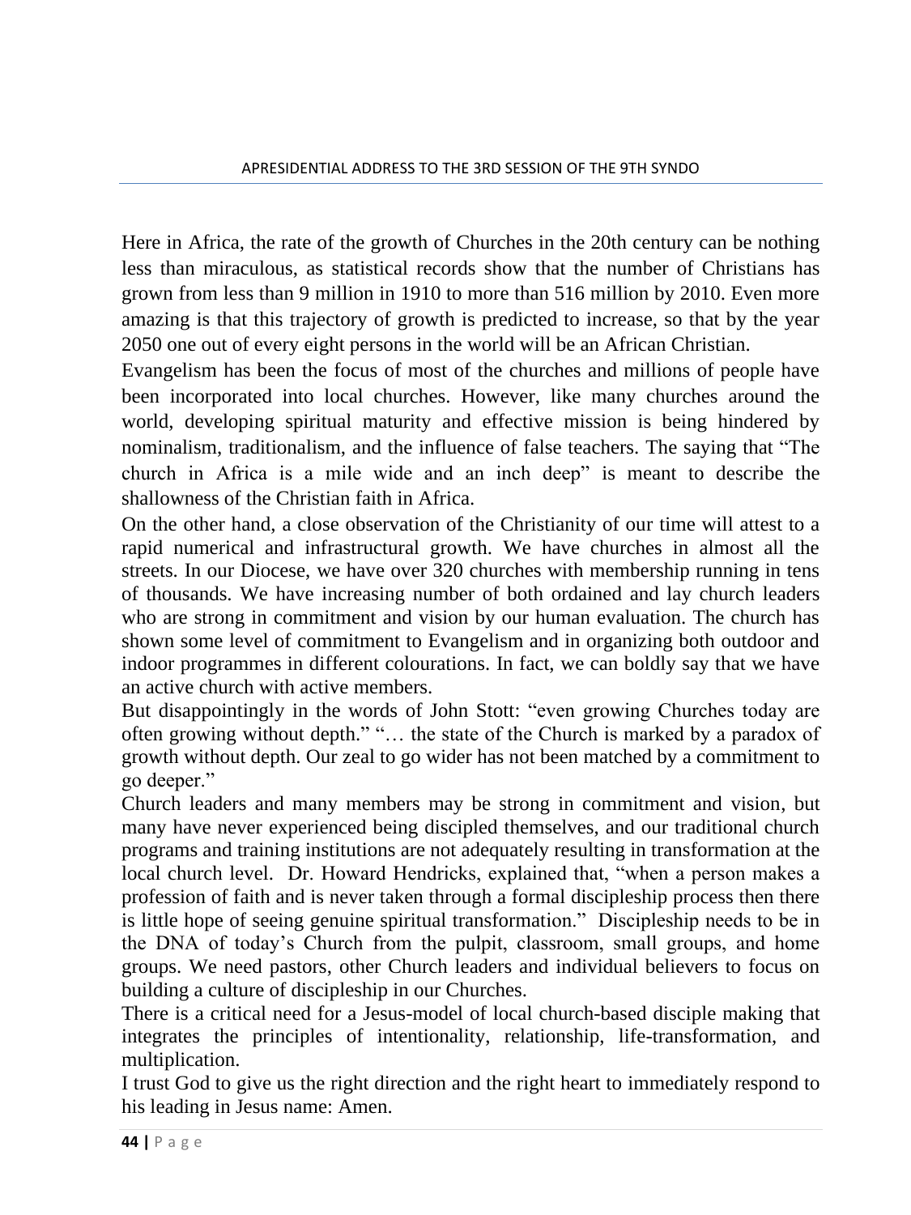Here in Africa, the rate of the growth of Churches in the 20th century can be nothing less than miraculous, as statistical records show that the number of Christians has grown from less than 9 million in 1910 to more than 516 million by 2010. Even more amazing is that this trajectory of growth is predicted to increase, so that by the year 2050 one out of every eight persons in the world will be an African Christian.

Evangelism has been the focus of most of the churches and millions of people have been incorporated into local churches. However, like many churches around the world, developing spiritual maturity and effective mission is being hindered by nominalism, traditionalism, and the influence of false teachers. The saying that "The church in Africa is a mile wide and an inch deep" is meant to describe the shallowness of the Christian faith in Africa.

On the other hand, a close observation of the Christianity of our time will attest to a rapid numerical and infrastructural growth. We have churches in almost all the streets. In our Diocese, we have over 320 churches with membership running in tens of thousands. We have increasing number of both ordained and lay church leaders who are strong in commitment and vision by our human evaluation. The church has shown some level of commitment to Evangelism and in organizing both outdoor and indoor programmes in different colourations. In fact, we can boldly say that we have an active church with active members.

But disappointingly in the words of John Stott: "even growing Churches today are often growing without depth." "… the state of the Church is marked by a paradox of growth without depth. Our zeal to go wider has not been matched by a commitment to go deeper."

Church leaders and many members may be strong in commitment and vision, but many have never experienced being discipled themselves, and our traditional church programs and training institutions are not adequately resulting in transformation at the local church level. Dr. Howard Hendricks, explained that, "when a person makes a profession of faith and is never taken through a formal discipleship process then there is little hope of seeing genuine spiritual transformation." Discipleship needs to be in the DNA of today's Church from the pulpit, classroom, small groups, and home groups. We need pastors, other Church leaders and individual believers to focus on building a culture of discipleship in our Churches.

There is a critical need for a Jesus-model of local church-based disciple making that integrates the principles of intentionality, relationship, life-transformation, and multiplication.

I trust God to give us the right direction and the right heart to immediately respond to his leading in Jesus name: Amen.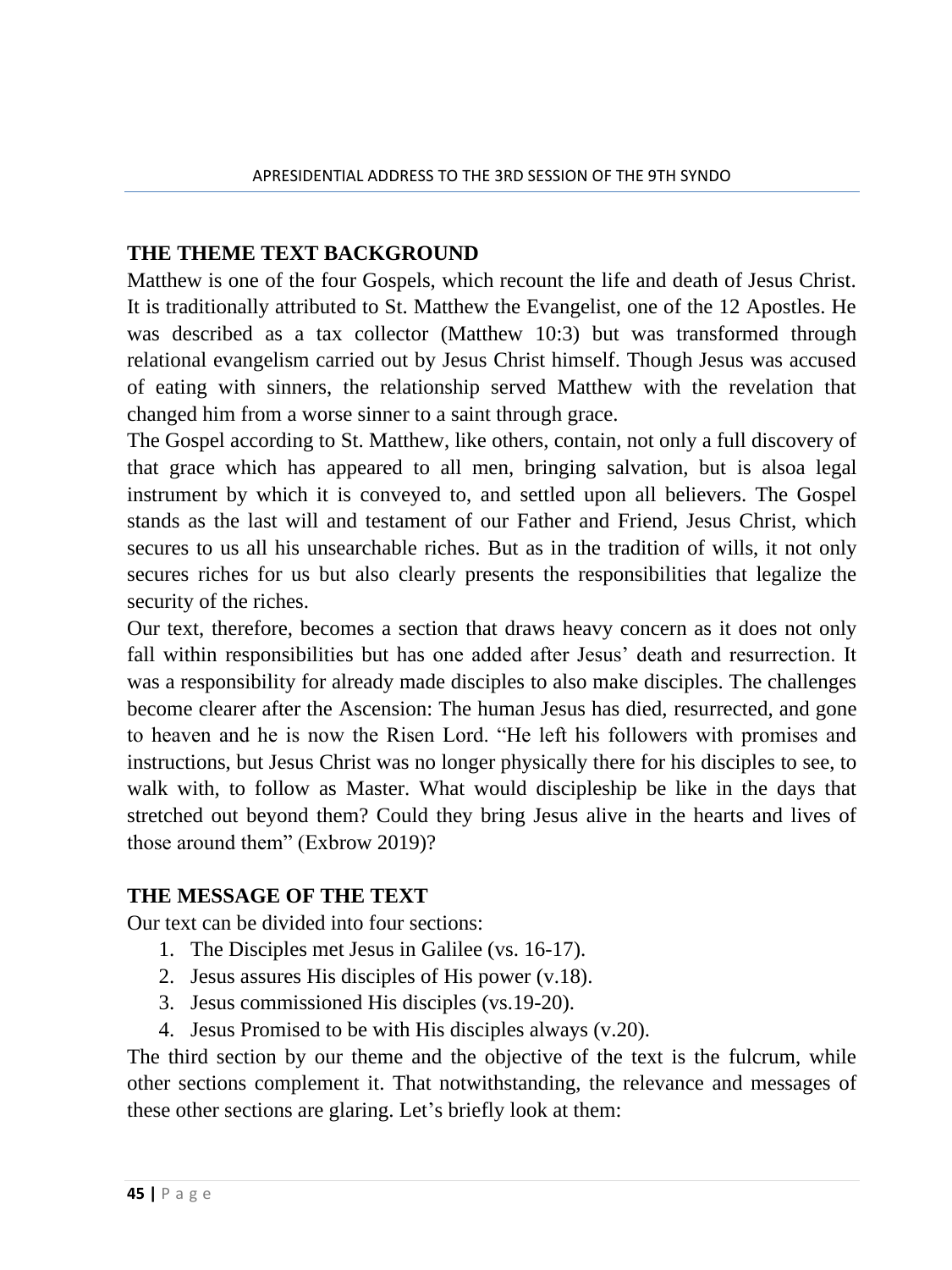## THE THEME TEXT BACKGROUND

Matthew is one of the four Gospels, which recount the life and death of Jesus Christ. It is traditionally attributed to St. Matthew the Evangelist, one of the 12 Apostles. He was described as a tax collector (Matthew 10:3) but was transformed through relational evangelism carried out by Jesus Christ himself. Though Jesus was accused of eating with sinners, the relationship served Matthew with the revelation that changed him from a worse sinner to a saint through grace.

The Gospel according to St. Matthew, like others, contain, not only a full discovery of that grace which has appeared to all men, bringing salvation, but is alsoa legal instrument by which it is conveyed to, and settled upon all believers. The Gospel stands as the last will and testament of our Father and Friend, Jesus Christ, which secures to us all his unsearchable riches. But as in the tradition of wills, it not only secures riches for us but also clearly presents the responsibilities that legalize the security of the riches.

Our text, therefore, becomes a section that draws heavy concern as it does not only fall within responsibilities but has one added after Jesus' death and resurrection. It was a responsibility for already made disciples to also make disciples. The challenges become clearer after the Ascension: The human Jesus has died, resurrected, and gone to heaven and he is now the Risen Lord. "He left his followers with promises and instructions, but Jesus Christ was no longer physically there for his disciples to see, to walk with, to follow as Master. What would discipleship be like in the days that stretched out beyond them? Could they bring Jesus alive in the hearts and lives of those around them" (Exbrow 2019)?

## THE MESSAGE OF THE TEXT

Our text can be divided into four sections:

1. The Disciples met Jesus in Galilee (vs. 16-17).
2. Jesus assures His disciples of His power (v.18).
3. Jesus commissioned His disciples (vs.19-20).
4. Jesus Promised to be with His disciples always (v.20).

The third section by our theme and the objective of the text is the fulcrum, while other sections complement it. That notwithstanding, the relevance and messages of these other sections are glaring. Let's briefly look at them: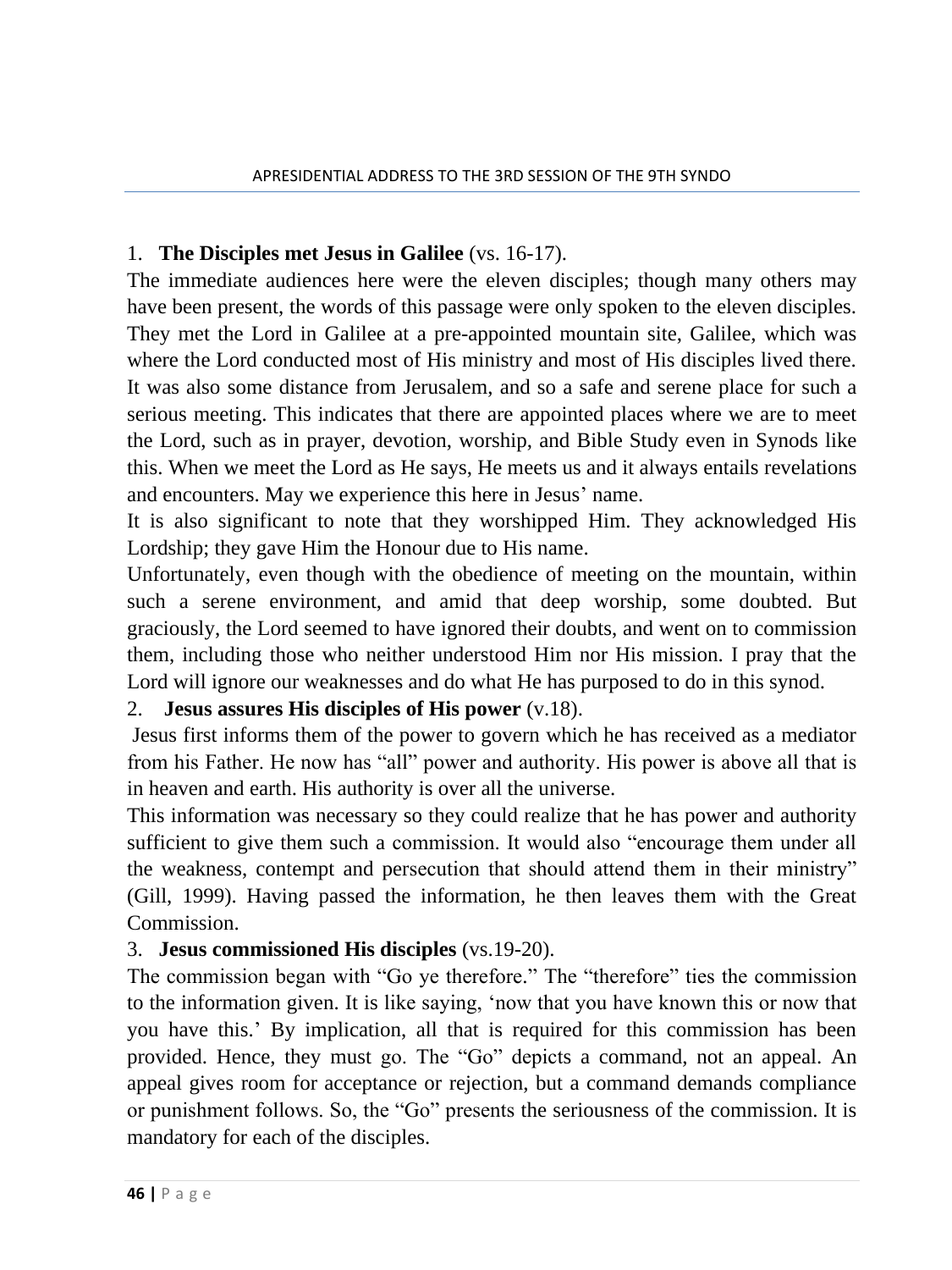1. **The Disciples met Jesus in Galilee** (vs. 16-17).

The immediate audiences here were the eleven disciples; though many others may have been present, the words of this passage were only spoken to the eleven disciples. They met the Lord in Galilee at a pre-appointed mountain site, Galilee, which was where the Lord conducted most of His ministry and most of His disciples lived there. It was also some distance from Jerusalem, and so a safe and serene place for such a serious meeting. This indicates that there are appointed places where we are to meet the Lord, such as in prayer, devotion, worship, and Bible Study even in Synods like this. When we meet the Lord as He says, He meets us and it always entails revelations and encounters. May we experience this here in Jesus' name.

It is also significant to note that they worshipped Him. They acknowledged His Lordship; they gave Him the Honour due to His name.

Unfortunately, even though with the obedience of meeting on the mountain, within such a serene environment, and amid that deep worship, some doubted. But graciously, the Lord seemed to have ignored their doubts, and went on to commission them, including those who neither understood Him nor His mission. I pray that the Lord will ignore our weaknesses and do what He has purposed to do in this synod.

2. **Jesus assures His disciples of His power** (v.18).

Jesus first informs them of the power to govern which he has received as a mediator from his Father. He now has "all" power and authority. His power is above all that is in heaven and earth. His authority is over all the universe.

This information was necessary so they could realize that he has power and authority sufficient to give them such a commission. It would also "encourage them under all the weakness, contempt and persecution that should attend them in their ministry" (Gill, 1999). Having passed the information, he then leaves them with the Great Commission.

3. **Jesus commissioned His disciples** (vs.19-20).

The commission began with "Go ye therefore." The "therefore" ties the commission to the information given. It is like saying, 'now that you have known this or now that you have this.' By implication, all that is required for this commission has been provided. Hence, they must go. The "Go" depicts a command, not an appeal. An appeal gives room for acceptance or rejection, but a command demands compliance or punishment follows. So, the "Go" presents the seriousness of the commission. It is mandatory for each of the disciples.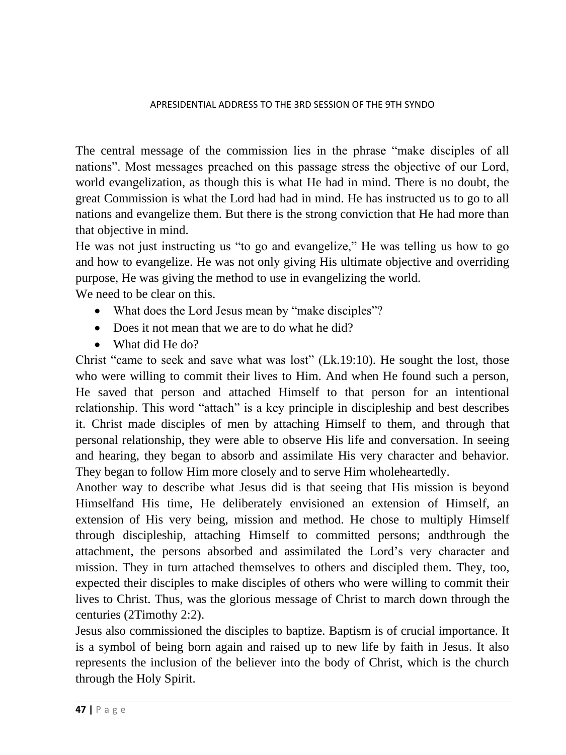The central message of the commission lies in the phrase “make disciples of all nations”. Most messages preached on this passage stress the objective of our Lord, world evangelization, as though this is what He had in mind. There is no doubt, the great Commission is what the Lord had had in mind. He has instructed us to go to all nations and evangelize them. But there is the strong conviction that He had more than that objective in mind.

He was not just instructing us “to go and evangelize,” He was telling us how to go and how to evangelize. He was not only giving His ultimate objective and overriding purpose, He was giving the method to use in evangelizing the world.

We need to be clear on this.

- What does the Lord Jesus mean by “make disciples”?
- Does it not mean that we are to do what he did?
- What did He do?

Christ “came to seek and save what was lost” (Lk.19:10). He sought the lost, those who were willing to commit their lives to Him. And when He found such a person, He saved that person and attached Himself to that person for an intentional relationship. This word “attach” is a key principle in discipleship and best describes it. Christ made disciples of men by attaching Himself to them, and through that personal relationship, they were able to observe His life and conversation. In seeing and hearing, they began to absorb and assimilate His very character and behavior. They began to follow Him more closely and to serve Him wholeheartedly.

Another way to describe what Jesus did is that seeing that His mission is beyond Himselfand His time, He deliberately envisioned an extension of Himself, an extension of His very being, mission and method. He chose to multiply Himself through discipleship, attaching Himself to committed persons; andthrough the attachment, the persons absorbed and assimilated the Lord’s very character and mission. They in turn attached themselves to others and discipled them. They, too, expected their disciples to make disciples of others who were willing to commit their lives to Christ. Thus, was the glorious message of Christ to march down through the centuries (2Timothy 2:2).

Jesus also commissioned the disciples to baptize. Baptism is of crucial importance. It is a symbol of being born again and raised up to new life by faith in Jesus. It also represents the inclusion of the believer into the body of Christ, which is the church through the Holy Spirit.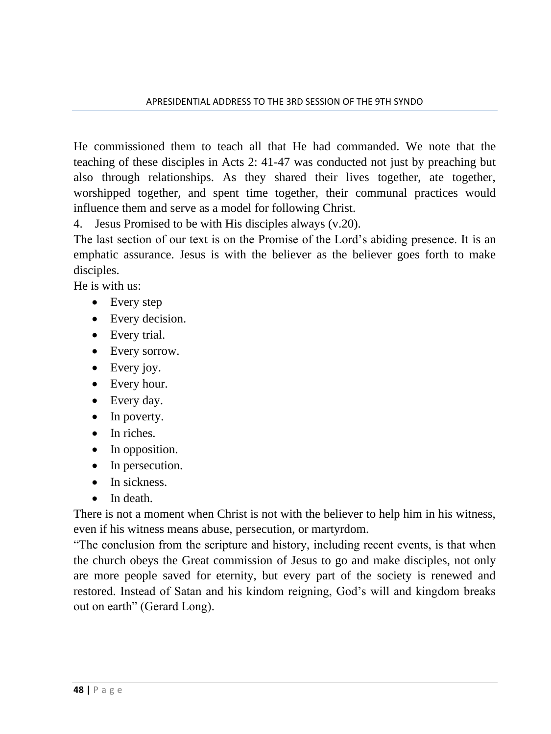He commissioned them to teach all that He had commanded. We note that the teaching of these disciples in Acts 2: 41-47 was conducted not just by preaching but also through relationships. As they shared their lives together, ate together, worshipped together, and spent time together, their communal practices would influence them and serve as a model for following Christ.

4. Jesus Promised to be with His disciples always (v.20).

The last section of our text is on the Promise of the Lord's abiding presence. It is an emphatic assurance. Jesus is with the believer as the believer goes forth to make disciples.

He is with us:

- Every step
- Every decision.
- Every trial.
- Every sorrow.
- Every joy.
- Every hour.
- Every day.
- In poverty.
- In riches.
- In opposition.
- In persecution.
- In sickness.
- In death.

There is not a moment when Christ is not with the believer to help him in his witness, even if his witness means abuse, persecution, or martyrdom.

"The conclusion from the scripture and history, including recent events, is that when the church obeys the Great commission of Jesus to go and make disciples, not only are more people saved for eternity, but every part of the society is renewed and restored. Instead of Satan and his kindom reigning, God's will and kingdom breaks out on earth" (Gerard Long).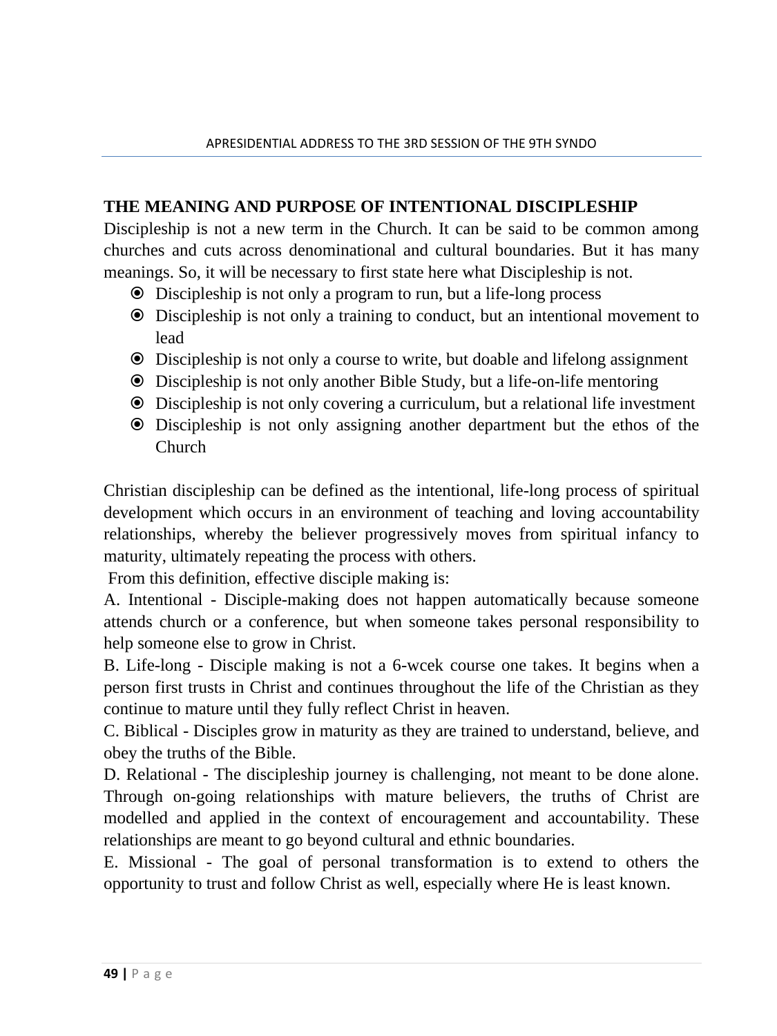## THE MEANING AND PURPOSE OF INTENTIONAL DISCIPLESHIP

Discipleship is not a new term in the Church. It can be said to be common among churches and cuts across denominational and cultural boundaries. But it has many meanings. So, it will be necessary to first state here what Discipleship is not.

- Discipleship is not only a program to run, but a life-long process
- Discipleship is not only a training to conduct, but an intentional movement to lead
- Discipleship is not only a course to write, but doable and lifelong assignment
- Discipleship is not only another Bible Study, but a life-on-life mentoring
- Discipleship is not only covering a curriculum, but a relational life investment
- Discipleship is not only assigning another department but the ethos of the Church

Christian discipleship can be defined as the intentional, life-long process of spiritual development which occurs in an environment of teaching and loving accountability relationships, whereby the believer progressively moves from spiritual infancy to maturity, ultimately repeating the process with others.

From this definition, effective disciple making is:

A. Intentional - Disciple-making does not happen automatically because someone attends church or a conference, but when someone takes personal responsibility to help someone else to grow in Christ.

B. Life-long - Disciple making is not a 6-wcek course one takes. It begins when a person first trusts in Christ and continues throughout the life of the Christian as they continue to mature until they fully reflect Christ in heaven.

C. Biblical - Disciples grow in maturity as they are trained to understand, believe, and obey the truths of the Bible.

D. Relational - The discipleship journey is challenging, not meant to be done alone. Through on-going relationships with mature believers, the truths of Christ are modelled and applied in the context of encouragement and accountability. These relationships are meant to go beyond cultural and ethnic boundaries.

E. Missional - The goal of personal transformation is to extend to others the opportunity to trust and follow Christ as well, especially where He is least known.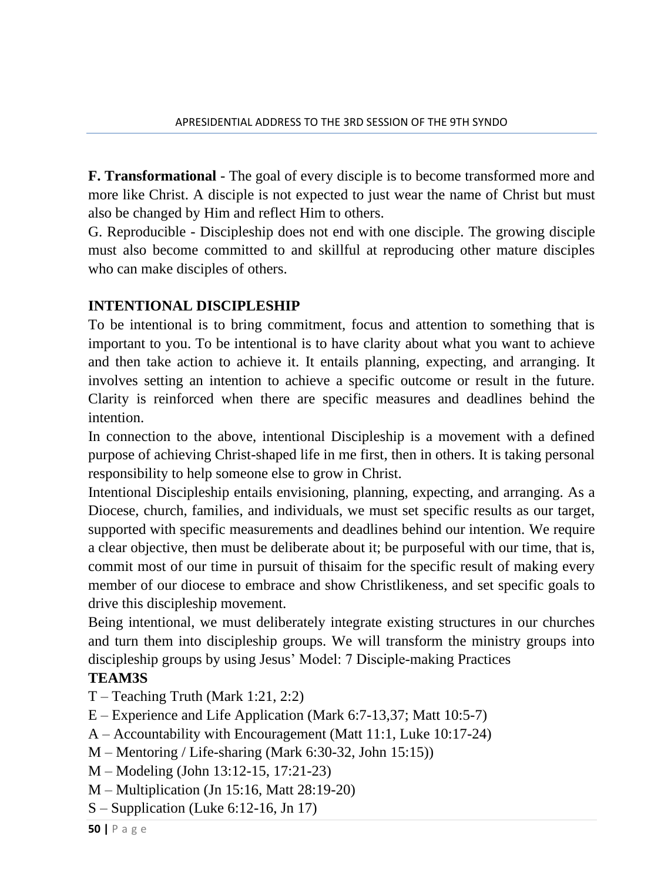**F. Transformational** - The goal of every disciple is to become transformed more and more like Christ. A disciple is not expected to just wear the name of Christ but must also be changed by Him and reflect Him to others.

G. Reproducible - Discipleship does not end with one disciple. The growing disciple must also become committed to and skillful at reproducing other mature disciples who can make disciples of others.

## INTENTIONAL DISCIPLESHIP

To be intentional is to bring commitment, focus and attention to something that is important to you. To be intentional is to have clarity about what you want to achieve and then take action to achieve it. It entails planning, expecting, and arranging. It involves setting an intention to achieve a specific outcome or result in the future. Clarity is reinforced when there are specific measures and deadlines behind the intention.

In connection to the above, intentional Discipleship is a movement with a defined purpose of achieving Christ-shaped life in me first, then in others. It is taking personal responsibility to help someone else to grow in Christ.

Intentional Discipleship entails envisioning, planning, expecting, and arranging. As a Diocese, church, families, and individuals, we must set specific results as our target, supported with specific measurements and deadlines behind our intention. We require a clear objective, then must be deliberate about it; be purposeful with our time, that is, commit most of our time in pursuit of thisaim for the specific result of making every member of our diocese to embrace and show Christlikeness, and set specific goals to drive this discipleship movement.

Being intentional, we must deliberately integrate existing structures in our churches and turn them into discipleship groups. We will transform the ministry groups into discipleship groups by using Jesus' Model: 7 Disciple-making Practices

**TEAM3S**

T – Teaching Truth (Mark 1:21, 2:2)

E – Experience and Life Application (Mark 6:7-13,37; Matt 10:5-7)

A – Accountability with Encouragement (Matt 11:1, Luke 10:17-24)

M – Mentoring / Life-sharing (Mark 6:30-32, John 15:15))

M – Modeling (John 13:12-15, 17:21-23)

M – Multiplication (Jn 15:16, Matt 28:19-20)

S – Supplication (Luke 6:12-16, Jn 17)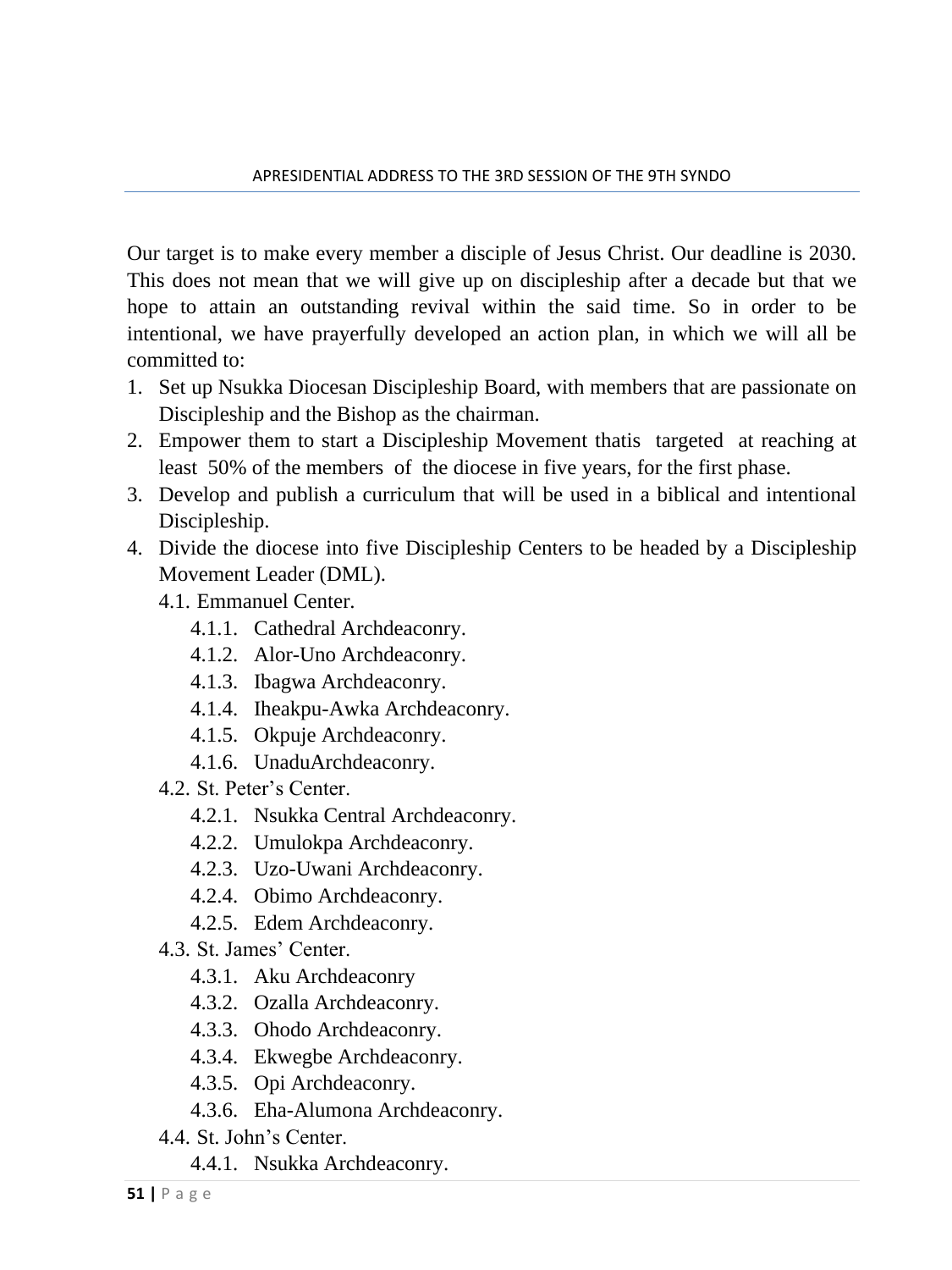Our target is to make every member a disciple of Jesus Christ. Our deadline is 2030. This does not mean that we will give up on discipleship after a decade but that we hope to attain an outstanding revival within the said time. So in order to be intentional, we have prayerfully developed an action plan, in which we will all be committed to:

1. Set up Nsukka Diocesan Discipleship Board, with members that are passionate on Discipleship and the Bishop as the chairman.
2. Empower them to start a Discipleship Movement thatis targeted at reaching at least 50% of the members of the diocese in five years, for the first phase.
3. Develop and publish a curriculum that will be used in a biblical and intentional Discipleship.
4. Divide the diocese into five Discipleship Centers to be headed by a Discipleship Movement Leader (DML).
   - 4.1. Emmanuel Center.
     - 4.1.1. Cathedral Archdeaconry.
     - 4.1.2. Alor-Uno Archdeaconry.
     - 4.1.3. Ibagwa Archdeaconry.
     - 4.1.4. Iheakpu-Awka Archdeaconry.
     - 4.1.5. Okpuje Archdeaconry.
     - 4.1.6. UnaduArchdeaconry.
   - 4.2. St. Peter's Center.
     - 4.2.1. Nsukka Central Archdeaconry.
     - 4.2.2. Umulokpa Archdeaconry.
     - 4.2.3. Uzo-Uwani Archdeaconry.
     - 4.2.4. Obimo Archdeaconry.
     - 4.2.5. Edem Archdeaconry.
   - 4.3. St. James' Center.
     - 4.3.1. Aku Archdeaconry
     - 4.3.2. Ozalla Archdeaconry.
     - 4.3.3. Ohodo Archdeaconry.
     - 4.3.4. Ekwegbe Archdeaconry.
     - 4.3.5. Opi Archdeaconry.
     - 4.3.6. Eha-Alumona Archdeaconry.
   - 4.4. St. John's Center.
     - 4.4.1. Nsukka Archdeaconry.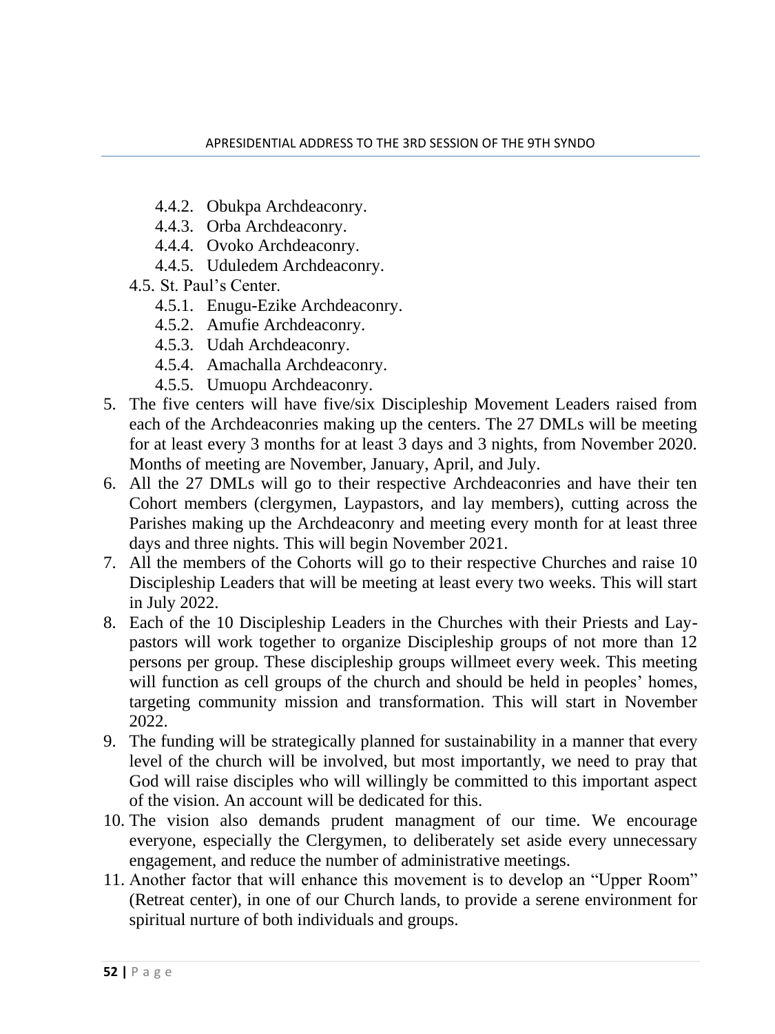- 4.4.2. Obukpa Archdeaconry.
- 4.4.3. Orba Archdeaconry.
- 4.4.4. Ovoko Archdeaconry.
- 4.4.5. Uduledem Archdeaconry.

4.5. St. Paul's Center.

- 4.5.1. Enugu-Ezike Archdeaconry.
- 4.5.2. Amufie Archdeaconry.
- 4.5.3. Udah Archdeaconry.
- 4.5.4. Amachalla Archdeaconry.
- 4.5.5. Umuopu Archdeaconry.

5. The five centers will have five/six Discipleship Movement Leaders raised from each of the Archdeaconries making up the centers. The 27 DMLs will be meeting for at least every 3 months for at least 3 days and 3 nights, from November 2020. Months of meeting are November, January, April, and July.
6. All the 27 DMLs will go to their respective Archdeaconries and have their ten Cohort members (clergymen, Laypastors, and lay members), cutting across the Parishes making up the Archdeaconry and meeting every month for at least three days and three nights. This will begin November 2021.
7. All the members of the Cohorts will go to their respective Churches and raise 10 Discipleship Leaders that will be meeting at least every two weeks. This will start in July 2022.
8. Each of the 10 Discipleship Leaders in the Churches with their Priests and Lay-pastors will work together to organize Discipleship groups of not more than 12 persons per group. These discipleship groups willmeet every week. This meeting will function as cell groups of the church and should be held in peoples' homes, targeting community mission and transformation. This will start in November 2022.
9. The funding will be strategically planned for sustainability in a manner that every level of the church will be involved, but most importantly, we need to pray that God will raise disciples who will willingly be committed to this important aspect of the vision. An account will be dedicated for this.
10. The vision also demands prudent managment of our time. We encourage everyone, especially the Clergymen, to deliberately set aside every unnecessary engagement, and reduce the number of administrative meetings.
11. Another factor that will enhance this movement is to develop an "Upper Room" (Retreat center), in one of our Church lands, to provide a serene environment for spiritual nurture of both individuals and groups.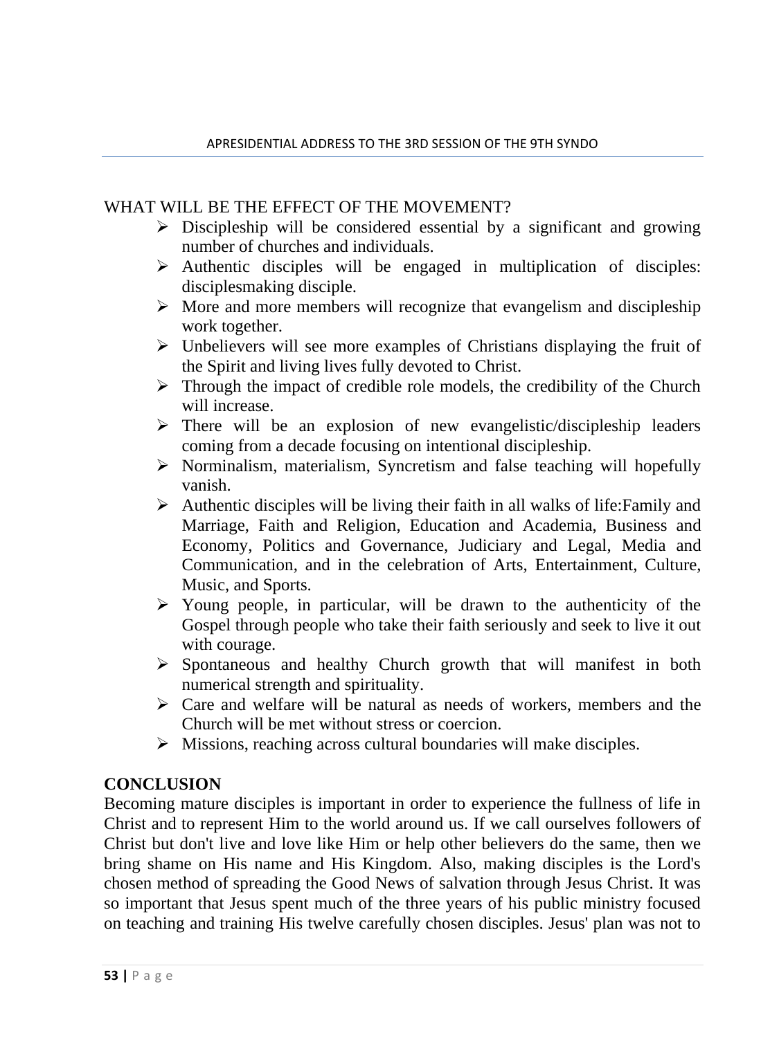WHAT WILL BE THE EFFECT OF THE MOVEMENT?

- Discipleship will be considered essential by a significant and growing number of churches and individuals.
- Authentic disciples will be engaged in multiplication of disciples: disciplesmaking disciple.
- More and more members will recognize that evangelism and discipleship work together.
- Unbelievers will see more examples of Christians displaying the fruit of the Spirit and living lives fully devoted to Christ.
- Through the impact of credible role models, the credibility of the Church will increase.
- There will be an explosion of new evangelistic/discipleship leaders coming from a decade focusing on intentional discipleship.
- Norminalism, materialism, Syncretism and false teaching will hopefully vanish.
- Authentic disciples will be living their faith in all walks of life:Family and Marriage, Faith and Religion, Education and Academia, Business and Economy, Politics and Governance, Judiciary and Legal, Media and Communication, and in the celebration of Arts, Entertainment, Culture, Music, and Sports.
- Young people, in particular, will be drawn to the authenticity of the Gospel through people who take their faith seriously and seek to live it out with courage.
- Spontaneous and healthy Church growth that will manifest in both numerical strength and spirituality.
- Care and welfare will be natural as needs of workers, members and the Church will be met without stress or coercion.
- Missions, reaching across cultural boundaries will make disciples.

**CONCLUSION**

Becoming mature disciples is important in order to experience the fullness of life in Christ and to represent Him to the world around us. If we call ourselves followers of Christ but don't live and love like Him or help other believers do the same, then we bring shame on His name and His Kingdom. Also, making disciples is the Lord's chosen method of spreading the Good News of salvation through Jesus Christ. It was so important that Jesus spent much of the three years of his public ministry focused on teaching and training His twelve carefully chosen disciples. Jesus' plan was not to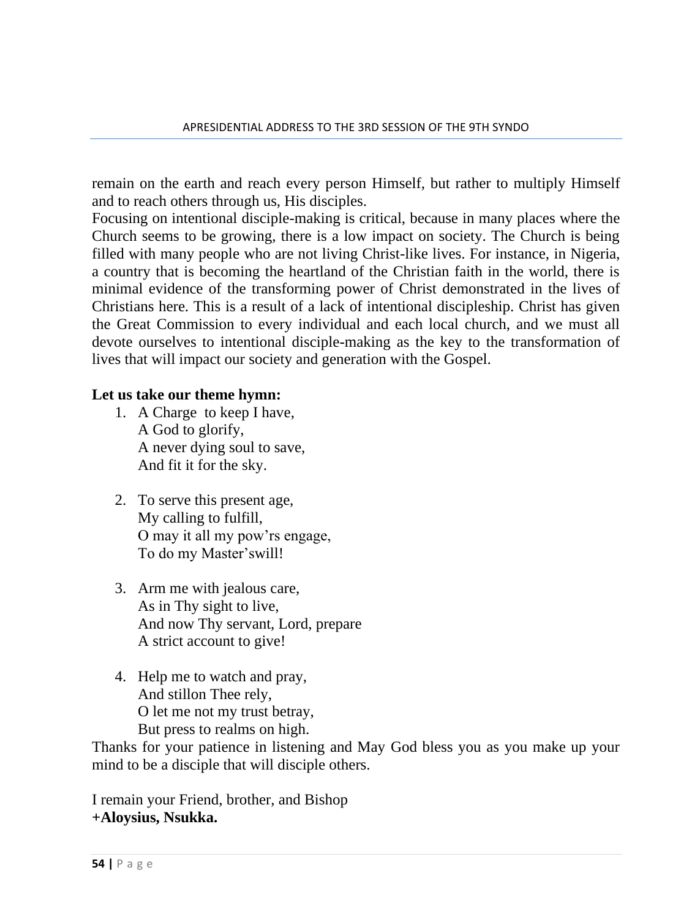remain on the earth and reach every person Himself, but rather to multiply Himself and to reach others through us, His disciples.

Focusing on intentional disciple-making is critical, because in many places where the Church seems to be growing, there is a low impact on society. The Church is being filled with many people who are not living Christ-like lives. For instance, in Nigeria, a country that is becoming the heartland of the Christian faith in the world, there is minimal evidence of the transforming power of Christ demonstrated in the lives of Christians here. This is a result of a lack of intentional discipleship. Christ has given the Great Commission to every individual and each local church, and we must all devote ourselves to intentional disciple-making as the key to the transformation of lives that will impact our society and generation with the Gospel.

**Let us take our theme hymn:**

1. A Charge to keep I have,  
   A God to glorify,  
   A never dying soul to save,  
   And fit it for the sky.

2. To serve this present age,  
   My calling to fulfill,  
   O may it all my pow'rs engage,  
   To do my Master'swill!

3. Arm me with jealous care,  
   As in Thy sight to live,  
   And now Thy servant, Lord, prepare  
   A strict account to give!

4. Help me to watch and pray,  
   And stillon Thee rely,  
   O let me not my trust betray,  
   But press to realms on high.

Thanks for your patience in listening and May God bless you as you make up your mind to be a disciple that will disciple others.

I remain your Friend, brother, and Bishop  
**+Aloysius, Nsukka.**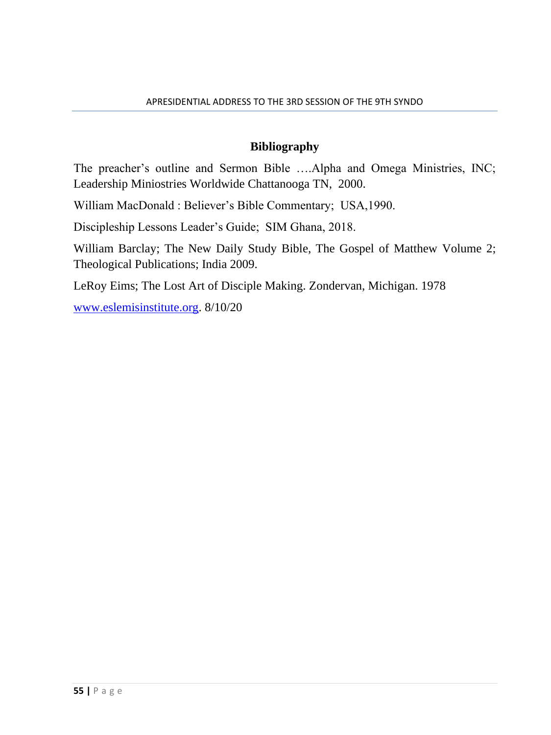## Bibliography

The preacher's outline and Sermon Bible ….Alpha and Omega Ministries, INC; Leadership Miniostries Worldwide Chattanooga TN, 2000.

William MacDonald : Believer's Bible Commentary; USA,1990.

Discipleship Lessons Leader's Guide; SIM Ghana, 2018.

William Barclay; The New Daily Study Bible, The Gospel of Matthew Volume 2; Theological Publications; India 2009.

LeRoy Eims; The Lost Art of Disciple Making. Zondervan, Michigan. 1978

www.eslemisinstitute.org. 8/10/20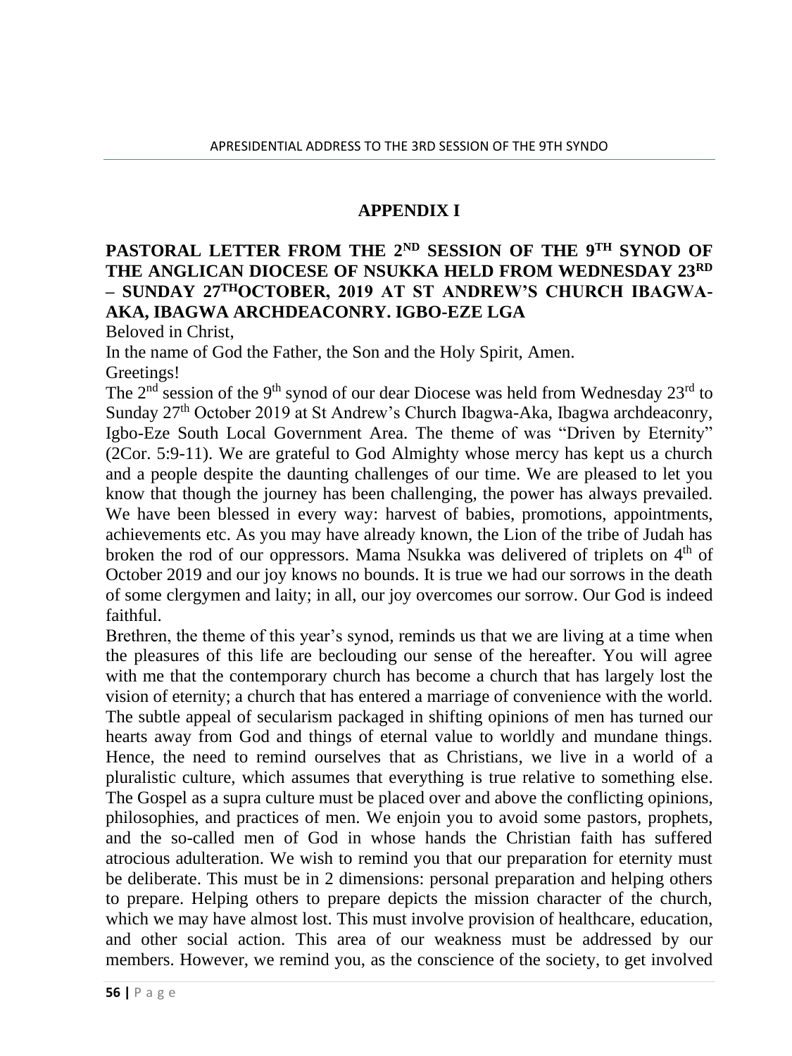## APPENDIX I

### PASTORAL LETTER FROM THE 2ND SESSION OF THE 9TH SYNOD OF THE ANGLICAN DIOCESE OF NSUKKA HELD FROM WEDNESDAY 23RD – SUNDAY 27THOCTOBER, 2019 AT ST ANDREW'S CHURCH IBAGWA-AKA, IBAGWA ARCHDEACONRY. IGBO-EZE LGA

Beloved in Christ,

In the name of God the Father, the Son and the Holy Spirit, Amen.

Greetings!

The 2nd session of the 9th synod of our dear Diocese was held from Wednesday 23rd to Sunday 27th October 2019 at St Andrew's Church Ibagwa-Aka, Ibagwa archdeaconry, Igbo-Eze South Local Government Area. The theme of was "Driven by Eternity" (2Cor. 5:9-11). We are grateful to God Almighty whose mercy has kept us a church and a people despite the daunting challenges of our time. We are pleased to let you know that though the journey has been challenging, the power has always prevailed. We have been blessed in every way: harvest of babies, promotions, appointments, achievements etc. As you may have already known, the Lion of the tribe of Judah has broken the rod of our oppressors. Mama Nsukka was delivered of triplets on 4th of October 2019 and our joy knows no bounds. It is true we had our sorrows in the death of some clergymen and laity; in all, our joy overcomes our sorrow. Our God is indeed faithful.

Brethren, the theme of this year's synod, reminds us that we are living at a time when the pleasures of this life are beclouding our sense of the hereafter. You will agree with me that the contemporary church has become a church that has largely lost the vision of eternity; a church that has entered a marriage of convenience with the world. The subtle appeal of secularism packaged in shifting opinions of men has turned our hearts away from God and things of eternal value to worldly and mundane things. Hence, the need to remind ourselves that as Christians, we live in a world of a pluralistic culture, which assumes that everything is true relative to something else. The Gospel as a supra culture must be placed over and above the conflicting opinions, philosophies, and practices of men. We enjoin you to avoid some pastors, prophets, and the so-called men of God in whose hands the Christian faith has suffered atrocious adulteration. We wish to remind you that our preparation for eternity must be deliberate. This must be in 2 dimensions: personal preparation and helping others to prepare. Helping others to prepare depicts the mission character of the church, which we may have almost lost. This must involve provision of healthcare, education, and other social action. This area of our weakness must be addressed by our members. However, we remind you, as the conscience of the society, to get involved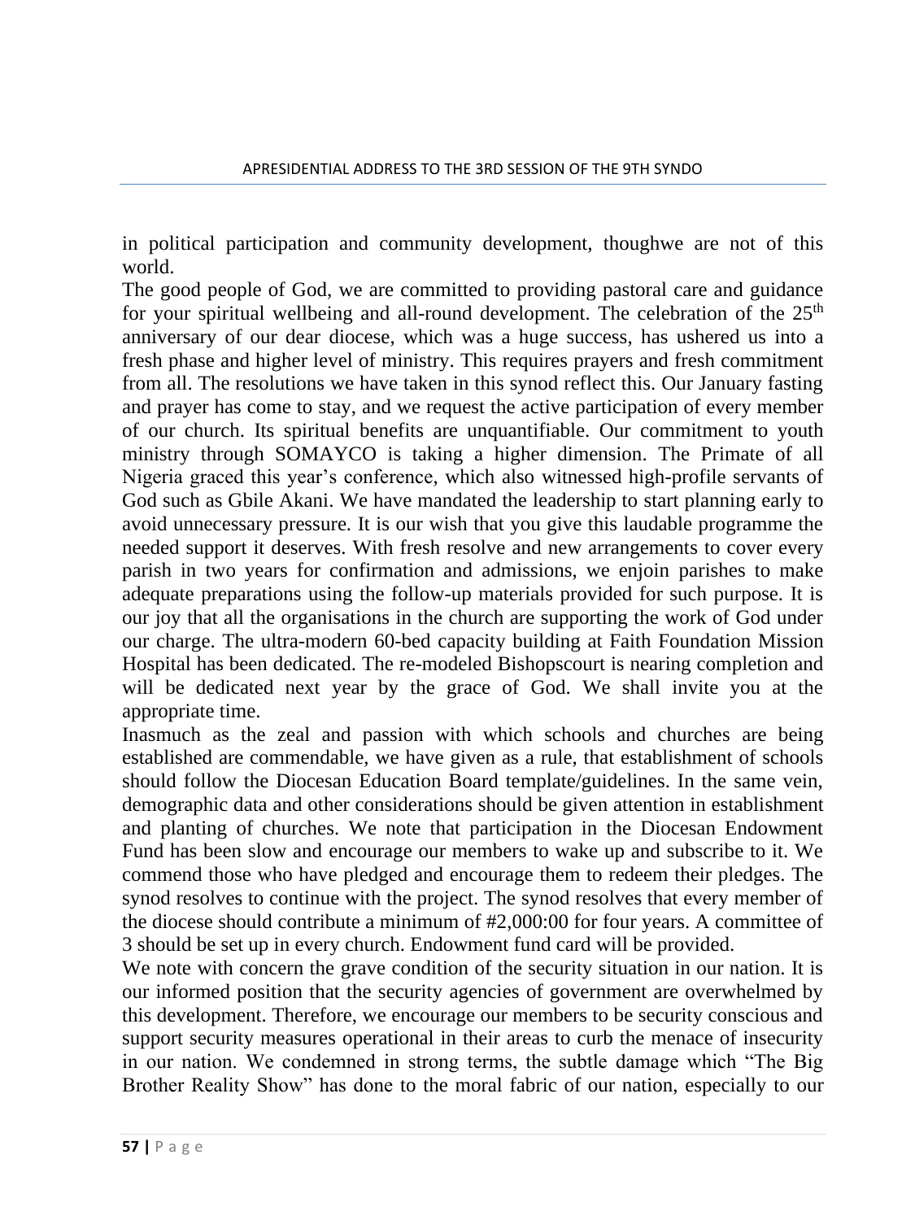in political participation and community development, thoughwe are not of this world.

The good people of God, we are committed to providing pastoral care and guidance for your spiritual wellbeing and all-round development. The celebration of the 25th anniversary of our dear diocese, which was a huge success, has ushered us into a fresh phase and higher level of ministry. This requires prayers and fresh commitment from all. The resolutions we have taken in this synod reflect this. Our January fasting and prayer has come to stay, and we request the active participation of every member of our church. Its spiritual benefits are unquantifiable. Our commitment to youth ministry through SOMAYCO is taking a higher dimension. The Primate of all Nigeria graced this year's conference, which also witnessed high-profile servants of God such as Gbile Akani. We have mandated the leadership to start planning early to avoid unnecessary pressure. It is our wish that you give this laudable programme the needed support it deserves. With fresh resolve and new arrangements to cover every parish in two years for confirmation and admissions, we enjoin parishes to make adequate preparations using the follow-up materials provided for such purpose. It is our joy that all the organisations in the church are supporting the work of God under our charge. The ultra-modern 60-bed capacity building at Faith Foundation Mission Hospital has been dedicated. The re-modeled Bishopscourt is nearing completion and will be dedicated next year by the grace of God. We shall invite you at the appropriate time.

Inasmuch as the zeal and passion with which schools and churches are being established are commendable, we have given as a rule, that establishment of schools should follow the Diocesan Education Board template/guidelines. In the same vein, demographic data and other considerations should be given attention in establishment and planting of churches. We note that participation in the Diocesan Endowment Fund has been slow and encourage our members to wake up and subscribe to it. We commend those who have pledged and encourage them to redeem their pledges. The synod resolves to continue with the project. The synod resolves that every member of the diocese should contribute a minimum of #2,000:00 for four years. A committee of 3 should be set up in every church. Endowment fund card will be provided.

We note with concern the grave condition of the security situation in our nation. It is our informed position that the security agencies of government are overwhelmed by this development. Therefore, we encourage our members to be security conscious and support security measures operational in their areas to curb the menace of insecurity in our nation. We condemned in strong terms, the subtle damage which "The Big Brother Reality Show" has done to the moral fabric of our nation, especially to our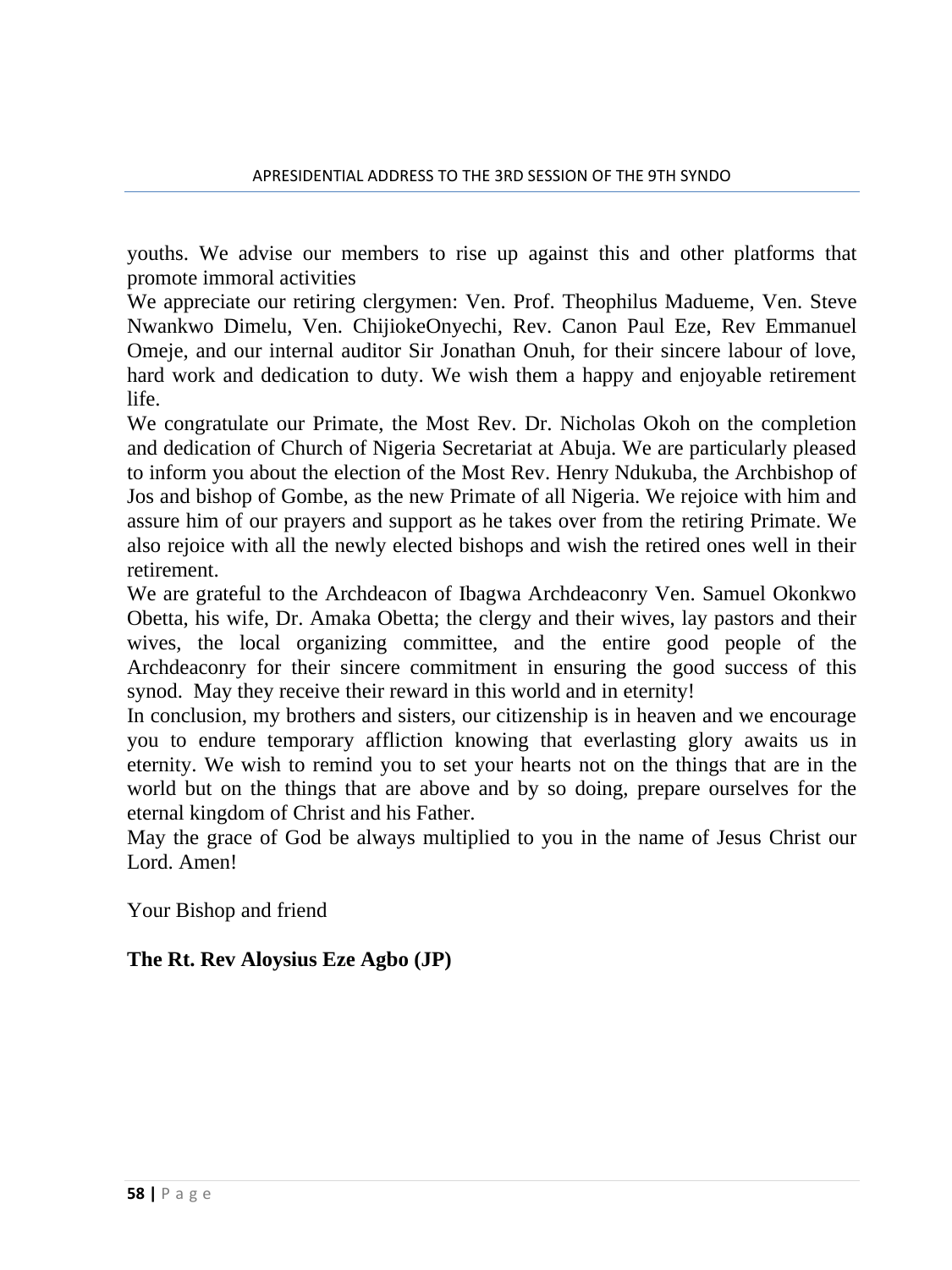youths. We advise our members to rise up against this and other platforms that promote immoral activities

We appreciate our retiring clergymen: Ven. Prof. Theophilus Madueme, Ven. Steve Nwankwo Dimelu, Ven. ChijiokeOnyechi, Rev. Canon Paul Eze, Rev Emmanuel Omeje, and our internal auditor Sir Jonathan Onuh, for their sincere labour of love, hard work and dedication to duty. We wish them a happy and enjoyable retirement life.

We congratulate our Primate, the Most Rev. Dr. Nicholas Okoh on the completion and dedication of Church of Nigeria Secretariat at Abuja. We are particularly pleased to inform you about the election of the Most Rev. Henry Ndukuba, the Archbishop of Jos and bishop of Gombe, as the new Primate of all Nigeria. We rejoice with him and assure him of our prayers and support as he takes over from the retiring Primate. We also rejoice with all the newly elected bishops and wish the retired ones well in their retirement.

We are grateful to the Archdeacon of Ibagwa Archdeaconry Ven. Samuel Okonkwo Obetta, his wife, Dr. Amaka Obetta; the clergy and their wives, lay pastors and their wives, the local organizing committee, and the entire good people of the Archdeaconry for their sincere commitment in ensuring the good success of this synod. May they receive their reward in this world and in eternity!

In conclusion, my brothers and sisters, our citizenship is in heaven and we encourage you to endure temporary affliction knowing that everlasting glory awaits us in eternity. We wish to remind you to set your hearts not on the things that are in the world but on the things that are above and by so doing, prepare ourselves for the eternal kingdom of Christ and his Father.

May the grace of God be always multiplied to you in the name of Jesus Christ our Lord. Amen!

Your Bishop and friend

**The Rt. Rev Aloysius Eze Agbo (JP)**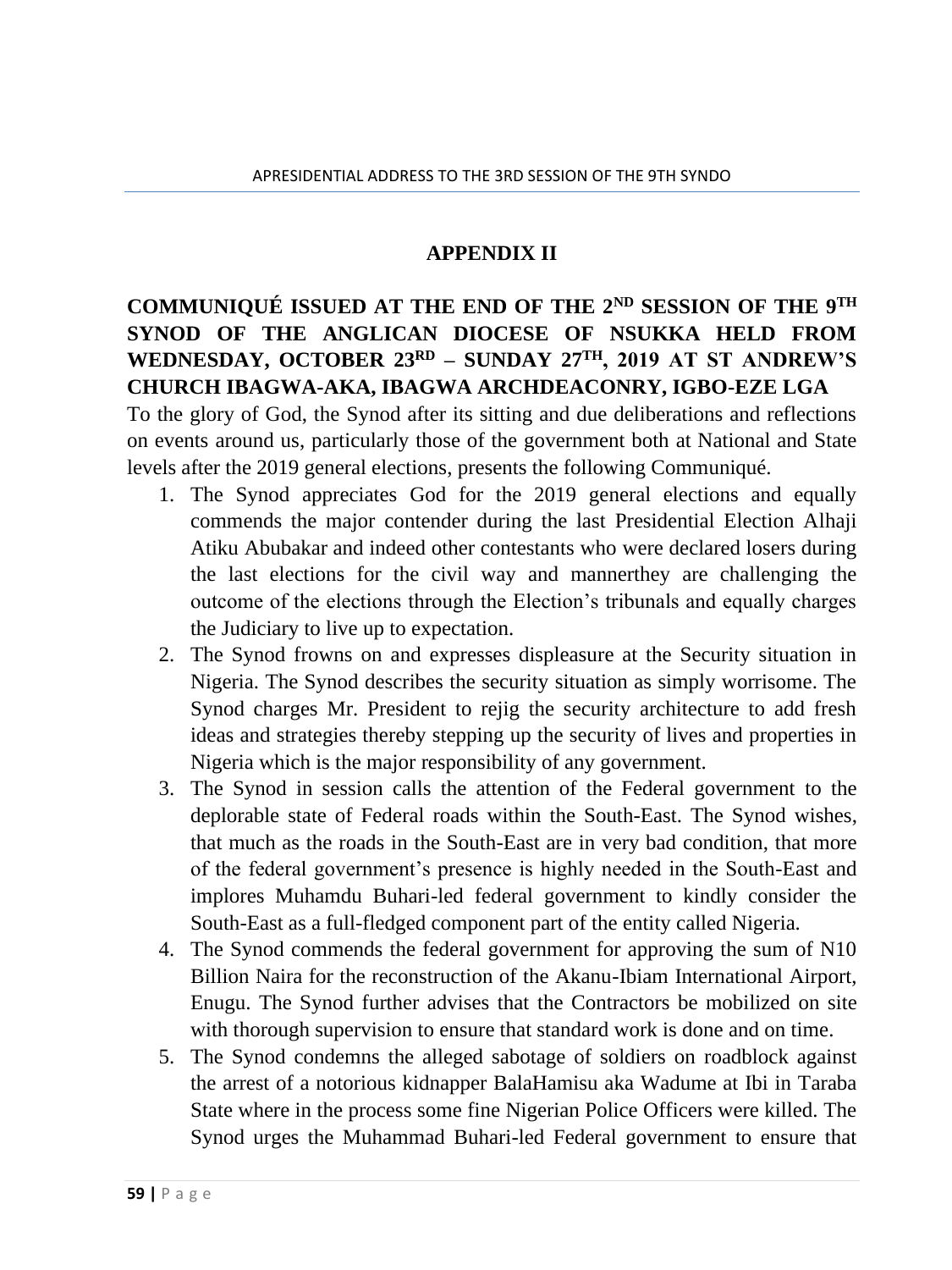## APPENDIX II

### COMMUNIQUÉ ISSUED AT THE END OF THE 2ND SESSION OF THE 9TH SYNOD OF THE ANGLICAN DIOCESE OF NSUKKA HELD FROM WEDNESDAY, OCTOBER 23RD – SUNDAY 27TH, 2019 AT ST ANDREW'S CHURCH IBAGWA-AKA, IBAGWA ARCHDEACONRY, IGBO-EZE LGA

To the glory of God, the Synod after its sitting and due deliberations and reflections on events around us, particularly those of the government both at National and State levels after the 2019 general elections, presents the following Communiqué.

1. The Synod appreciates God for the 2019 general elections and equally commends the major contender during the last Presidential Election Alhaji Atiku Abubakar and indeed other contestants who were declared losers during the last elections for the civil way and mannerthey are challenging the outcome of the elections through the Election's tribunals and equally charges the Judiciary to live up to expectation.
2. The Synod frowns on and expresses displeasure at the Security situation in Nigeria. The Synod describes the security situation as simply worrisome. The Synod charges Mr. President to rejig the security architecture to add fresh ideas and strategies thereby stepping up the security of lives and properties in Nigeria which is the major responsibility of any government.
3. The Synod in session calls the attention of the Federal government to the deplorable state of Federal roads within the South-East. The Synod wishes, that much as the roads in the South-East are in very bad condition, that more of the federal government's presence is highly needed in the South-East and implores Muhamdu Buhari-led federal government to kindly consider the South-East as a full-fledged component part of the entity called Nigeria.
4. The Synod commends the federal government for approving the sum of N10 Billion Naira for the reconstruction of the Akanu-Ibiam International Airport, Enugu. The Synod further advises that the Contractors be mobilized on site with thorough supervision to ensure that standard work is done and on time.
5. The Synod condemns the alleged sabotage of soldiers on roadblock against the arrest of a notorious kidnapper BalaHamisu aka Wadume at Ibi in Taraba State where in the process some fine Nigerian Police Officers were killed. The Synod urges the Muhammad Buhari-led Federal government to ensure that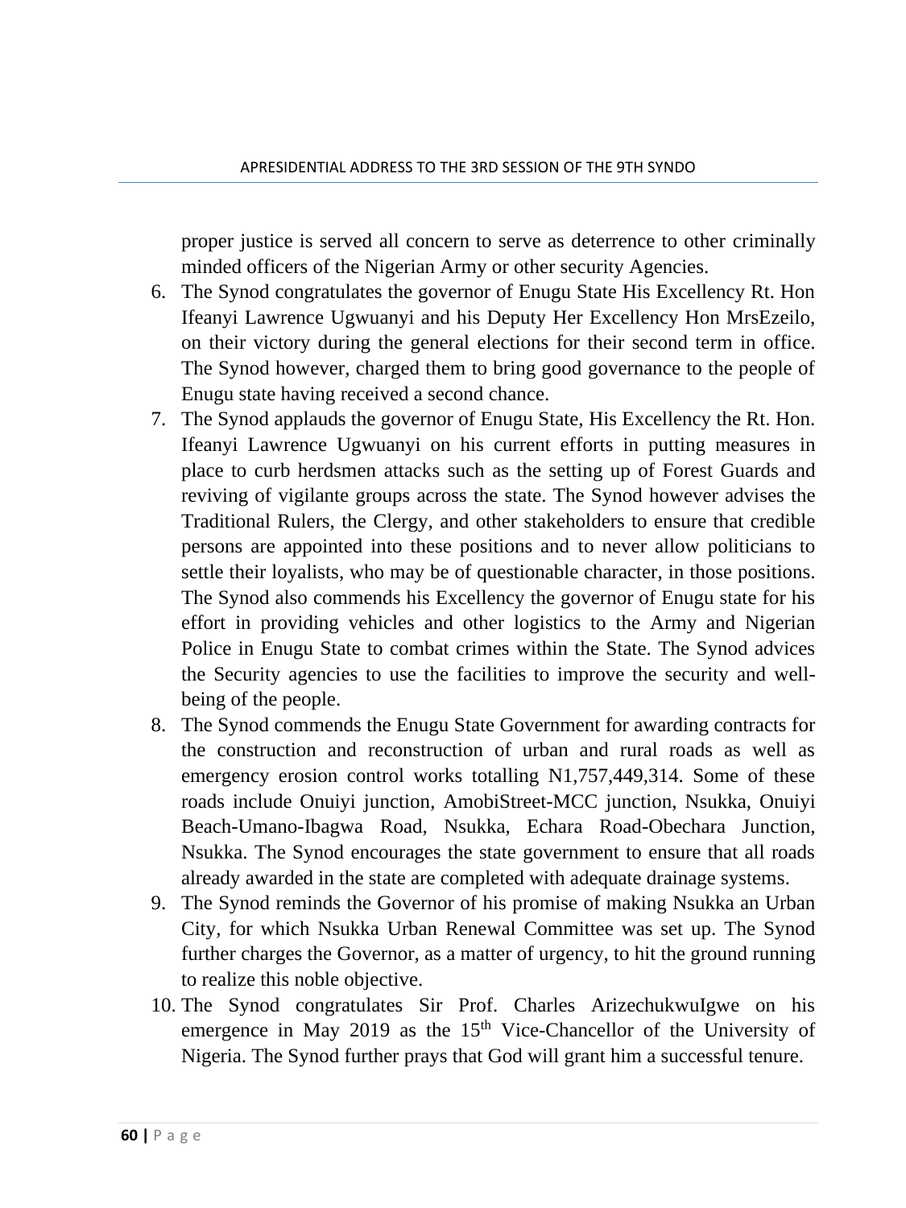proper justice is served all concern to serve as deterrence to other criminally minded officers of the Nigerian Army or other security Agencies.

6. The Synod congratulates the governor of Enugu State His Excellency Rt. Hon Ifeanyi Lawrence Ugwuanyi and his Deputy Her Excellency Hon MrsEzeilo, on their victory during the general elections for their second term in office. The Synod however, charged them to bring good governance to the people of Enugu state having received a second chance.
7. The Synod applauds the governor of Enugu State, His Excellency the Rt. Hon. Ifeanyi Lawrence Ugwuanyi on his current efforts in putting measures in place to curb herdsmen attacks such as the setting up of Forest Guards and reviving of vigilante groups across the state. The Synod however advises the Traditional Rulers, the Clergy, and other stakeholders to ensure that credible persons are appointed into these positions and to never allow politicians to settle their loyalists, who may be of questionable character, in those positions. The Synod also commends his Excellency the governor of Enugu state for his effort in providing vehicles and other logistics to the Army and Nigerian Police in Enugu State to combat crimes within the State. The Synod advices the Security agencies to use the facilities to improve the security and well-being of the people.
8. The Synod commends the Enugu State Government for awarding contracts for the construction and reconstruction of urban and rural roads as well as emergency erosion control works totalling N1,757,449,314. Some of these roads include Onuiyi junction, AmobiStreet-MCC junction, Nsukka, Onuiyi Beach-Umano-Ibagwa Road, Nsukka, Echara Road-Obechara Junction, Nsukka. The Synod encourages the state government to ensure that all roads already awarded in the state are completed with adequate drainage systems.
9. The Synod reminds the Governor of his promise of making Nsukka an Urban City, for which Nsukka Urban Renewal Committee was set up. The Synod further charges the Governor, as a matter of urgency, to hit the ground running to realize this noble objective.
10. The Synod congratulates Sir Prof. Charles ArizechukwuIgwe on his emergence in May 2019 as the 15th Vice-Chancellor of the University of Nigeria. The Synod further prays that God will grant him a successful tenure.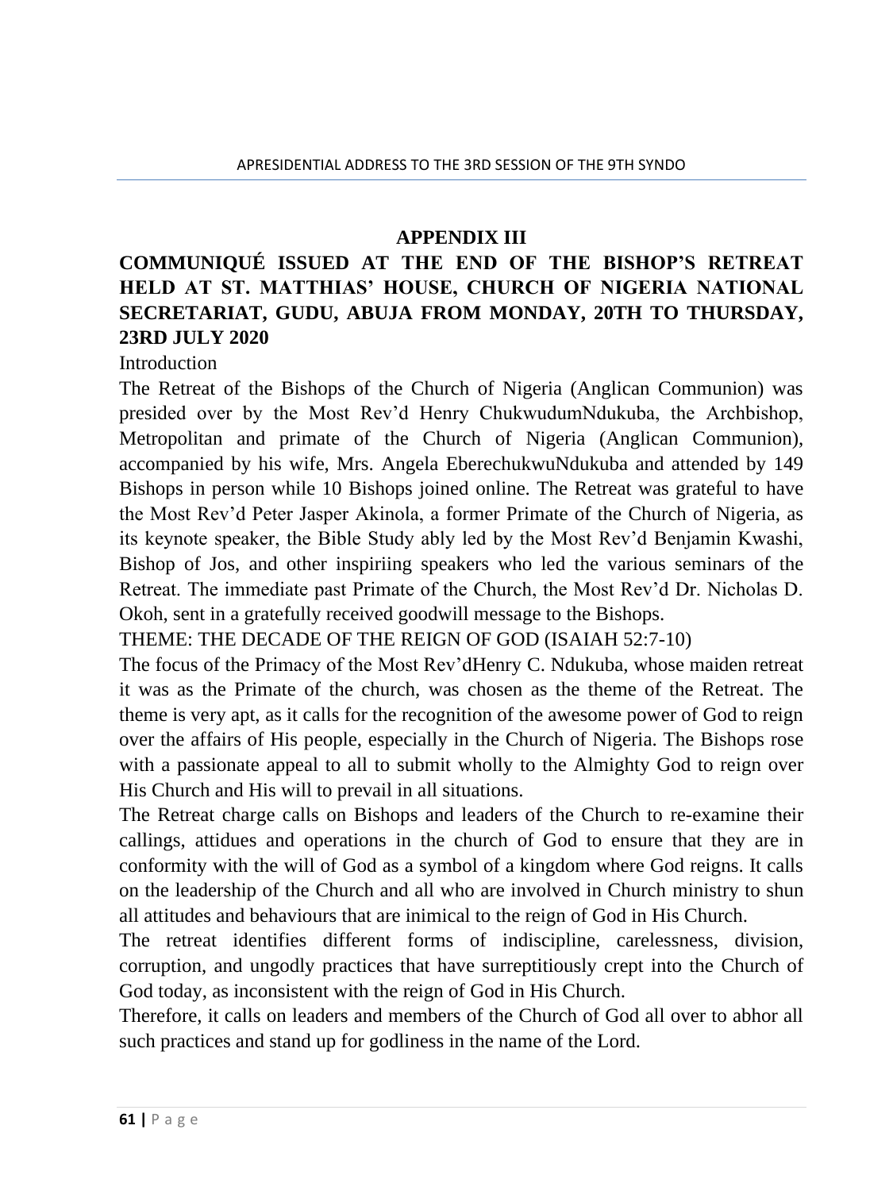## APPENDIX III

## COMMUNIQUÉ ISSUED AT THE END OF THE BISHOP'S RETREAT HELD AT ST. MATTHIAS' HOUSE, CHURCH OF NIGERIA NATIONAL SECRETARIAT, GUDU, ABUJA FROM MONDAY, 20TH TO THURSDAY, 23RD JULY 2020

Introduction

The Retreat of the Bishops of the Church of Nigeria (Anglican Communion) was presided over by the Most Rev'd Henry ChukwudumNdukuba, the Archbishop, Metropolitan and primate of the Church of Nigeria (Anglican Communion), accompanied by his wife, Mrs. Angela EberechukwuNdukuba and attended by 149 Bishops in person while 10 Bishops joined online. The Retreat was grateful to have the Most Rev'd Peter Jasper Akinola, a former Primate of the Church of Nigeria, as its keynote speaker, the Bible Study ably led by the Most Rev'd Benjamin Kwashi, Bishop of Jos, and other inspiriing speakers who led the various seminars of the Retreat. The immediate past Primate of the Church, the Most Rev'd Dr. Nicholas D. Okoh, sent in a gratefully received goodwill message to the Bishops.

THEME: THE DECADE OF THE REIGN OF GOD (ISAIAH 52:7-10)

The focus of the Primacy of the Most Rev'dHenry C. Ndukuba, whose maiden retreat it was as the Primate of the church, was chosen as the theme of the Retreat. The theme is very apt, as it calls for the recognition of the awesome power of God to reign over the affairs of His people, especially in the Church of Nigeria. The Bishops rose with a passionate appeal to all to submit wholly to the Almighty God to reign over His Church and His will to prevail in all situations.

The Retreat charge calls on Bishops and leaders of the Church to re-examine their callings, attidues and operations in the church of God to ensure that they are in conformity with the will of God as a symbol of a kingdom where God reigns. It calls on the leadership of the Church and all who are involved in Church ministry to shun all attitudes and behaviours that are inimical to the reign of God in His Church.

The retreat identifies different forms of indiscipline, carelessness, division, corruption, and ungodly practices that have surreptitiously crept into the Church of God today, as inconsistent with the reign of God in His Church.

Therefore, it calls on leaders and members of the Church of God all over to abhor all such practices and stand up for godliness in the name of the Lord.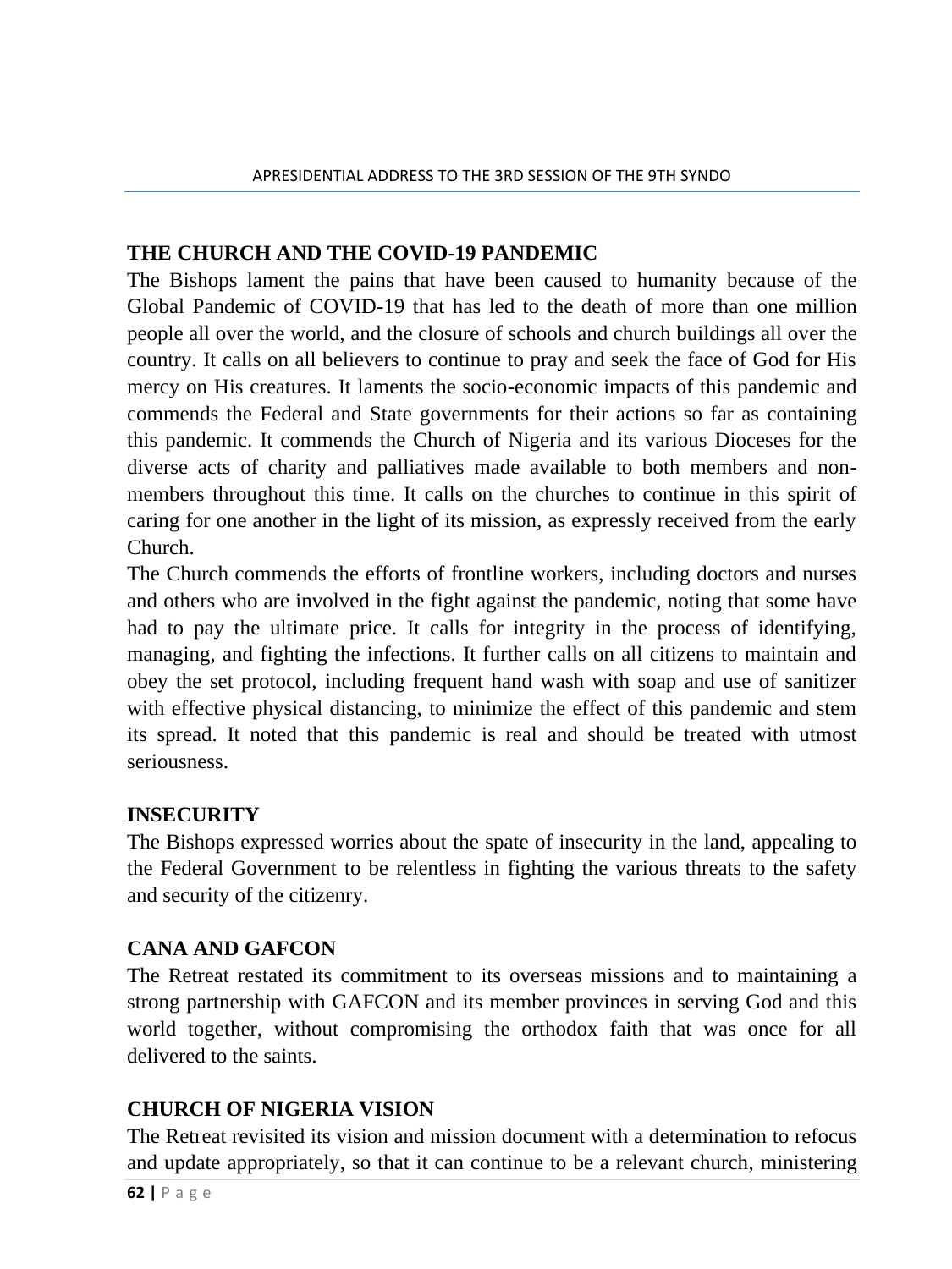## THE CHURCH AND THE COVID-19 PANDEMIC

The Bishops lament the pains that have been caused to humanity because of the Global Pandemic of COVID-19 that has led to the death of more than one million people all over the world, and the closure of schools and church buildings all over the country. It calls on all believers to continue to pray and seek the face of God for His mercy on His creatures. It laments the socio-economic impacts of this pandemic and commends the Federal and State governments for their actions so far as containing this pandemic. It commends the Church of Nigeria and its various Dioceses for the diverse acts of charity and palliatives made available to both members and non-members throughout this time. It calls on the churches to continue in this spirit of caring for one another in the light of its mission, as expressly received from the early Church.

The Church commends the efforts of frontline workers, including doctors and nurses and others who are involved in the fight against the pandemic, noting that some have had to pay the ultimate price. It calls for integrity in the process of identifying, managing, and fighting the infections. It further calls on all citizens to maintain and obey the set protocol, including frequent hand wash with soap and use of sanitizer with effective physical distancing, to minimize the effect of this pandemic and stem its spread. It noted that this pandemic is real and should be treated with utmost seriousness.

## INSECURITY

The Bishops expressed worries about the spate of insecurity in the land, appealing to the Federal Government to be relentless in fighting the various threats to the safety and security of the citizenry.

## CANA AND GAFCON

The Retreat restated its commitment to its overseas missions and to maintaining a strong partnership with GAFCON and its member provinces in serving God and this world together, without compromising the orthodox faith that was once for all delivered to the saints.

## CHURCH OF NIGERIA VISION

The Retreat revisited its vision and mission document with a determination to refocus and update appropriately, so that it can continue to be a relevant church, ministering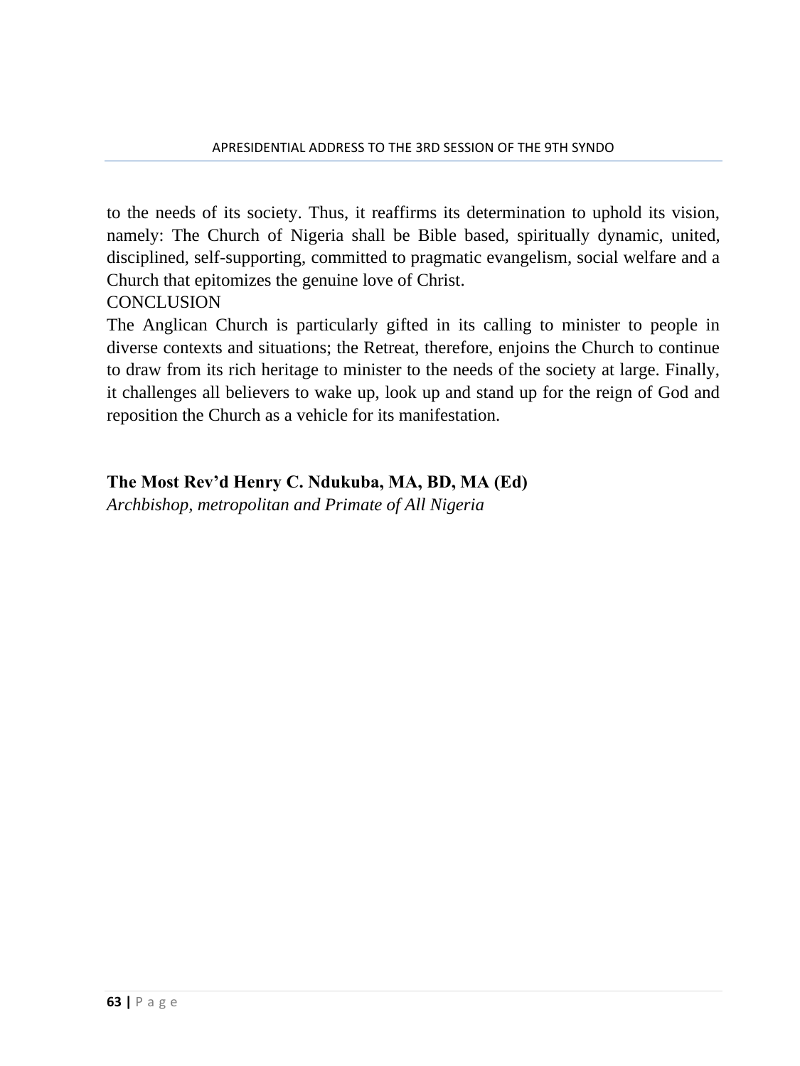to the needs of its society. Thus, it reaffirms its determination to uphold its vision, namely: The Church of Nigeria shall be Bible based, spiritually dynamic, united, disciplined, self-supporting, committed to pragmatic evangelism, social welfare and a Church that epitomizes the genuine love of Christ.

## CONCLUSION

The Anglican Church is particularly gifted in its calling to minister to people in diverse contexts and situations; the Retreat, therefore, enjoins the Church to continue to draw from its rich heritage to minister to the needs of the society at large. Finally, it challenges all believers to wake up, look up and stand up for the reign of God and reposition the Church as a vehicle for its manifestation.

**The Most Rev'd Henry C. Ndukuba, MA, BD, MA (Ed)**
*Archbishop, metropolitan and Primate of All Nigeria*